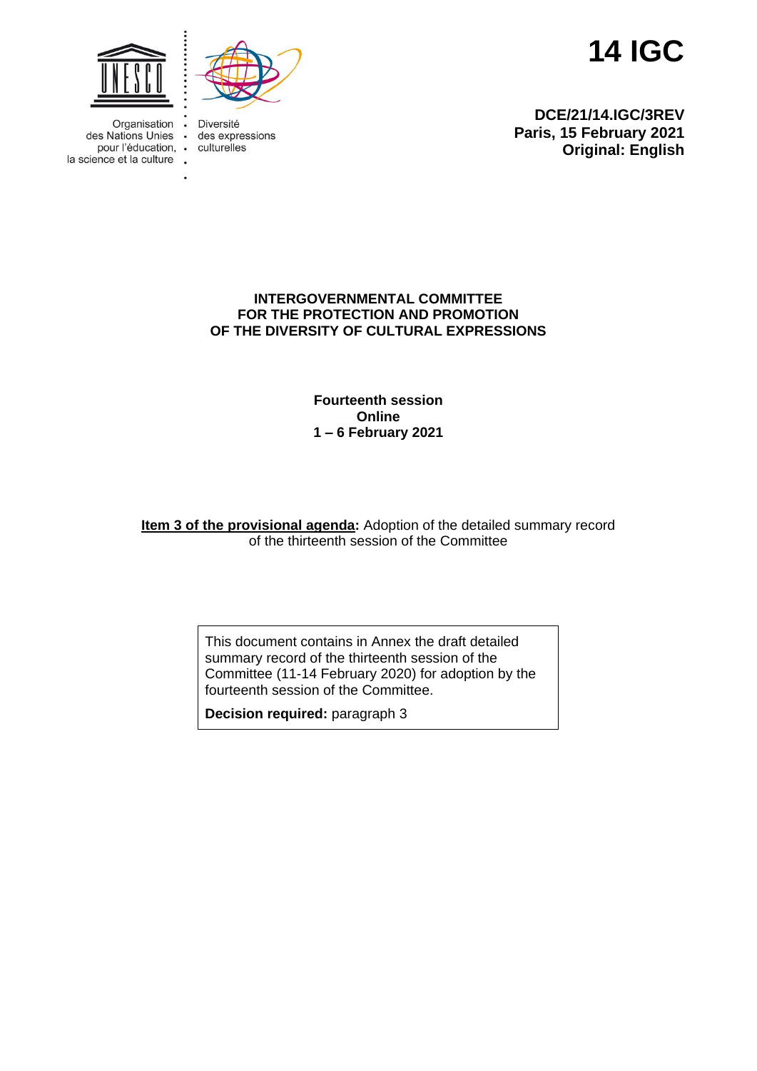Organisation des Nations Unies pour l'éducation, la science et la culture

Diversité des expressions culturelles

# 14 IGC

**DCE/21/14.IGC/3REV**
**Paris, 15 February 2021**
**Original: English**

**INTERGOVERNMENTAL COMMITTEE**
**FOR THE PROTECTION AND PROMOTION**
**OF THE DIVERSITY OF CULTURAL EXPRESSIONS**

**Fourteenth session**
**Online**
**1 – 6 February 2021**

**Item 3 of the provisional agenda:** Adoption of the detailed summary record of the thirteenth session of the Committee

This document contains in Annex the draft detailed summary record of the thirteenth session of the Committee (11-14 February 2020) for adoption by the fourteenth session of the Committee.

**Decision required:** paragraph 3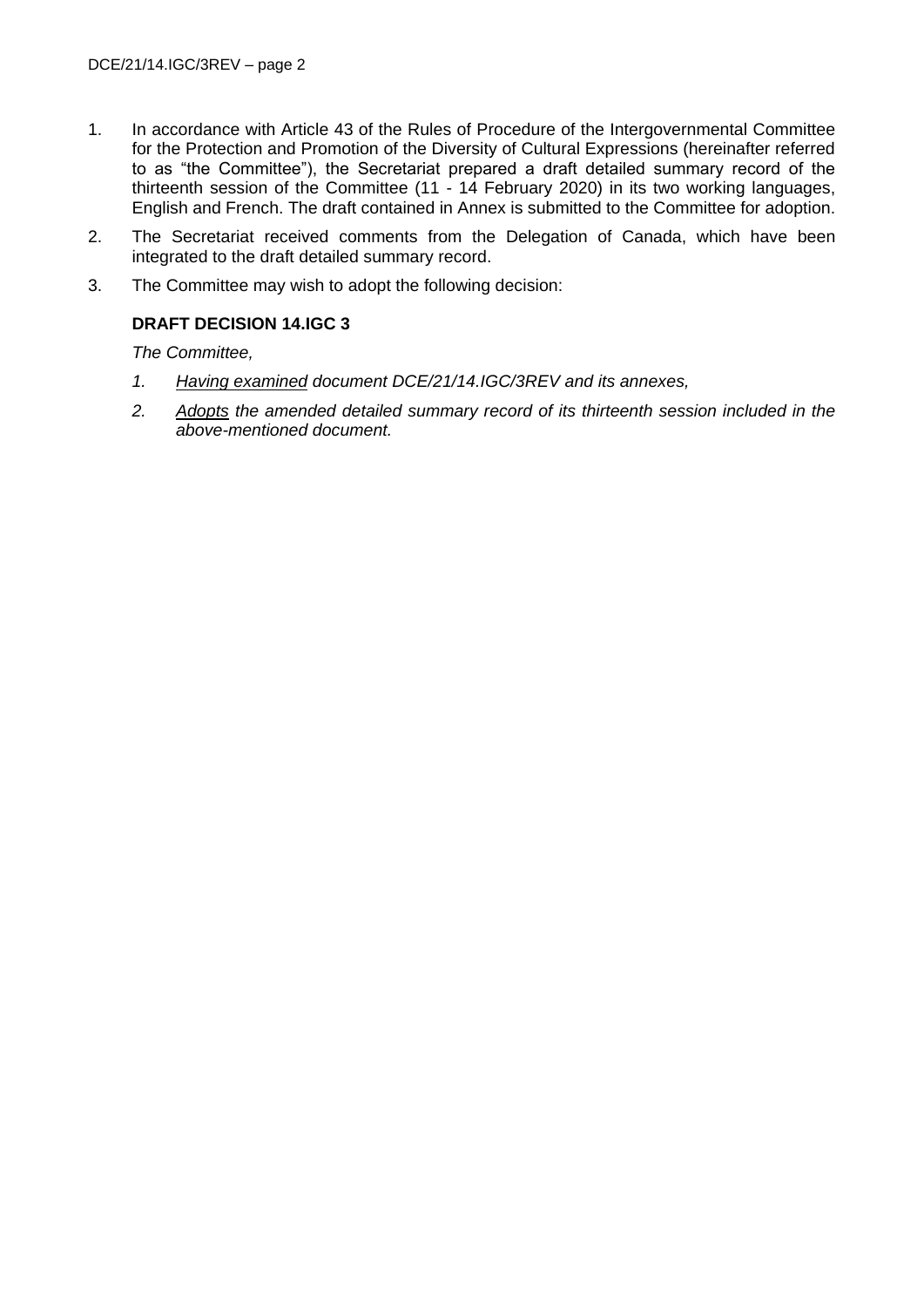1. In accordance with Article 43 of the Rules of Procedure of the Intergovernmental Committee for the Protection and Promotion of the Diversity of Cultural Expressions (hereinafter referred to as "the Committee"), the Secretariat prepared a draft detailed summary record of the thirteenth session of the Committee (11 - 14 February 2020) in its two working languages, English and French. The draft contained in Annex is submitted to the Committee for adoption.

2. The Secretariat received comments from the Delegation of Canada, which have been integrated to the draft detailed summary record.

3. The Committee may wish to adopt the following decision:

**DRAFT DECISION 14.IGC 3**

*The Committee,*

1. *Having examined document DCE/21/14.IGC/3REV and its annexes,*
2. *Adopts the amended detailed summary record of its thirteenth session included in the above-mentioned document.*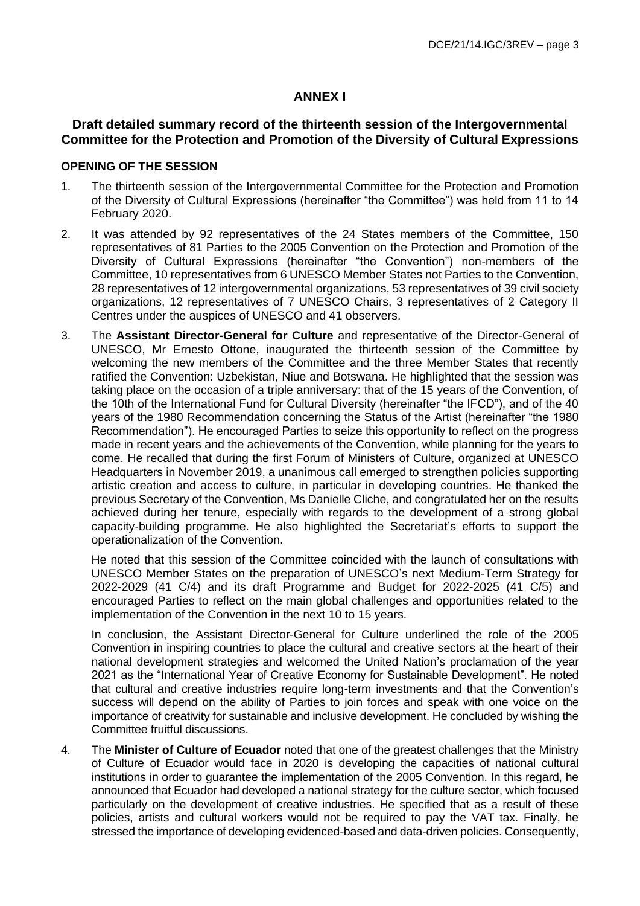## ANNEX I

### Draft detailed summary record of the thirteenth session of the Intergovernmental Committee for the Protection and Promotion of the Diversity of Cultural Expressions

#### OPENING OF THE SESSION

1. The thirteenth session of the Intergovernmental Committee for the Protection and Promotion of the Diversity of Cultural Expressions (hereinafter "the Committee") was held from 11 to 14 February 2020.

2. It was attended by 92 representatives of the 24 States members of the Committee, 150 representatives of 81 Parties to the 2005 Convention on the Protection and Promotion of the Diversity of Cultural Expressions (hereinafter "the Convention") non-members of the Committee, 10 representatives from 6 UNESCO Member States not Parties to the Convention, 28 representatives of 12 intergovernmental organizations, 53 representatives of 39 civil society organizations, 12 representatives of 7 UNESCO Chairs, 3 representatives of 2 Category II Centres under the auspices of UNESCO and 41 observers.

3. The **Assistant Director-General for Culture** and representative of the Director-General of UNESCO, Mr Ernesto Ottone, inaugurated the thirteenth session of the Committee by welcoming the new members of the Committee and the three Member States that recently ratified the Convention: Uzbekistan, Niue and Botswana. He highlighted that the session was taking place on the occasion of a triple anniversary: that of the 15 years of the Convention, of the 10th of the International Fund for Cultural Diversity (hereinafter "the IFCD"), and of the 40 years of the 1980 Recommendation concerning the Status of the Artist (hereinafter "the 1980 Recommendation"). He encouraged Parties to seize this opportunity to reflect on the progress made in recent years and the achievements of the Convention, while planning for the years to come. He recalled that during the first Forum of Ministers of Culture, organized at UNESCO Headquarters in November 2019, a unanimous call emerged to strengthen policies supporting artistic creation and access to culture, in particular in developing countries. He thanked the previous Secretary of the Convention, Ms Danielle Cliche, and congratulated her on the results achieved during her tenure, especially with regards to the development of a strong global capacity-building programme. He also highlighted the Secretariat's efforts to support the operationalization of the Convention.

   He noted that this session of the Committee coincided with the launch of consultations with UNESCO Member States on the preparation of UNESCO's next Medium-Term Strategy for 2022-2029 (41 C/4) and its draft Programme and Budget for 2022-2025 (41 C/5) and encouraged Parties to reflect on the main global challenges and opportunities related to the implementation of the Convention in the next 10 to 15 years.

   In conclusion, the Assistant Director-General for Culture underlined the role of the 2005 Convention in inspiring countries to place the cultural and creative sectors at the heart of their national development strategies and welcomed the United Nation's proclamation of the year 2021 as the "International Year of Creative Economy for Sustainable Development". He noted that cultural and creative industries require long-term investments and that the Convention's success will depend on the ability of Parties to join forces and speak with one voice on the importance of creativity for sustainable and inclusive development. He concluded by wishing the Committee fruitful discussions.

4. The **Minister of Culture of Ecuador** noted that one of the greatest challenges that the Ministry of Culture of Ecuador would face in 2020 is developing the capacities of national cultural institutions in order to guarantee the implementation of the 2005 Convention. In this regard, he announced that Ecuador had developed a national strategy for the culture sector, which focused particularly on the development of creative industries. He specified that as a result of these policies, artists and cultural workers would not be required to pay the VAT tax. Finally, he stressed the importance of developing evidenced-based and data-driven policies. Consequently,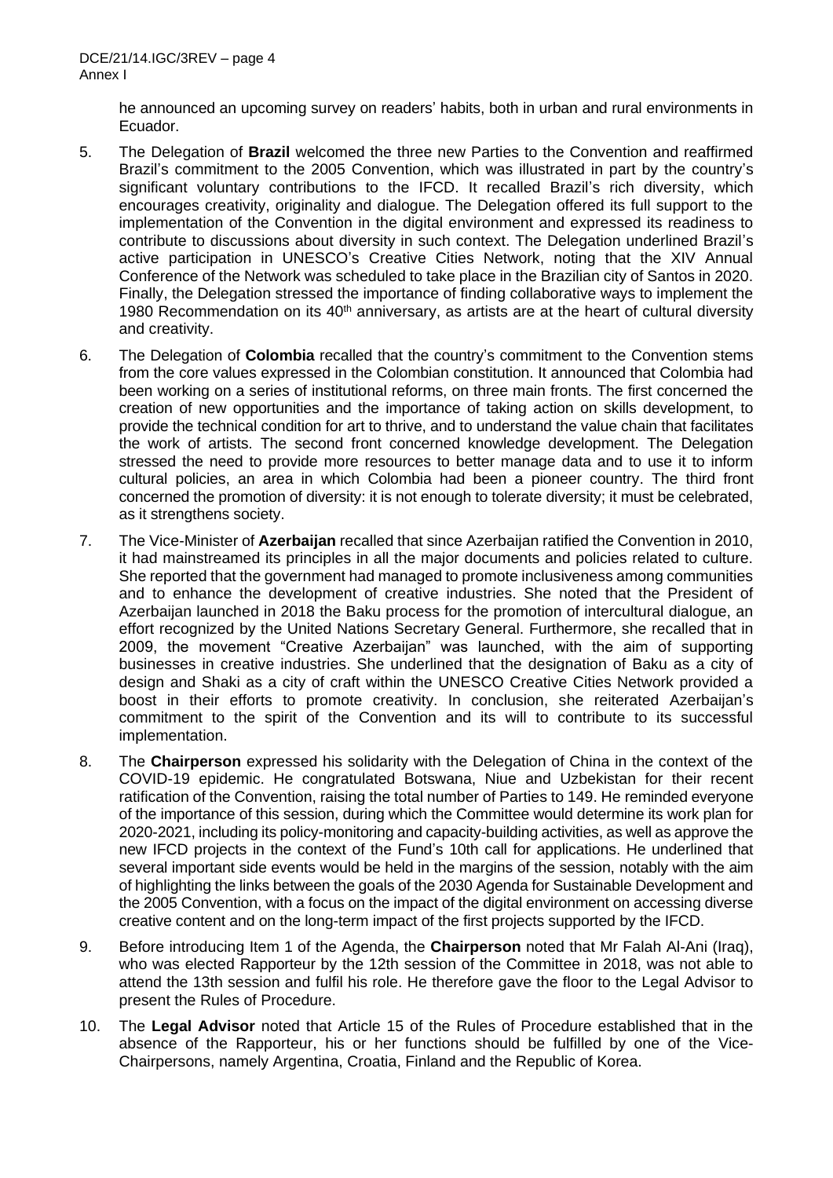he announced an upcoming survey on readers' habits, both in urban and rural environments in Ecuador.

5. The Delegation of **Brazil** welcomed the three new Parties to the Convention and reaffirmed Brazil's commitment to the 2005 Convention, which was illustrated in part by the country's significant voluntary contributions to the IFCD. It recalled Brazil's rich diversity, which encourages creativity, originality and dialogue. The Delegation offered its full support to the implementation of the Convention in the digital environment and expressed its readiness to contribute to discussions about diversity in such context. The Delegation underlined Brazil's active participation in UNESCO's Creative Cities Network, noting that the XIV Annual Conference of the Network was scheduled to take place in the Brazilian city of Santos in 2020. Finally, the Delegation stressed the importance of finding collaborative ways to implement the 1980 Recommendation on its 40th anniversary, as artists are at the heart of cultural diversity and creativity.

6. The Delegation of **Colombia** recalled that the country's commitment to the Convention stems from the core values expressed in the Colombian constitution. It announced that Colombia had been working on a series of institutional reforms, on three main fronts. The first concerned the creation of new opportunities and the importance of taking action on skills development, to provide the technical condition for art to thrive, and to understand the value chain that facilitates the work of artists. The second front concerned knowledge development. The Delegation stressed the need to provide more resources to better manage data and to use it to inform cultural policies, an area in which Colombia had been a pioneer country. The third front concerned the promotion of diversity: it is not enough to tolerate diversity; it must be celebrated, as it strengthens society.

7. The Vice-Minister of **Azerbaijan** recalled that since Azerbaijan ratified the Convention in 2010, it had mainstreamed its principles in all the major documents and policies related to culture. She reported that the government had managed to promote inclusiveness among communities and to enhance the development of creative industries. She noted that the President of Azerbaijan launched in 2018 the Baku process for the promotion of intercultural dialogue, an effort recognized by the United Nations Secretary General. Furthermore, she recalled that in 2009, the movement "Creative Azerbaijan" was launched, with the aim of supporting businesses in creative industries. She underlined that the designation of Baku as a city of design and Shaki as a city of craft within the UNESCO Creative Cities Network provided a boost in their efforts to promote creativity. In conclusion, she reiterated Azerbaijan's commitment to the spirit of the Convention and its will to contribute to its successful implementation.

8. The **Chairperson** expressed his solidarity with the Delegation of China in the context of the COVID-19 epidemic. He congratulated Botswana, Niue and Uzbekistan for their recent ratification of the Convention, raising the total number of Parties to 149. He reminded everyone of the importance of this session, during which the Committee would determine its work plan for 2020-2021, including its policy-monitoring and capacity-building activities, as well as approve the new IFCD projects in the context of the Fund's 10th call for applications. He underlined that several important side events would be held in the margins of the session, notably with the aim of highlighting the links between the goals of the 2030 Agenda for Sustainable Development and the 2005 Convention, with a focus on the impact of the digital environment on accessing diverse creative content and on the long-term impact of the first projects supported by the IFCD.

9. Before introducing Item 1 of the Agenda, the **Chairperson** noted that Mr Falah Al-Ani (Iraq), who was elected Rapporteur by the 12th session of the Committee in 2018, was not able to attend the 13th session and fulfil his role. He therefore gave the floor to the Legal Advisor to present the Rules of Procedure.

10. The **Legal Advisor** noted that Article 15 of the Rules of Procedure established that in the absence of the Rapporteur, his or her functions should be fulfilled by one of the Vice-Chairpersons, namely Argentina, Croatia, Finland and the Republic of Korea.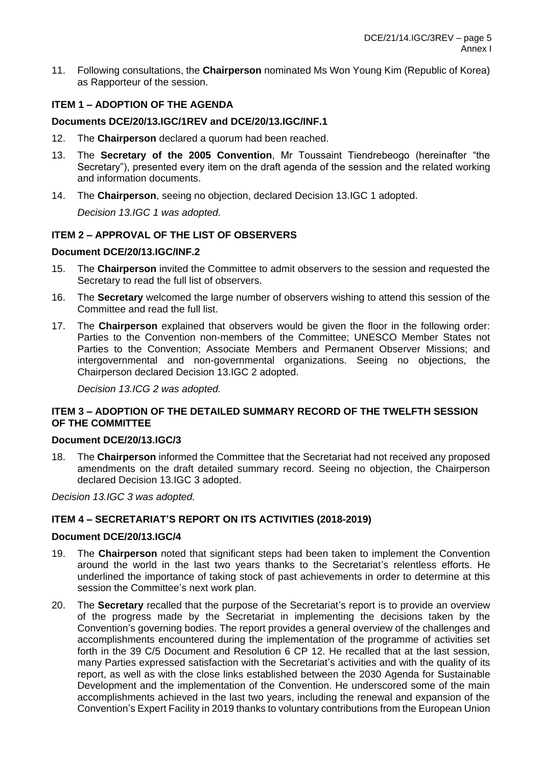11. Following consultations, the **Chairperson** nominated Ms Won Young Kim (Republic of Korea) as Rapporteur of the session.

### ITEM 1 – ADOPTION OF THE AGENDA

**Documents DCE/20/13.IGC/1REV and DCE/20/13.IGC/INF.1**

12. The **Chairperson** declared a quorum had been reached.
13. The **Secretary of the 2005 Convention**, Mr Toussaint Tiendrebeogo (hereinafter "the Secretary"), presented every item on the draft agenda of the session and the related working and information documents.
14. The **Chairperson**, seeing no objection, declared Decision 13.IGC 1 adopted.

    *Decision 13.IGC 1 was adopted.*

### ITEM 2 – APPROVAL OF THE LIST OF OBSERVERS

**Document DCE/20/13.IGC/INF.2**

15. The **Chairperson** invited the Committee to admit observers to the session and requested the Secretary to read the full list of observers.
16. The **Secretary** welcomed the large number of observers wishing to attend this session of the Committee and read the full list.
17. The **Chairperson** explained that observers would be given the floor in the following order: Parties to the Convention non-members of the Committee; UNESCO Member States not Parties to the Convention; Associate Members and Permanent Observer Missions; and intergovernmental and non-governmental organizations. Seeing no objections, the Chairperson declared Decision 13.IGC 2 adopted.

    *Decision 13.ICG 2 was adopted.*

### ITEM 3 – ADOPTION OF THE DETAILED SUMMARY RECORD OF THE TWELFTH SESSION OF THE COMMITTEE

**Document DCE/20/13.IGC/3**

18. The **Chairperson** informed the Committee that the Secretariat had not received any proposed amendments on the draft detailed summary record. Seeing no objection, the Chairperson declared Decision 13.IGC 3 adopted.

*Decision 13.IGC 3 was adopted.*

### ITEM 4 – SECRETARIAT'S REPORT ON ITS ACTIVITIES (2018-2019)

**Document DCE/20/13.IGC/4**

19. The **Chairperson** noted that significant steps had been taken to implement the Convention around the world in the last two years thanks to the Secretariat's relentless efforts. He underlined the importance of taking stock of past achievements in order to determine at this session the Committee's next work plan.
20. The **Secretary** recalled that the purpose of the Secretariat's report is to provide an overview of the progress made by the Secretariat in implementing the decisions taken by the Convention's governing bodies. The report provides a general overview of the challenges and accomplishments encountered during the implementation of the programme of activities set forth in the 39 C/5 Document and Resolution 6 CP 12. He recalled that at the last session, many Parties expressed satisfaction with the Secretariat's activities and with the quality of its report, as well as with the close links established between the 2030 Agenda for Sustainable Development and the implementation of the Convention. He underscored some of the main accomplishments achieved in the last two years, including the renewal and expansion of the Convention's Expert Facility in 2019 thanks to voluntary contributions from the European Union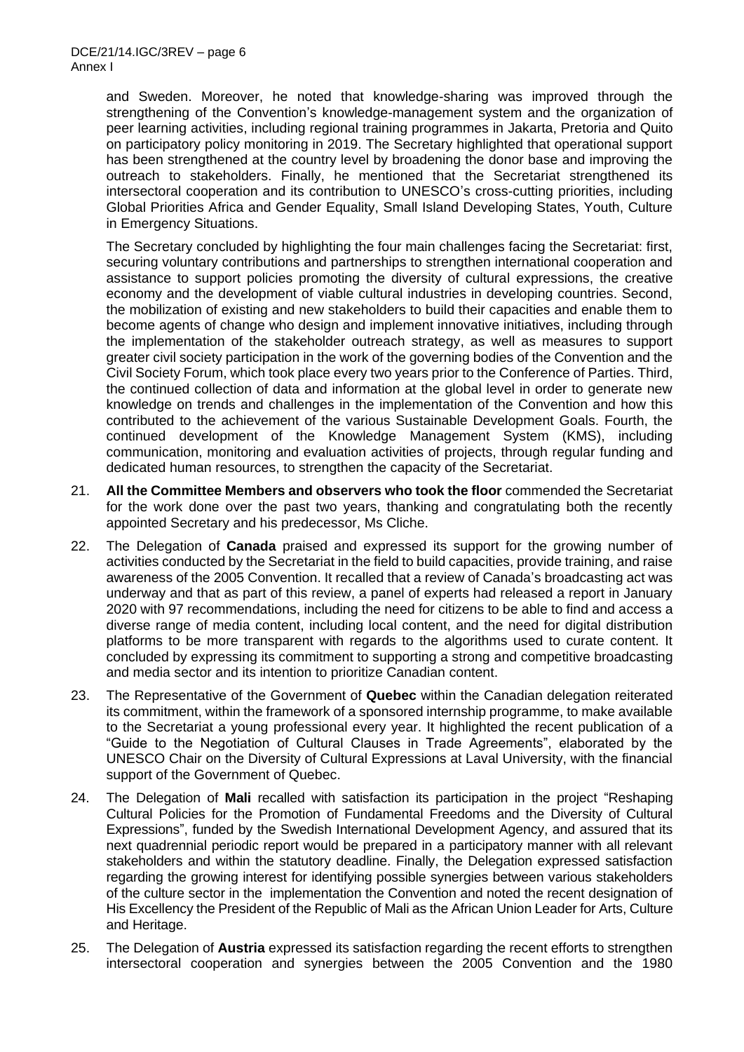and Sweden. Moreover, he noted that knowledge-sharing was improved through the strengthening of the Convention's knowledge-management system and the organization of peer learning activities, including regional training programmes in Jakarta, Pretoria and Quito on participatory policy monitoring in 2019. The Secretary highlighted that operational support has been strengthened at the country level by broadening the donor base and improving the outreach to stakeholders. Finally, he mentioned that the Secretariat strengthened its intersectoral cooperation and its contribution to UNESCO's cross-cutting priorities, including Global Priorities Africa and Gender Equality, Small Island Developing States, Youth, Culture in Emergency Situations.

The Secretary concluded by highlighting the four main challenges facing the Secretariat: first, securing voluntary contributions and partnerships to strengthen international cooperation and assistance to support policies promoting the diversity of cultural expressions, the creative economy and the development of viable cultural industries in developing countries. Second, the mobilization of existing and new stakeholders to build their capacities and enable them to become agents of change who design and implement innovative initiatives, including through the implementation of the stakeholder outreach strategy, as well as measures to support greater civil society participation in the work of the governing bodies of the Convention and the Civil Society Forum, which took place every two years prior to the Conference of Parties. Third, the continued collection of data and information at the global level in order to generate new knowledge on trends and challenges in the implementation of the Convention and how this contributed to the achievement of the various Sustainable Development Goals. Fourth, the continued development of the Knowledge Management System (KMS), including communication, monitoring and evaluation activities of projects, through regular funding and dedicated human resources, to strengthen the capacity of the Secretariat.

21. **All the Committee Members and observers who took the floor** commended the Secretariat for the work done over the past two years, thanking and congratulating both the recently appointed Secretary and his predecessor, Ms Cliche.

22. The Delegation of **Canada** praised and expressed its support for the growing number of activities conducted by the Secretariat in the field to build capacities, provide training, and raise awareness of the 2005 Convention. It recalled that a review of Canada's broadcasting act was underway and that as part of this review, a panel of experts had released a report in January 2020 with 97 recommendations, including the need for citizens to be able to find and access a diverse range of media content, including local content, and the need for digital distribution platforms to be more transparent with regards to the algorithms used to curate content. It concluded by expressing its commitment to supporting a strong and competitive broadcasting and media sector and its intention to prioritize Canadian content.

23. The Representative of the Government of **Quebec** within the Canadian delegation reiterated its commitment, within the framework of a sponsored internship programme, to make available to the Secretariat a young professional every year. It highlighted the recent publication of a "Guide to the Negotiation of Cultural Clauses in Trade Agreements", elaborated by the UNESCO Chair on the Diversity of Cultural Expressions at Laval University, with the financial support of the Government of Quebec.

24. The Delegation of **Mali** recalled with satisfaction its participation in the project "Reshaping Cultural Policies for the Promotion of Fundamental Freedoms and the Diversity of Cultural Expressions", funded by the Swedish International Development Agency, and assured that its next quadrennial periodic report would be prepared in a participatory manner with all relevant stakeholders and within the statutory deadline. Finally, the Delegation expressed satisfaction regarding the growing interest for identifying possible synergies between various stakeholders of the culture sector in the implementation the Convention and noted the recent designation of His Excellency the President of the Republic of Mali as the African Union Leader for Arts, Culture and Heritage.

25. The Delegation of **Austria** expressed its satisfaction regarding the recent efforts to strengthen intersectoral cooperation and synergies between the 2005 Convention and the 1980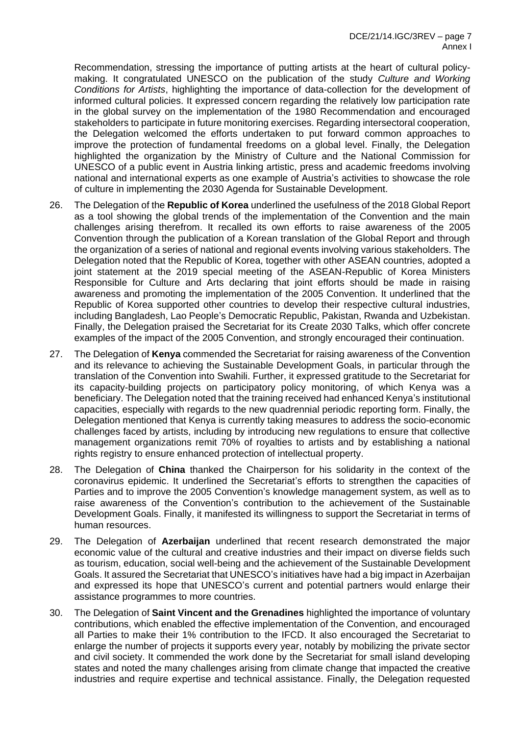Recommendation, stressing the importance of putting artists at the heart of cultural policy-making. It congratulated UNESCO on the publication of the study *Culture and Working Conditions for Artists*, highlighting the importance of data-collection for the development of informed cultural policies. It expressed concern regarding the relatively low participation rate in the global survey on the implementation of the 1980 Recommendation and encouraged stakeholders to participate in future monitoring exercises. Regarding intersectoral cooperation, the Delegation welcomed the efforts undertaken to put forward common approaches to improve the protection of fundamental freedoms on a global level. Finally, the Delegation highlighted the organization by the Ministry of Culture and the National Commission for UNESCO of a public event in Austria linking artistic, press and academic freedoms involving national and international experts as one example of Austria's activities to showcase the role of culture in implementing the 2030 Agenda for Sustainable Development.

26. The Delegation of the **Republic of Korea** underlined the usefulness of the 2018 Global Report as a tool showing the global trends of the implementation of the Convention and the main challenges arising therefrom. It recalled its own efforts to raise awareness of the 2005 Convention through the publication of a Korean translation of the Global Report and through the organization of a series of national and regional events involving various stakeholders. The Delegation noted that the Republic of Korea, together with other ASEAN countries, adopted a joint statement at the 2019 special meeting of the ASEAN-Republic of Korea Ministers Responsible for Culture and Arts declaring that joint efforts should be made in raising awareness and promoting the implementation of the 2005 Convention. It underlined that the Republic of Korea supported other countries to develop their respective cultural industries, including Bangladesh, Lao People's Democratic Republic, Pakistan, Rwanda and Uzbekistan. Finally, the Delegation praised the Secretariat for its Create 2030 Talks, which offer concrete examples of the impact of the 2005 Convention, and strongly encouraged their continuation.

27. The Delegation of **Kenya** commended the Secretariat for raising awareness of the Convention and its relevance to achieving the Sustainable Development Goals, in particular through the translation of the Convention into Swahili. Further, it expressed gratitude to the Secretariat for its capacity-building projects on participatory policy monitoring, of which Kenya was a beneficiary. The Delegation noted that the training received had enhanced Kenya's institutional capacities, especially with regards to the new quadrennial periodic reporting form. Finally, the Delegation mentioned that Kenya is currently taking measures to address the socio-economic challenges faced by artists, including by introducing new regulations to ensure that collective management organizations remit 70% of royalties to artists and by establishing a national rights registry to ensure enhanced protection of intellectual property.

28. The Delegation of **China** thanked the Chairperson for his solidarity in the context of the coronavirus epidemic. It underlined the Secretariat's efforts to strengthen the capacities of Parties and to improve the 2005 Convention's knowledge management system, as well as to raise awareness of the Convention's contribution to the achievement of the Sustainable Development Goals. Finally, it manifested its willingness to support the Secretariat in terms of human resources.

29. The Delegation of **Azerbaijan** underlined that recent research demonstrated the major economic value of the cultural and creative industries and their impact on diverse fields such as tourism, education, social well-being and the achievement of the Sustainable Development Goals. It assured the Secretariat that UNESCO's initiatives have had a big impact in Azerbaijan and expressed its hope that UNESCO's current and potential partners would enlarge their assistance programmes to more countries.

30. The Delegation of **Saint Vincent and the Grenadines** highlighted the importance of voluntary contributions, which enabled the effective implementation of the Convention, and encouraged all Parties to make their 1% contribution to the IFCD. It also encouraged the Secretariat to enlarge the number of projects it supports every year, notably by mobilizing the private sector and civil society. It commended the work done by the Secretariat for small island developing states and noted the many challenges arising from climate change that impacted the creative industries and require expertise and technical assistance. Finally, the Delegation requested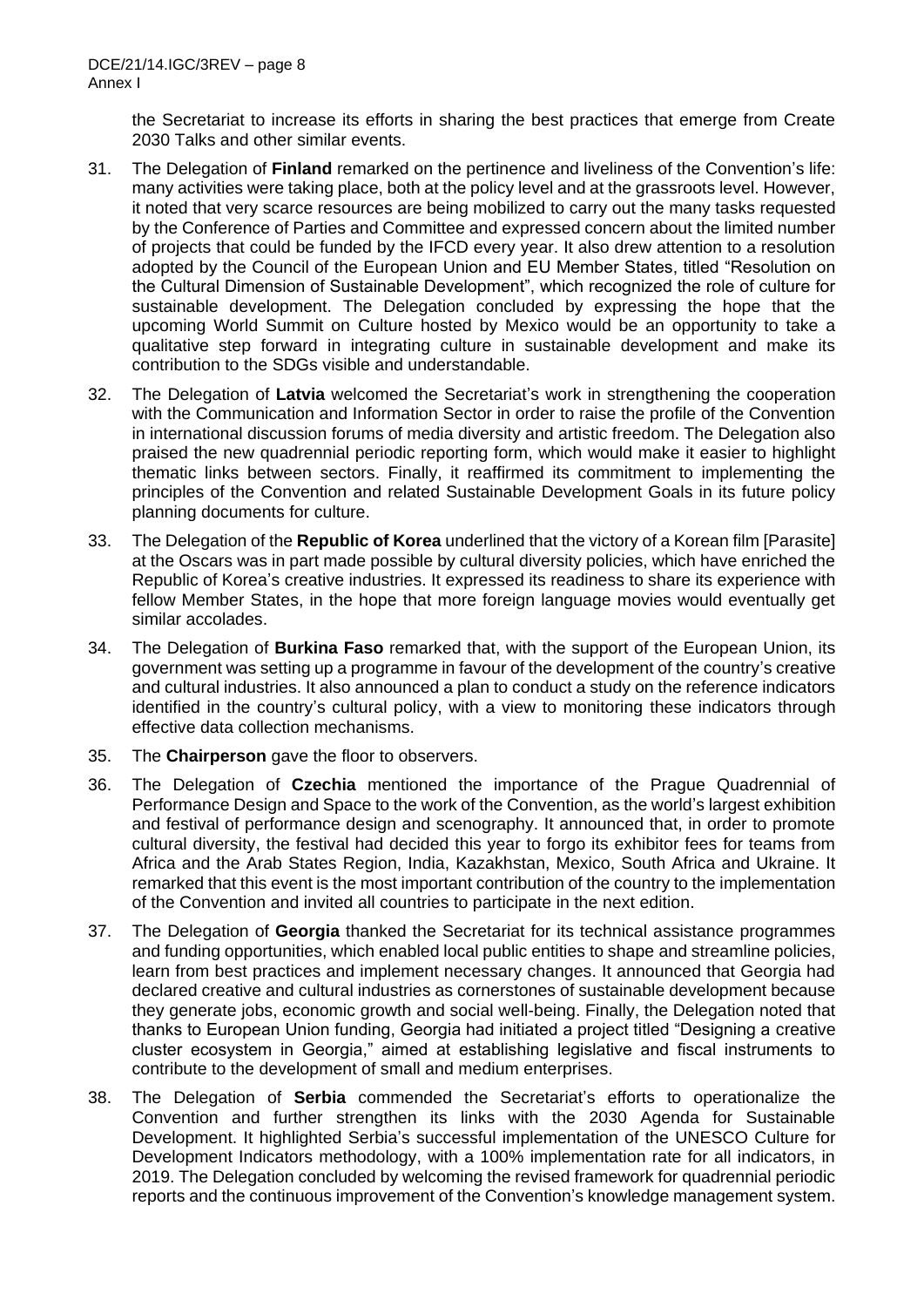the Secretariat to increase its efforts in sharing the best practices that emerge from Create 2030 Talks and other similar events.

31. The Delegation of **Finland** remarked on the pertinence and liveliness of the Convention's life: many activities were taking place, both at the policy level and at the grassroots level. However, it noted that very scarce resources are being mobilized to carry out the many tasks requested by the Conference of Parties and Committee and expressed concern about the limited number of projects that could be funded by the IFCD every year. It also drew attention to a resolution adopted by the Council of the European Union and EU Member States, titled "Resolution on the Cultural Dimension of Sustainable Development", which recognized the role of culture for sustainable development. The Delegation concluded by expressing the hope that the upcoming World Summit on Culture hosted by Mexico would be an opportunity to take a qualitative step forward in integrating culture in sustainable development and make its contribution to the SDGs visible and understandable.

32. The Delegation of **Latvia** welcomed the Secretariat's work in strengthening the cooperation with the Communication and Information Sector in order to raise the profile of the Convention in international discussion forums of media diversity and artistic freedom. The Delegation also praised the new quadrennial periodic reporting form, which would make it easier to highlight thematic links between sectors. Finally, it reaffirmed its commitment to implementing the principles of the Convention and related Sustainable Development Goals in its future policy planning documents for culture.

33. The Delegation of the **Republic of Korea** underlined that the victory of a Korean film [Parasite] at the Oscars was in part made possible by cultural diversity policies, which have enriched the Republic of Korea's creative industries. It expressed its readiness to share its experience with fellow Member States, in the hope that more foreign language movies would eventually get similar accolades.

34. The Delegation of **Burkina Faso** remarked that, with the support of the European Union, its government was setting up a programme in favour of the development of the country's creative and cultural industries. It also announced a plan to conduct a study on the reference indicators identified in the country's cultural policy, with a view to monitoring these indicators through effective data collection mechanisms.

35. The **Chairperson** gave the floor to observers.

36. The Delegation of **Czechia** mentioned the importance of the Prague Quadrennial of Performance Design and Space to the work of the Convention, as the world's largest exhibition and festival of performance design and scenography. It announced that, in order to promote cultural diversity, the festival had decided this year to forgo its exhibitor fees for teams from Africa and the Arab States Region, India, Kazakhstan, Mexico, South Africa and Ukraine. It remarked that this event is the most important contribution of the country to the implementation of the Convention and invited all countries to participate in the next edition.

37. The Delegation of **Georgia** thanked the Secretariat for its technical assistance programmes and funding opportunities, which enabled local public entities to shape and streamline policies, learn from best practices and implement necessary changes. It announced that Georgia had declared creative and cultural industries as cornerstones of sustainable development because they generate jobs, economic growth and social well-being. Finally, the Delegation noted that thanks to European Union funding, Georgia had initiated a project titled "Designing a creative cluster ecosystem in Georgia," aimed at establishing legislative and fiscal instruments to contribute to the development of small and medium enterprises.

38. The Delegation of **Serbia** commended the Secretariat's efforts to operationalize the Convention and further strengthen its links with the 2030 Agenda for Sustainable Development. It highlighted Serbia's successful implementation of the UNESCO Culture for Development Indicators methodology, with a 100% implementation rate for all indicators, in 2019. The Delegation concluded by welcoming the revised framework for quadrennial periodic reports and the continuous improvement of the Convention's knowledge management system.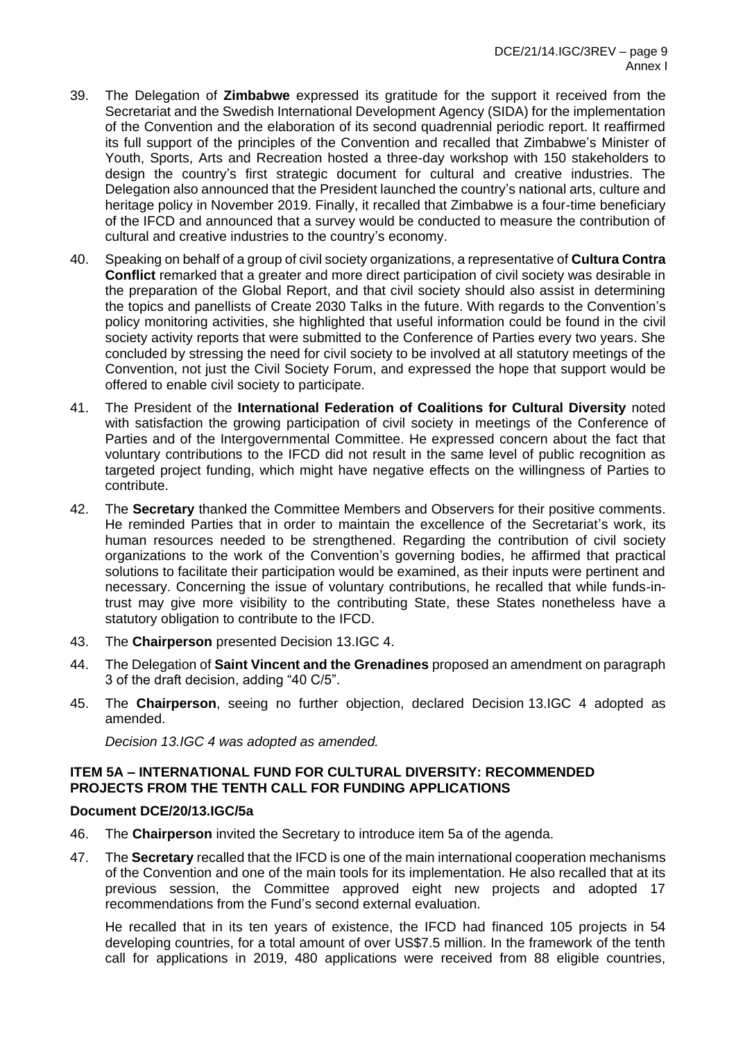39. The Delegation of **Zimbabwe** expressed its gratitude for the support it received from the Secretariat and the Swedish International Development Agency (SIDA) for the implementation of the Convention and the elaboration of its second quadrennial periodic report. It reaffirmed its full support of the principles of the Convention and recalled that Zimbabwe's Minister of Youth, Sports, Arts and Recreation hosted a three-day workshop with 150 stakeholders to design the country's first strategic document for cultural and creative industries. The Delegation also announced that the President launched the country's national arts, culture and heritage policy in November 2019. Finally, it recalled that Zimbabwe is a four-time beneficiary of the IFCD and announced that a survey would be conducted to measure the contribution of cultural and creative industries to the country's economy.

40. Speaking on behalf of a group of civil society organizations, a representative of **Cultura Contra Conflict** remarked that a greater and more direct participation of civil society was desirable in the preparation of the Global Report, and that civil society should also assist in determining the topics and panellists of Create 2030 Talks in the future. With regards to the Convention's policy monitoring activities, she highlighted that useful information could be found in the civil society activity reports that were submitted to the Conference of Parties every two years. She concluded by stressing the need for civil society to be involved at all statutory meetings of the Convention, not just the Civil Society Forum, and expressed the hope that support would be offered to enable civil society to participate.

41. The President of the **International Federation of Coalitions for Cultural Diversity** noted with satisfaction the growing participation of civil society in meetings of the Conference of Parties and of the Intergovernmental Committee. He expressed concern about the fact that voluntary contributions to the IFCD did not result in the same level of public recognition as targeted project funding, which might have negative effects on the willingness of Parties to contribute.

42. The **Secretary** thanked the Committee Members and Observers for their positive comments. He reminded Parties that in order to maintain the excellence of the Secretariat's work, its human resources needed to be strengthened. Regarding the contribution of civil society organizations to the work of the Convention's governing bodies, he affirmed that practical solutions to facilitate their participation would be examined, as their inputs were pertinent and necessary. Concerning the issue of voluntary contributions, he recalled that while funds-in-trust may give more visibility to the contributing State, these States nonetheless have a statutory obligation to contribute to the IFCD.

43. The **Chairperson** presented Decision 13.IGC 4.

44. The Delegation of **Saint Vincent and the Grenadines** proposed an amendment on paragraph 3 of the draft decision, adding "40 C/5".

45. The **Chairperson**, seeing no further objection, declared Decision 13.IGC 4 adopted as amended.

    *Decision 13.IGC 4 was adopted as amended.*

**ITEM 5A – INTERNATIONAL FUND FOR CULTURAL DIVERSITY: RECOMMENDED PROJECTS FROM THE TENTH CALL FOR FUNDING APPLICATIONS**

**Document DCE/20/13.IGC/5a**

46. The **Chairperson** invited the Secretary to introduce item 5a of the agenda.

47. The **Secretary** recalled that the IFCD is one of the main international cooperation mechanisms of the Convention and one of the main tools for its implementation. He also recalled that at its previous session, the Committee approved eight new projects and adopted 17 recommendations from the Fund's second external evaluation.

    He recalled that in its ten years of existence, the IFCD had financed 105 projects in 54 developing countries, for a total amount of over US$7.5 million. In the framework of the tenth call for applications in 2019, 480 applications were received from 88 eligible countries,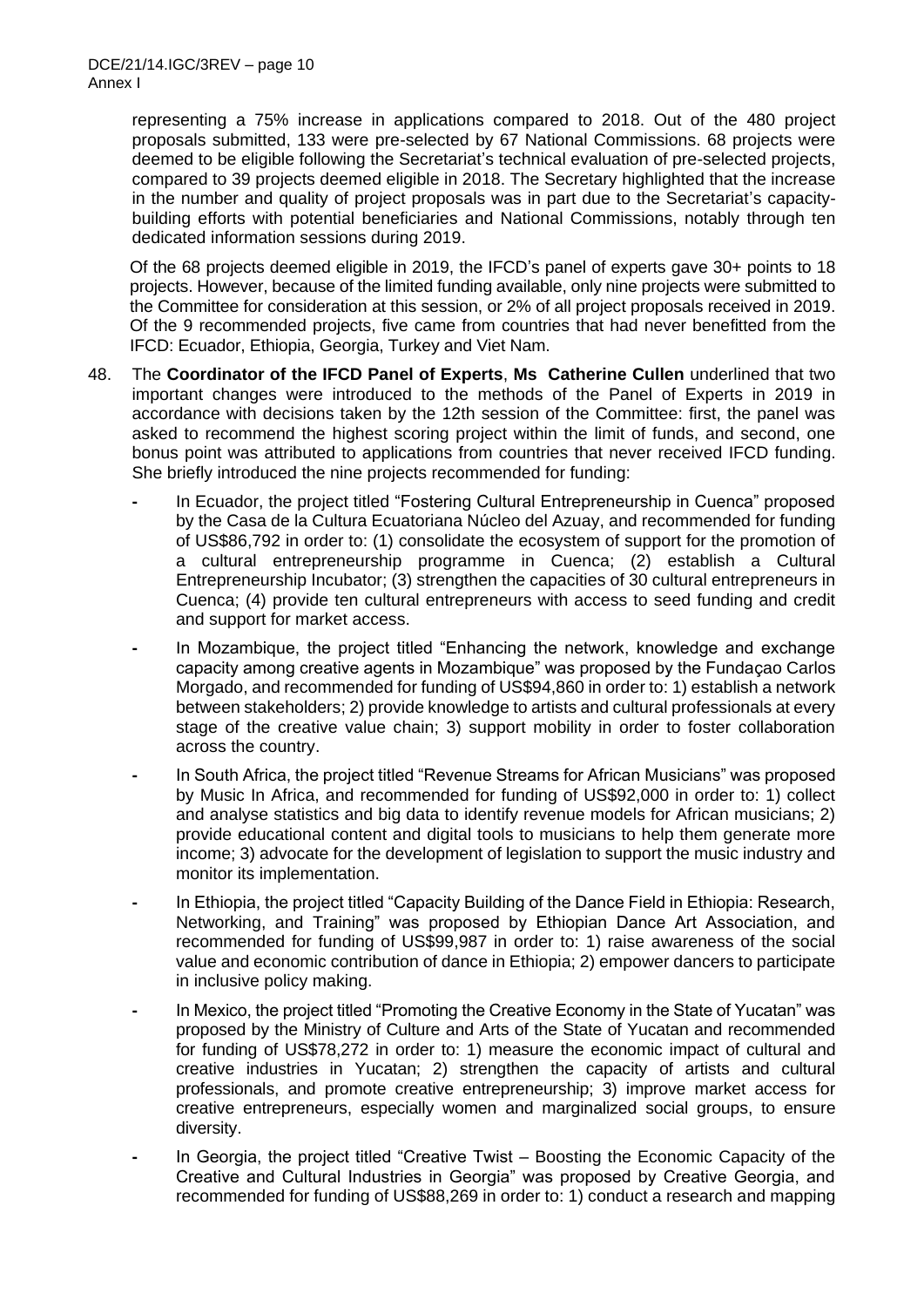representing a 75% increase in applications compared to 2018. Out of the 480 project proposals submitted, 133 were pre-selected by 67 National Commissions. 68 projects were deemed to be eligible following the Secretariat's technical evaluation of pre-selected projects, compared to 39 projects deemed eligible in 2018. The Secretary highlighted that the increase in the number and quality of project proposals was in part due to the Secretariat's capacity-building efforts with potential beneficiaries and National Commissions, notably through ten dedicated information sessions during 2019.

Of the 68 projects deemed eligible in 2019, the IFCD's panel of experts gave 30+ points to 18 projects. However, because of the limited funding available, only nine projects were submitted to the Committee for consideration at this session, or 2% of all project proposals received in 2019. Of the 9 recommended projects, five came from countries that had never benefitted from the IFCD: Ecuador, Ethiopia, Georgia, Turkey and Viet Nam.

48. The **Coordinator of the IFCD Panel of Experts**, **Ms Catherine Cullen** underlined that two important changes were introduced to the methods of the Panel of Experts in 2019 in accordance with decisions taken by the 12th session of the Committee: first, the panel was asked to recommend the highest scoring project within the limit of funds, and second, one bonus point was attributed to applications from countries that never received IFCD funding. She briefly introduced the nine projects recommended for funding:

- In Ecuador, the project titled "Fostering Cultural Entrepreneurship in Cuenca" proposed by the Casa de la Cultura Ecuatoriana Núcleo del Azuay, and recommended for funding of US$86,792 in order to: (1) consolidate the ecosystem of support for the promotion of a cultural entrepreneurship programme in Cuenca; (2) establish a Cultural Entrepreneurship Incubator; (3) strengthen the capacities of 30 cultural entrepreneurs in Cuenca; (4) provide ten cultural entrepreneurs with access to seed funding and credit and support for market access.
- In Mozambique, the project titled "Enhancing the network, knowledge and exchange capacity among creative agents in Mozambique" was proposed by the Fundaçao Carlos Morgado, and recommended for funding of US$94,860 in order to: 1) establish a network between stakeholders; 2) provide knowledge to artists and cultural professionals at every stage of the creative value chain; 3) support mobility in order to foster collaboration across the country.
- In South Africa, the project titled "Revenue Streams for African Musicians" was proposed by Music In Africa, and recommended for funding of US$92,000 in order to: 1) collect and analyse statistics and big data to identify revenue models for African musicians; 2) provide educational content and digital tools to musicians to help them generate more income; 3) advocate for the development of legislation to support the music industry and monitor its implementation.
- In Ethiopia, the project titled "Capacity Building of the Dance Field in Ethiopia: Research, Networking, and Training" was proposed by Ethiopian Dance Art Association, and recommended for funding of US$99,987 in order to: 1) raise awareness of the social value and economic contribution of dance in Ethiopia; 2) empower dancers to participate in inclusive policy making.
- In Mexico, the project titled "Promoting the Creative Economy in the State of Yucatan" was proposed by the Ministry of Culture and Arts of the State of Yucatan and recommended for funding of US$78,272 in order to: 1) measure the economic impact of cultural and creative industries in Yucatan; 2) strengthen the capacity of artists and cultural professionals, and promote creative entrepreneurship; 3) improve market access for creative entrepreneurs, especially women and marginalized social groups, to ensure diversity.
- In Georgia, the project titled "Creative Twist – Boosting the Economic Capacity of the Creative and Cultural Industries in Georgia" was proposed by Creative Georgia, and recommended for funding of US$88,269 in order to: 1) conduct a research and mapping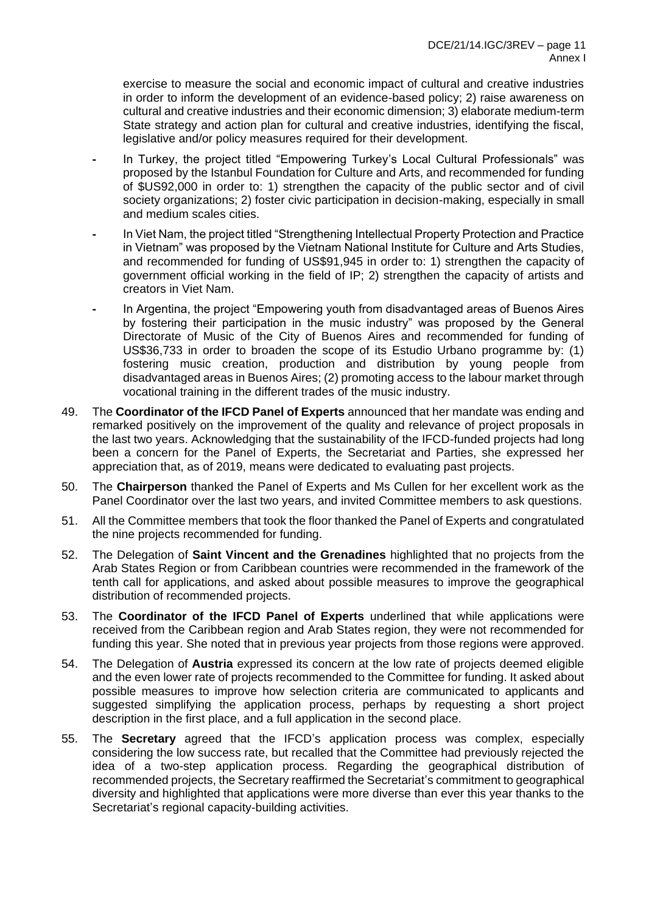exercise to measure the social and economic impact of cultural and creative industries in order to inform the development of an evidence-based policy; 2) raise awareness on cultural and creative industries and their economic dimension; 3) elaborate medium-term State strategy and action plan for cultural and creative industries, identifying the fiscal, legislative and/or policy measures required for their development.

- In Turkey, the project titled "Empowering Turkey's Local Cultural Professionals" was proposed by the Istanbul Foundation for Culture and Arts, and recommended for funding of $US92,000 in order to: 1) strengthen the capacity of the public sector and of civil society organizations; 2) foster civic participation in decision-making, especially in small and medium scales cities.
- In Viet Nam, the project titled "Strengthening Intellectual Property Protection and Practice in Vietnam" was proposed by the Vietnam National Institute for Culture and Arts Studies, and recommended for funding of US$91,945 in order to: 1) strengthen the capacity of government official working in the field of IP; 2) strengthen the capacity of artists and creators in Viet Nam.
- In Argentina, the project "Empowering youth from disadvantaged areas of Buenos Aires by fostering their participation in the music industry" was proposed by the General Directorate of Music of the City of Buenos Aires and recommended for funding of US$36,733 in order to broaden the scope of its Estudio Urbano programme by: (1) fostering music creation, production and distribution by young people from disadvantaged areas in Buenos Aires; (2) promoting access to the labour market through vocational training in the different trades of the music industry.

49. The **Coordinator of the IFCD Panel of Experts** announced that her mandate was ending and remarked positively on the improvement of the quality and relevance of project proposals in the last two years. Acknowledging that the sustainability of the IFCD-funded projects had long been a concern for the Panel of Experts, the Secretariat and Parties, she expressed her appreciation that, as of 2019, means were dedicated to evaluating past projects.

50. The **Chairperson** thanked the Panel of Experts and Ms Cullen for her excellent work as the Panel Coordinator over the last two years, and invited Committee members to ask questions.

51. All the Committee members that took the floor thanked the Panel of Experts and congratulated the nine projects recommended for funding.

52. The Delegation of **Saint Vincent and the Grenadines** highlighted that no projects from the Arab States Region or from Caribbean countries were recommended in the framework of the tenth call for applications, and asked about possible measures to improve the geographical distribution of recommended projects.

53. The **Coordinator of the IFCD Panel of Experts** underlined that while applications were received from the Caribbean region and Arab States region, they were not recommended for funding this year. She noted that in previous year projects from those regions were approved.

54. The Delegation of **Austria** expressed its concern at the low rate of projects deemed eligible and the even lower rate of projects recommended to the Committee for funding. It asked about possible measures to improve how selection criteria are communicated to applicants and suggested simplifying the application process, perhaps by requesting a short project description in the first place, and a full application in the second place.

55. The **Secretary** agreed that the IFCD's application process was complex, especially considering the low success rate, but recalled that the Committee had previously rejected the idea of a two-step application process. Regarding the geographical distribution of recommended projects, the Secretary reaffirmed the Secretariat's commitment to geographical diversity and highlighted that applications were more diverse than ever this year thanks to the Secretariat's regional capacity-building activities.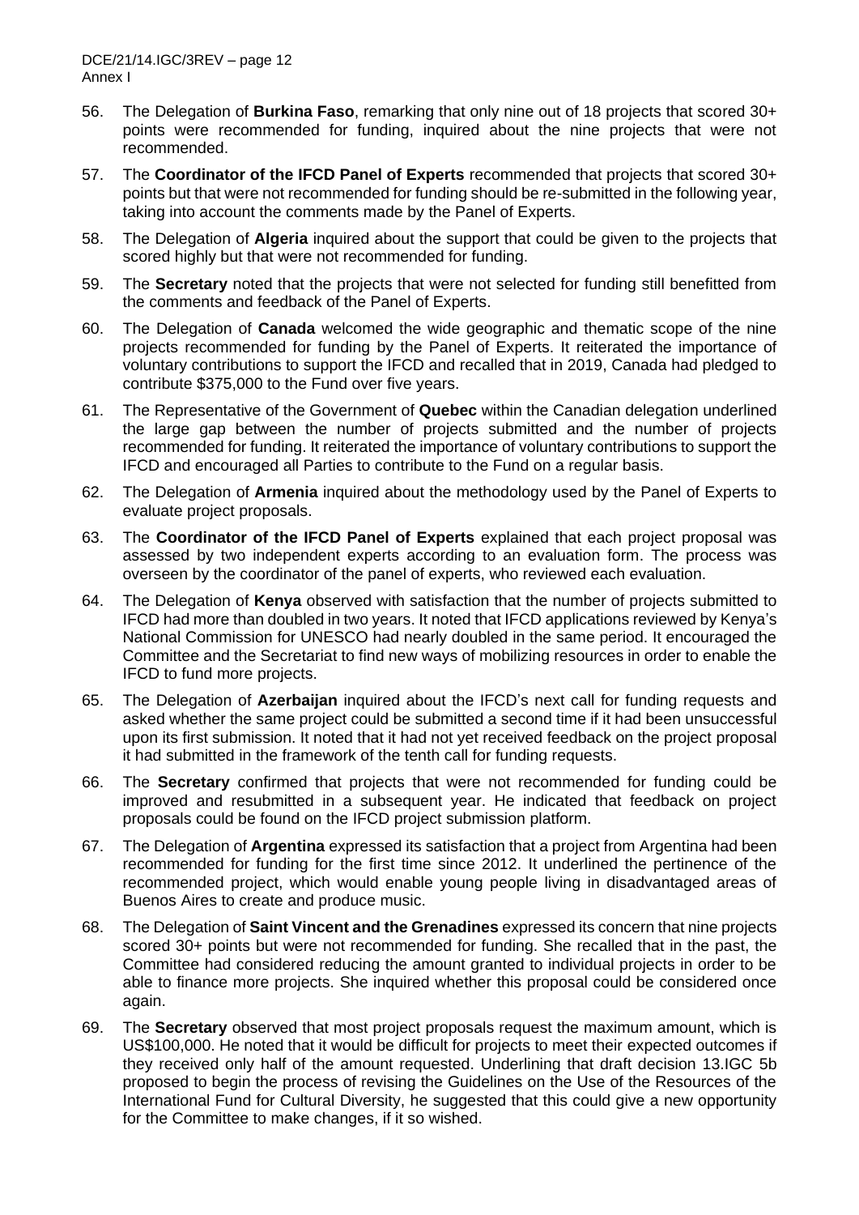56. The Delegation of **Burkina Faso**, remarking that only nine out of 18 projects that scored 30+ points were recommended for funding, inquired about the nine projects that were not recommended.

57. The **Coordinator of the IFCD Panel of Experts** recommended that projects that scored 30+ points but that were not recommended for funding should be re-submitted in the following year, taking into account the comments made by the Panel of Experts.

58. The Delegation of **Algeria** inquired about the support that could be given to the projects that scored highly but that were not recommended for funding.

59. The **Secretary** noted that the projects that were not selected for funding still benefitted from the comments and feedback of the Panel of Experts.

60. The Delegation of **Canada** welcomed the wide geographic and thematic scope of the nine projects recommended for funding by the Panel of Experts. It reiterated the importance of voluntary contributions to support the IFCD and recalled that in 2019, Canada had pledged to contribute $375,000 to the Fund over five years.

61. The Representative of the Government of **Quebec** within the Canadian delegation underlined the large gap between the number of projects submitted and the number of projects recommended for funding. It reiterated the importance of voluntary contributions to support the IFCD and encouraged all Parties to contribute to the Fund on a regular basis.

62. The Delegation of **Armenia** inquired about the methodology used by the Panel of Experts to evaluate project proposals.

63. The **Coordinator of the IFCD Panel of Experts** explained that each project proposal was assessed by two independent experts according to an evaluation form. The process was overseen by the coordinator of the panel of experts, who reviewed each evaluation.

64. The Delegation of **Kenya** observed with satisfaction that the number of projects submitted to IFCD had more than doubled in two years. It noted that IFCD applications reviewed by Kenya's National Commission for UNESCO had nearly doubled in the same period. It encouraged the Committee and the Secretariat to find new ways of mobilizing resources in order to enable the IFCD to fund more projects.

65. The Delegation of **Azerbaijan** inquired about the IFCD's next call for funding requests and asked whether the same project could be submitted a second time if it had been unsuccessful upon its first submission. It noted that it had not yet received feedback on the project proposal it had submitted in the framework of the tenth call for funding requests.

66. The **Secretary** confirmed that projects that were not recommended for funding could be improved and resubmitted in a subsequent year. He indicated that feedback on project proposals could be found on the IFCD project submission platform.

67. The Delegation of **Argentina** expressed its satisfaction that a project from Argentina had been recommended for funding for the first time since 2012. It underlined the pertinence of the recommended project, which would enable young people living in disadvantaged areas of Buenos Aires to create and produce music.

68. The Delegation of **Saint Vincent and the Grenadines** expressed its concern that nine projects scored 30+ points but were not recommended for funding. She recalled that in the past, the Committee had considered reducing the amount granted to individual projects in order to be able to finance more projects. She inquired whether this proposal could be considered once again.

69. The **Secretary** observed that most project proposals request the maximum amount, which is US$100,000. He noted that it would be difficult for projects to meet their expected outcomes if they received only half of the amount requested. Underlining that draft decision 13.IGC 5b proposed to begin the process of revising the Guidelines on the Use of the Resources of the International Fund for Cultural Diversity, he suggested that this could give a new opportunity for the Committee to make changes, if it so wished.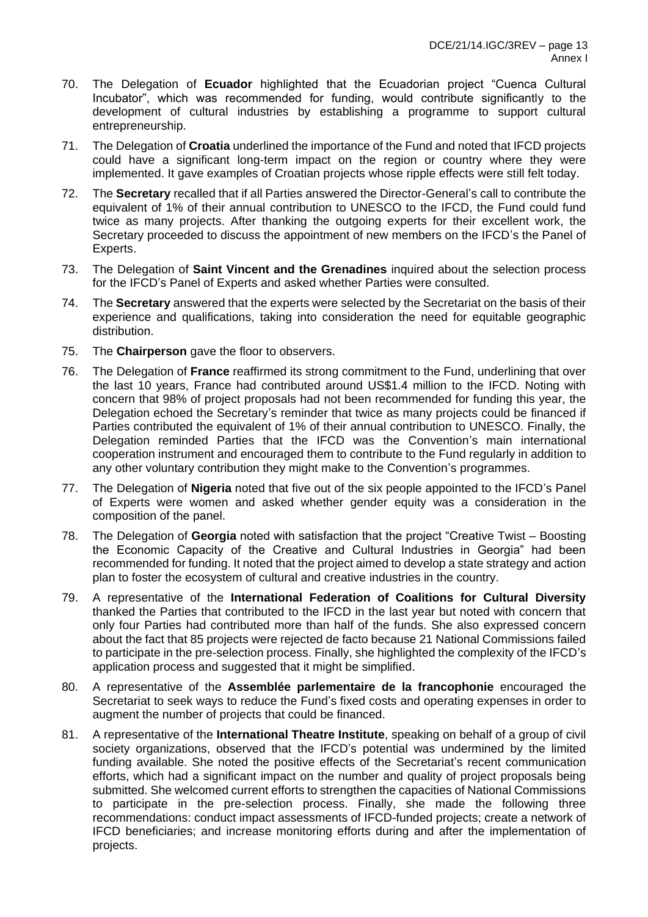70. The Delegation of **Ecuador** highlighted that the Ecuadorian project "Cuenca Cultural Incubator", which was recommended for funding, would contribute significantly to the development of cultural industries by establishing a programme to support cultural entrepreneurship.

71. The Delegation of **Croatia** underlined the importance of the Fund and noted that IFCD projects could have a significant long-term impact on the region or country where they were implemented. It gave examples of Croatian projects whose ripple effects were still felt today.

72. The **Secretary** recalled that if all Parties answered the Director-General's call to contribute the equivalent of 1% of their annual contribution to UNESCO to the IFCD, the Fund could fund twice as many projects. After thanking the outgoing experts for their excellent work, the Secretary proceeded to discuss the appointment of new members on the IFCD's the Panel of Experts.

73. The Delegation of **Saint Vincent and the Grenadines** inquired about the selection process for the IFCD's Panel of Experts and asked whether Parties were consulted.

74. The **Secretary** answered that the experts were selected by the Secretariat on the basis of their experience and qualifications, taking into consideration the need for equitable geographic distribution.

75. The **Chairperson** gave the floor to observers.

76. The Delegation of **France** reaffirmed its strong commitment to the Fund, underlining that over the last 10 years, France had contributed around US$1.4 million to the IFCD. Noting with concern that 98% of project proposals had not been recommended for funding this year, the Delegation echoed the Secretary's reminder that twice as many projects could be financed if Parties contributed the equivalent of 1% of their annual contribution to UNESCO. Finally, the Delegation reminded Parties that the IFCD was the Convention's main international cooperation instrument and encouraged them to contribute to the Fund regularly in addition to any other voluntary contribution they might make to the Convention's programmes.

77. The Delegation of **Nigeria** noted that five out of the six people appointed to the IFCD's Panel of Experts were women and asked whether gender equity was a consideration in the composition of the panel.

78. The Delegation of **Georgia** noted with satisfaction that the project "Creative Twist – Boosting the Economic Capacity of the Creative and Cultural Industries in Georgia" had been recommended for funding. It noted that the project aimed to develop a state strategy and action plan to foster the ecosystem of cultural and creative industries in the country.

79. A representative of the **International Federation of Coalitions for Cultural Diversity** thanked the Parties that contributed to the IFCD in the last year but noted with concern that only four Parties had contributed more than half of the funds. She also expressed concern about the fact that 85 projects were rejected de facto because 21 National Commissions failed to participate in the pre-selection process. Finally, she highlighted the complexity of the IFCD's application process and suggested that it might be simplified.

80. A representative of the **Assemblée parlementaire de la francophonie** encouraged the Secretariat to seek ways to reduce the Fund's fixed costs and operating expenses in order to augment the number of projects that could be financed.

81. A representative of the **International Theatre Institute**, speaking on behalf of a group of civil society organizations, observed that the IFCD's potential was undermined by the limited funding available. She noted the positive effects of the Secretariat's recent communication efforts, which had a significant impact on the number and quality of project proposals being submitted. She welcomed current efforts to strengthen the capacities of National Commissions to participate in the pre-selection process. Finally, she made the following three recommendations: conduct impact assessments of IFCD-funded projects; create a network of IFCD beneficiaries; and increase monitoring efforts during and after the implementation of projects.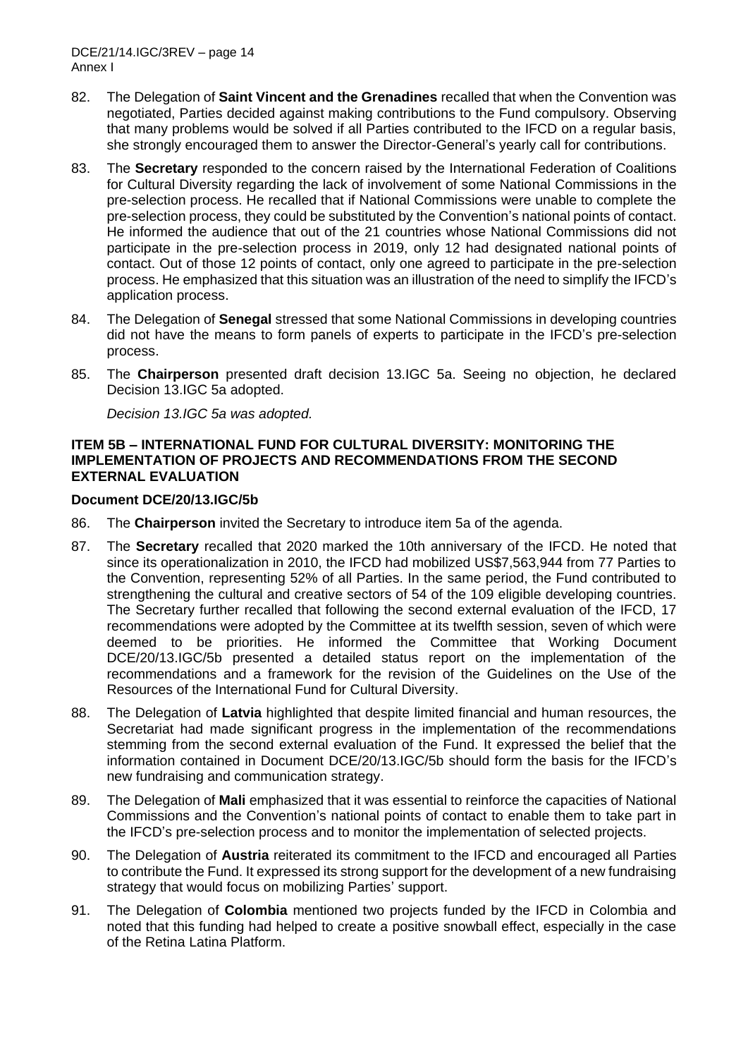82. The Delegation of **Saint Vincent and the Grenadines** recalled that when the Convention was negotiated, Parties decided against making contributions to the Fund compulsory. Observing that many problems would be solved if all Parties contributed to the IFCD on a regular basis, she strongly encouraged them to answer the Director-General's yearly call for contributions.

83. The **Secretary** responded to the concern raised by the International Federation of Coalitions for Cultural Diversity regarding the lack of involvement of some National Commissions in the pre-selection process. He recalled that if National Commissions were unable to complete the pre-selection process, they could be substituted by the Convention's national points of contact. He informed the audience that out of the 21 countries whose National Commissions did not participate in the pre-selection process in 2019, only 12 had designated national points of contact. Out of those 12 points of contact, only one agreed to participate in the pre-selection process. He emphasized that this situation was an illustration of the need to simplify the IFCD's application process.

84. The Delegation of **Senegal** stressed that some National Commissions in developing countries did not have the means to form panels of experts to participate in the IFCD's pre-selection process.

85. The **Chairperson** presented draft decision 13.IGC 5a. Seeing no objection, he declared Decision 13.IGC 5a adopted.

    *Decision 13.IGC 5a was adopted.*

### ITEM 5B – INTERNATIONAL FUND FOR CULTURAL DIVERSITY: MONITORING THE IMPLEMENTATION OF PROJECTS AND RECOMMENDATIONS FROM THE SECOND EXTERNAL EVALUATION

**Document DCE/20/13.IGC/5b**

86. The **Chairperson** invited the Secretary to introduce item 5a of the agenda.

87. The **Secretary** recalled that 2020 marked the 10th anniversary of the IFCD. He noted that since its operationalization in 2010, the IFCD had mobilized US$7,563,944 from 77 Parties to the Convention, representing 52% of all Parties. In the same period, the Fund contributed to strengthening the cultural and creative sectors of 54 of the 109 eligible developing countries. The Secretary further recalled that following the second external evaluation of the IFCD, 17 recommendations were adopted by the Committee at its twelfth session, seven of which were deemed to be priorities. He informed the Committee that Working Document DCE/20/13.IGC/5b presented a detailed status report on the implementation of the recommendations and a framework for the revision of the Guidelines on the Use of the Resources of the International Fund for Cultural Diversity.

88. The Delegation of **Latvia** highlighted that despite limited financial and human resources, the Secretariat had made significant progress in the implementation of the recommendations stemming from the second external evaluation of the Fund. It expressed the belief that the information contained in Document DCE/20/13.IGC/5b should form the basis for the IFCD's new fundraising and communication strategy.

89. The Delegation of **Mali** emphasized that it was essential to reinforce the capacities of National Commissions and the Convention's national points of contact to enable them to take part in the IFCD's pre-selection process and to monitor the implementation of selected projects.

90. The Delegation of **Austria** reiterated its commitment to the IFCD and encouraged all Parties to contribute the Fund. It expressed its strong support for the development of a new fundraising strategy that would focus on mobilizing Parties' support.

91. The Delegation of **Colombia** mentioned two projects funded by the IFCD in Colombia and noted that this funding had helped to create a positive snowball effect, especially in the case of the Retina Latina Platform.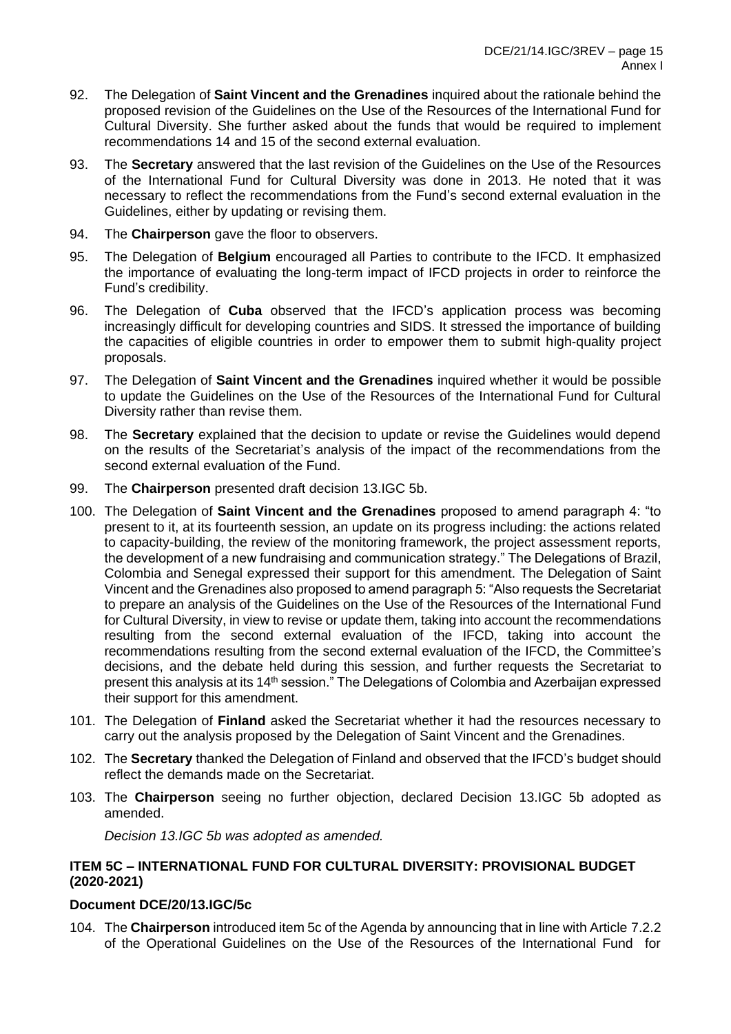92. The Delegation of **Saint Vincent and the Grenadines** inquired about the rationale behind the proposed revision of the Guidelines on the Use of the Resources of the International Fund for Cultural Diversity. She further asked about the funds that would be required to implement recommendations 14 and 15 of the second external evaluation.

93. The **Secretary** answered that the last revision of the Guidelines on the Use of the Resources of the International Fund for Cultural Diversity was done in 2013. He noted that it was necessary to reflect the recommendations from the Fund's second external evaluation in the Guidelines, either by updating or revising them.

94. The **Chairperson** gave the floor to observers.

95. The Delegation of **Belgium** encouraged all Parties to contribute to the IFCD. It emphasized the importance of evaluating the long-term impact of IFCD projects in order to reinforce the Fund's credibility.

96. The Delegation of **Cuba** observed that the IFCD's application process was becoming increasingly difficult for developing countries and SIDS. It stressed the importance of building the capacities of eligible countries in order to empower them to submit high-quality project proposals.

97. The Delegation of **Saint Vincent and the Grenadines** inquired whether it would be possible to update the Guidelines on the Use of the Resources of the International Fund for Cultural Diversity rather than revise them.

98. The **Secretary** explained that the decision to update or revise the Guidelines would depend on the results of the Secretariat's analysis of the impact of the recommendations from the second external evaluation of the Fund.

99. The **Chairperson** presented draft decision 13.IGC 5b.

100. The Delegation of **Saint Vincent and the Grenadines** proposed to amend paragraph 4: "to present to it, at its fourteenth session, an update on its progress including: the actions related to capacity-building, the review of the monitoring framework, the project assessment reports, the development of a new fundraising and communication strategy." The Delegations of Brazil, Colombia and Senegal expressed their support for this amendment. The Delegation of Saint Vincent and the Grenadines also proposed to amend paragraph 5: "Also requests the Secretariat to prepare an analysis of the Guidelines on the Use of the Resources of the International Fund for Cultural Diversity, in view to revise or update them, taking into account the recommendations resulting from the second external evaluation of the IFCD, taking into account the recommendations resulting from the second external evaluation of the IFCD, the Committee's decisions, and the debate held during this session, and further requests the Secretariat to present this analysis at its 14th session." The Delegations of Colombia and Azerbaijan expressed their support for this amendment.

101. The Delegation of **Finland** asked the Secretariat whether it had the resources necessary to carry out the analysis proposed by the Delegation of Saint Vincent and the Grenadines.

102. The **Secretary** thanked the Delegation of Finland and observed that the IFCD's budget should reflect the demands made on the Secretariat.

103. The **Chairperson** seeing no further objection, declared Decision 13.IGC 5b adopted as amended.

*Decision 13.IGC 5b was adopted as amended.*

**ITEM 5C – INTERNATIONAL FUND FOR CULTURAL DIVERSITY: PROVISIONAL BUDGET (2020-2021)**

**Document DCE/20/13.IGC/5c**

104. The **Chairperson** introduced item 5c of the Agenda by announcing that in line with Article 7.2.2 of the Operational Guidelines on the Use of the Resources of the International Fund for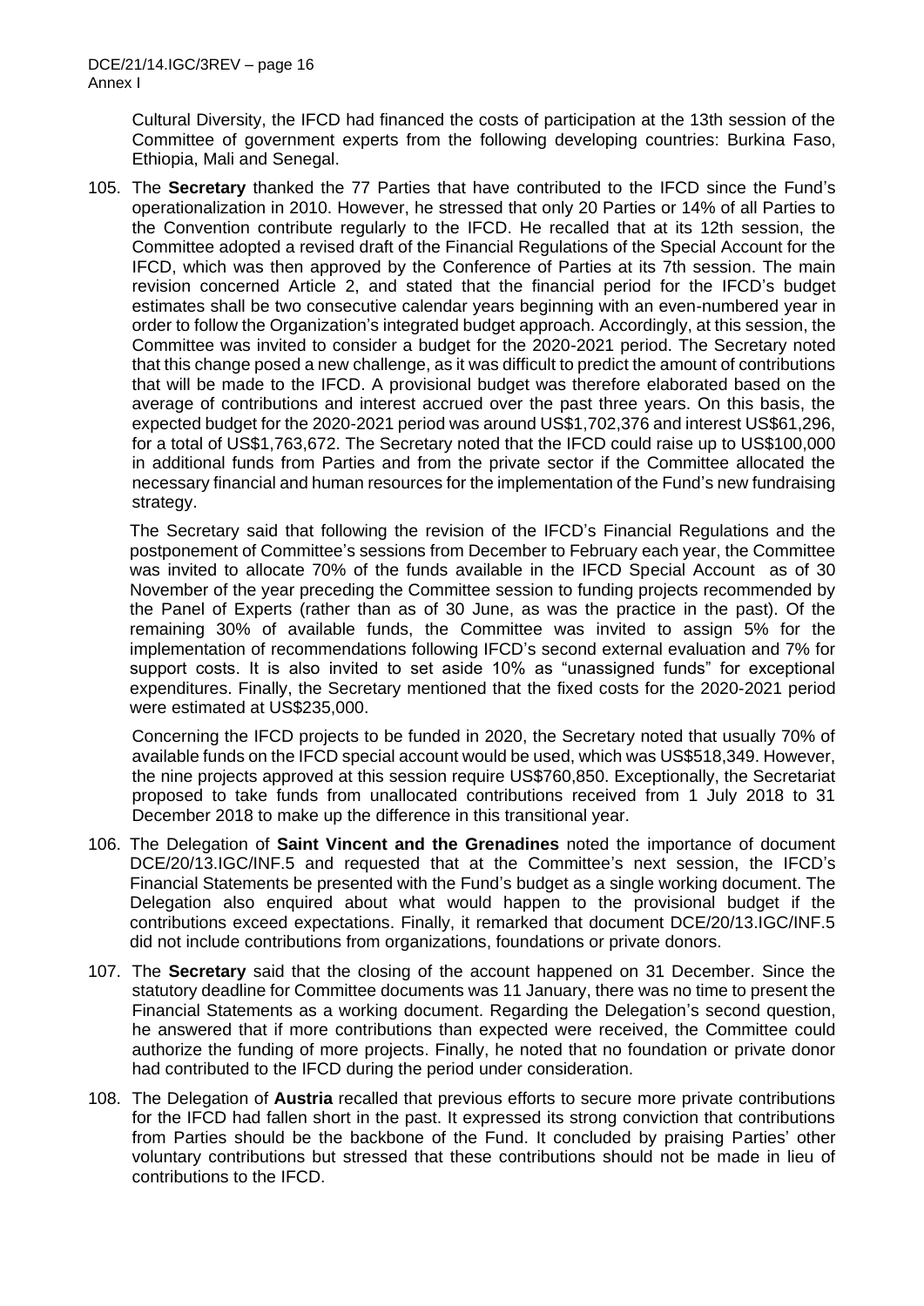Cultural Diversity, the IFCD had financed the costs of participation at the 13th session of the Committee of government experts from the following developing countries: Burkina Faso, Ethiopia, Mali and Senegal.

105. The **Secretary** thanked the 77 Parties that have contributed to the IFCD since the Fund's operationalization in 2010. However, he stressed that only 20 Parties or 14% of all Parties to the Convention contribute regularly to the IFCD. He recalled that at its 12th session, the Committee adopted a revised draft of the Financial Regulations of the Special Account for the IFCD, which was then approved by the Conference of Parties at its 7th session. The main revision concerned Article 2, and stated that the financial period for the IFCD's budget estimates shall be two consecutive calendar years beginning with an even-numbered year in order to follow the Organization's integrated budget approach. Accordingly, at this session, the Committee was invited to consider a budget for the 2020-2021 period. The Secretary noted that this change posed a new challenge, as it was difficult to predict the amount of contributions that will be made to the IFCD. A provisional budget was therefore elaborated based on the average of contributions and interest accrued over the past three years. On this basis, the expected budget for the 2020-2021 period was around US$1,702,376 and interest US$61,296, for a total of US$1,763,672. The Secretary noted that the IFCD could raise up to US$100,000 in additional funds from Parties and from the private sector if the Committee allocated the necessary financial and human resources for the implementation of the Fund's new fundraising strategy.

    The Secretary said that following the revision of the IFCD's Financial Regulations and the postponement of Committee's sessions from December to February each year, the Committee was invited to allocate 70% of the funds available in the IFCD Special Account as of 30 November of the year preceding the Committee session to funding projects recommended by the Panel of Experts (rather than as of 30 June, as was the practice in the past). Of the remaining 30% of available funds, the Committee was invited to assign 5% for the implementation of recommendations following IFCD's second external evaluation and 7% for support costs. It is also invited to set aside 10% as "unassigned funds" for exceptional expenditures. Finally, the Secretary mentioned that the fixed costs for the 2020-2021 period were estimated at US$235,000.

    Concerning the IFCD projects to be funded in 2020, the Secretary noted that usually 70% of available funds on the IFCD special account would be used, which was US$518,349. However, the nine projects approved at this session require US$760,850. Exceptionally, the Secretariat proposed to take funds from unallocated contributions received from 1 July 2018 to 31 December 2018 to make up the difference in this transitional year.

106. The Delegation of **Saint Vincent and the Grenadines** noted the importance of document DCE/20/13.IGC/INF.5 and requested that at the Committee's next session, the IFCD's Financial Statements be presented with the Fund's budget as a single working document. The Delegation also enquired about what would happen to the provisional budget if the contributions exceed expectations. Finally, it remarked that document DCE/20/13.IGC/INF.5 did not include contributions from organizations, foundations or private donors.

107. The **Secretary** said that the closing of the account happened on 31 December. Since the statutory deadline for Committee documents was 11 January, there was no time to present the Financial Statements as a working document. Regarding the Delegation's second question, he answered that if more contributions than expected were received, the Committee could authorize the funding of more projects. Finally, he noted that no foundation or private donor had contributed to the IFCD during the period under consideration.

108. The Delegation of **Austria** recalled that previous efforts to secure more private contributions for the IFCD had fallen short in the past. It expressed its strong conviction that contributions from Parties should be the backbone of the Fund. It concluded by praising Parties' other voluntary contributions but stressed that these contributions should not be made in lieu of contributions to the IFCD.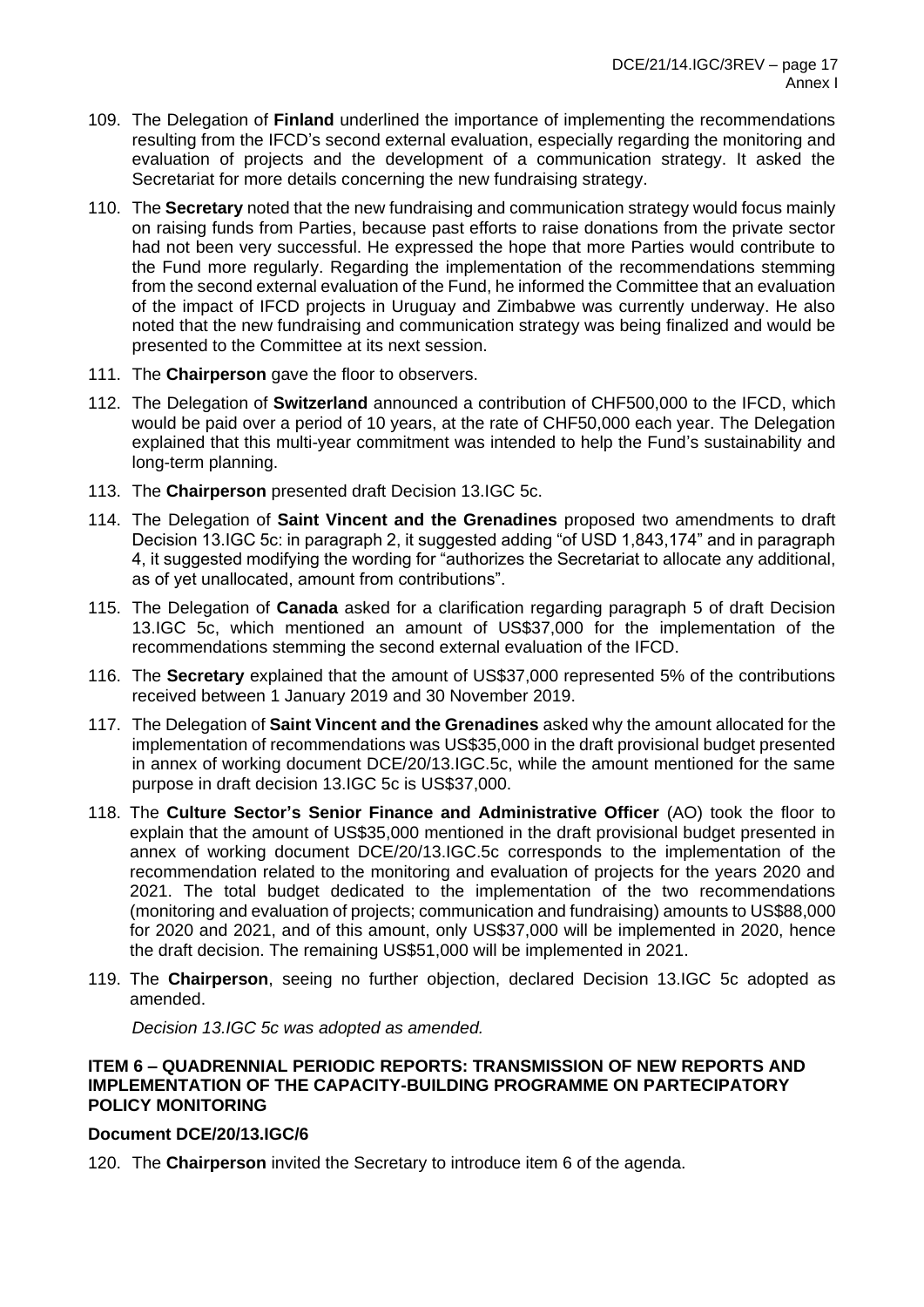109. The Delegation of **Finland** underlined the importance of implementing the recommendations resulting from the IFCD's second external evaluation, especially regarding the monitoring and evaluation of projects and the development of a communication strategy. It asked the Secretariat for more details concerning the new fundraising strategy.

110. The **Secretary** noted that the new fundraising and communication strategy would focus mainly on raising funds from Parties, because past efforts to raise donations from the private sector had not been very successful. He expressed the hope that more Parties would contribute to the Fund more regularly. Regarding the implementation of the recommendations stemming from the second external evaluation of the Fund, he informed the Committee that an evaluation of the impact of IFCD projects in Uruguay and Zimbabwe was currently underway. He also noted that the new fundraising and communication strategy was being finalized and would be presented to the Committee at its next session.

111. The **Chairperson** gave the floor to observers.

112. The Delegation of **Switzerland** announced a contribution of CHF500,000 to the IFCD, which would be paid over a period of 10 years, at the rate of CHF50,000 each year. The Delegation explained that this multi-year commitment was intended to help the Fund's sustainability and long-term planning.

113. The **Chairperson** presented draft Decision 13.IGC 5c.

114. The Delegation of **Saint Vincent and the Grenadines** proposed two amendments to draft Decision 13.IGC 5c: in paragraph 2, it suggested adding "of USD 1,843,174" and in paragraph 4, it suggested modifying the wording for "authorizes the Secretariat to allocate any additional, as of yet unallocated, amount from contributions".

115. The Delegation of **Canada** asked for a clarification regarding paragraph 5 of draft Decision 13.IGC 5c, which mentioned an amount of US$37,000 for the implementation of the recommendations stemming the second external evaluation of the IFCD.

116. The **Secretary** explained that the amount of US$37,000 represented 5% of the contributions received between 1 January 2019 and 30 November 2019.

117. The Delegation of **Saint Vincent and the Grenadines** asked why the amount allocated for the implementation of recommendations was US$35,000 in the draft provisional budget presented in annex of working document DCE/20/13.IGC.5c, while the amount mentioned for the same purpose in draft decision 13.IGC 5c is US$37,000.

118. The **Culture Sector's Senior Finance and Administrative Officer** (AO) took the floor to explain that the amount of US$35,000 mentioned in the draft provisional budget presented in annex of working document DCE/20/13.IGC.5c corresponds to the implementation of the recommendation related to the monitoring and evaluation of projects for the years 2020 and 2021. The total budget dedicated to the implementation of the two recommendations (monitoring and evaluation of projects; communication and fundraising) amounts to US$88,000 for 2020 and 2021, and of this amount, only US$37,000 will be implemented in 2020, hence the draft decision. The remaining US$51,000 will be implemented in 2021.

119. The **Chairperson**, seeing no further objection, declared Decision 13.IGC 5c adopted as amended.

*Decision 13.IGC 5c was adopted as amended.*

**ITEM 6 – QUADRENNIAL PERIODIC REPORTS: TRANSMISSION OF NEW REPORTS AND IMPLEMENTATION OF THE CAPACITY-BUILDING PROGRAMME ON PARTECIPATORY POLICY MONITORING**

**Document DCE/20/13.IGC/6**

120. The **Chairperson** invited the Secretary to introduce item 6 of the agenda.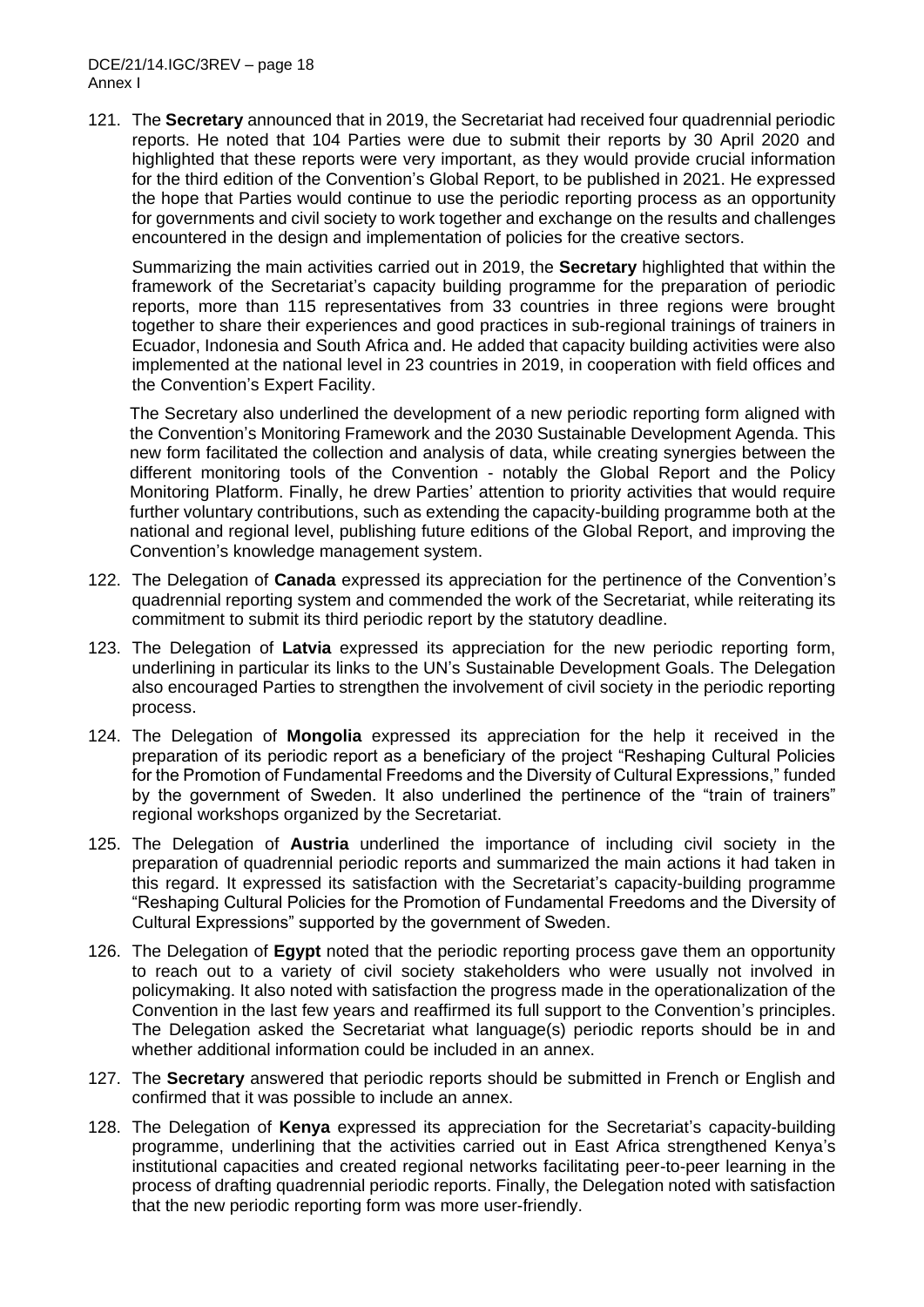121. The **Secretary** announced that in 2019, the Secretariat had received four quadrennial periodic reports. He noted that 104 Parties were due to submit their reports by 30 April 2020 and highlighted that these reports were very important, as they would provide crucial information for the third edition of the Convention's Global Report, to be published in 2021. He expressed the hope that Parties would continue to use the periodic reporting process as an opportunity for governments and civil society to work together and exchange on the results and challenges encountered in the design and implementation of policies for the creative sectors.

     Summarizing the main activities carried out in 2019, the **Secretary** highlighted that within the framework of the Secretariat's capacity building programme for the preparation of periodic reports, more than 115 representatives from 33 countries in three regions were brought together to share their experiences and good practices in sub-regional trainings of trainers in Ecuador, Indonesia and South Africa and. He added that capacity building activities were also implemented at the national level in 23 countries in 2019, in cooperation with field offices and the Convention's Expert Facility.

     The Secretary also underlined the development of a new periodic reporting form aligned with the Convention's Monitoring Framework and the 2030 Sustainable Development Agenda. This new form facilitated the collection and analysis of data, while creating synergies between the different monitoring tools of the Convention - notably the Global Report and the Policy Monitoring Platform. Finally, he drew Parties' attention to priority activities that would require further voluntary contributions, such as extending the capacity-building programme both at the national and regional level, publishing future editions of the Global Report, and improving the Convention's knowledge management system.

122. The Delegation of **Canada** expressed its appreciation for the pertinence of the Convention's quadrennial reporting system and commended the work of the Secretariat, while reiterating its commitment to submit its third periodic report by the statutory deadline.

123. The Delegation of **Latvia** expressed its appreciation for the new periodic reporting form, underlining in particular its links to the UN's Sustainable Development Goals. The Delegation also encouraged Parties to strengthen the involvement of civil society in the periodic reporting process.

124. The Delegation of **Mongolia** expressed its appreciation for the help it received in the preparation of its periodic report as a beneficiary of the project "Reshaping Cultural Policies for the Promotion of Fundamental Freedoms and the Diversity of Cultural Expressions," funded by the government of Sweden. It also underlined the pertinence of the "train of trainers" regional workshops organized by the Secretariat.

125. The Delegation of **Austria** underlined the importance of including civil society in the preparation of quadrennial periodic reports and summarized the main actions it had taken in this regard. It expressed its satisfaction with the Secretariat's capacity-building programme "Reshaping Cultural Policies for the Promotion of Fundamental Freedoms and the Diversity of Cultural Expressions" supported by the government of Sweden.

126. The Delegation of **Egypt** noted that the periodic reporting process gave them an opportunity to reach out to a variety of civil society stakeholders who were usually not involved in policymaking. It also noted with satisfaction the progress made in the operationalization of the Convention in the last few years and reaffirmed its full support to the Convention's principles. The Delegation asked the Secretariat what language(s) periodic reports should be in and whether additional information could be included in an annex.

127. The **Secretary** answered that periodic reports should be submitted in French or English and confirmed that it was possible to include an annex.

128. The Delegation of **Kenya** expressed its appreciation for the Secretariat's capacity-building programme, underlining that the activities carried out in East Africa strengthened Kenya's institutional capacities and created regional networks facilitating peer-to-peer learning in the process of drafting quadrennial periodic reports. Finally, the Delegation noted with satisfaction that the new periodic reporting form was more user-friendly.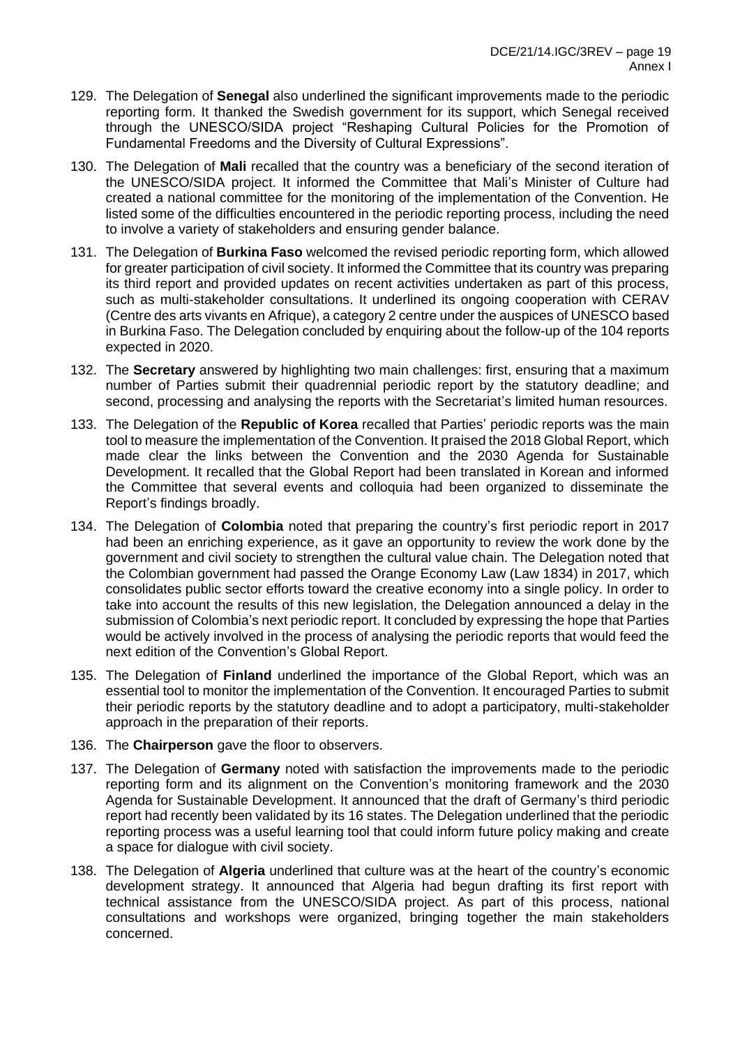129. The Delegation of **Senegal** also underlined the significant improvements made to the periodic reporting form. It thanked the Swedish government for its support, which Senegal received through the UNESCO/SIDA project "Reshaping Cultural Policies for the Promotion of Fundamental Freedoms and the Diversity of Cultural Expressions".

130. The Delegation of **Mali** recalled that the country was a beneficiary of the second iteration of the UNESCO/SIDA project. It informed the Committee that Mali's Minister of Culture had created a national committee for the monitoring of the implementation of the Convention. He listed some of the difficulties encountered in the periodic reporting process, including the need to involve a variety of stakeholders and ensuring gender balance.

131. The Delegation of **Burkina Faso** welcomed the revised periodic reporting form, which allowed for greater participation of civil society. It informed the Committee that its country was preparing its third report and provided updates on recent activities undertaken as part of this process, such as multi-stakeholder consultations. It underlined its ongoing cooperation with CERAV (Centre des arts vivants en Afrique), a category 2 centre under the auspices of UNESCO based in Burkina Faso. The Delegation concluded by enquiring about the follow-up of the 104 reports expected in 2020.

132. The **Secretary** answered by highlighting two main challenges: first, ensuring that a maximum number of Parties submit their quadrennial periodic report by the statutory deadline; and second, processing and analysing the reports with the Secretariat's limited human resources.

133. The Delegation of the **Republic of Korea** recalled that Parties' periodic reports was the main tool to measure the implementation of the Convention. It praised the 2018 Global Report, which made clear the links between the Convention and the 2030 Agenda for Sustainable Development. It recalled that the Global Report had been translated in Korean and informed the Committee that several events and colloquia had been organized to disseminate the Report's findings broadly.

134. The Delegation of **Colombia** noted that preparing the country's first periodic report in 2017 had been an enriching experience, as it gave an opportunity to review the work done by the government and civil society to strengthen the cultural value chain. The Delegation noted that the Colombian government had passed the Orange Economy Law (Law 1834) in 2017, which consolidates public sector efforts toward the creative economy into a single policy. In order to take into account the results of this new legislation, the Delegation announced a delay in the submission of Colombia's next periodic report. It concluded by expressing the hope that Parties would be actively involved in the process of analysing the periodic reports that would feed the next edition of the Convention's Global Report.

135. The Delegation of **Finland** underlined the importance of the Global Report, which was an essential tool to monitor the implementation of the Convention. It encouraged Parties to submit their periodic reports by the statutory deadline and to adopt a participatory, multi-stakeholder approach in the preparation of their reports.

136. The **Chairperson** gave the floor to observers.

137. The Delegation of **Germany** noted with satisfaction the improvements made to the periodic reporting form and its alignment on the Convention's monitoring framework and the 2030 Agenda for Sustainable Development. It announced that the draft of Germany's third periodic report had recently been validated by its 16 states. The Delegation underlined that the periodic reporting process was a useful learning tool that could inform future policy making and create a space for dialogue with civil society.

138. The Delegation of **Algeria** underlined that culture was at the heart of the country's economic development strategy. It announced that Algeria had begun drafting its first report with technical assistance from the UNESCO/SIDA project. As part of this process, national consultations and workshops were organized, bringing together the main stakeholders concerned.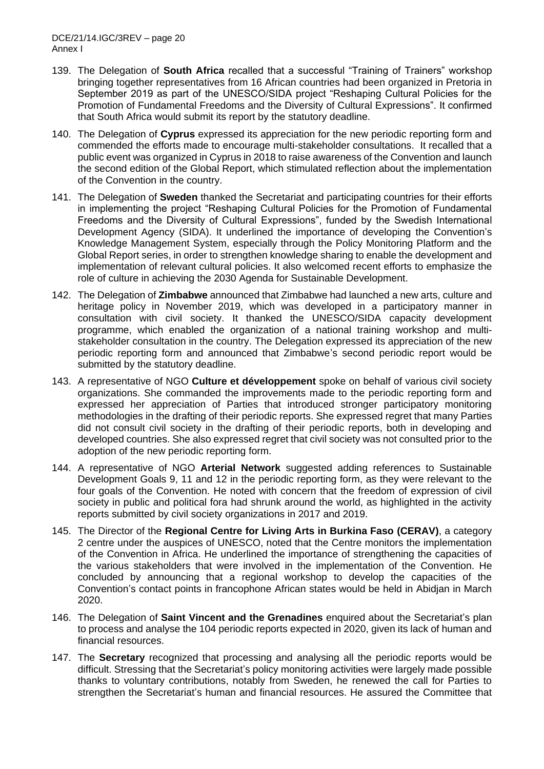139. The Delegation of **South Africa** recalled that a successful "Training of Trainers" workshop bringing together representatives from 16 African countries had been organized in Pretoria in September 2019 as part of the UNESCO/SIDA project "Reshaping Cultural Policies for the Promotion of Fundamental Freedoms and the Diversity of Cultural Expressions". It confirmed that South Africa would submit its report by the statutory deadline.

140. The Delegation of **Cyprus** expressed its appreciation for the new periodic reporting form and commended the efforts made to encourage multi-stakeholder consultations. It recalled that a public event was organized in Cyprus in 2018 to raise awareness of the Convention and launch the second edition of the Global Report, which stimulated reflection about the implementation of the Convention in the country.

141. The Delegation of **Sweden** thanked the Secretariat and participating countries for their efforts in implementing the project "Reshaping Cultural Policies for the Promotion of Fundamental Freedoms and the Diversity of Cultural Expressions", funded by the Swedish International Development Agency (SIDA). It underlined the importance of developing the Convention's Knowledge Management System, especially through the Policy Monitoring Platform and the Global Report series, in order to strengthen knowledge sharing to enable the development and implementation of relevant cultural policies. It also welcomed recent efforts to emphasize the role of culture in achieving the 2030 Agenda for Sustainable Development.

142. The Delegation of **Zimbabwe** announced that Zimbabwe had launched a new arts, culture and heritage policy in November 2019, which was developed in a participatory manner in consultation with civil society. It thanked the UNESCO/SIDA capacity development programme, which enabled the organization of a national training workshop and multi-stakeholder consultation in the country. The Delegation expressed its appreciation of the new periodic reporting form and announced that Zimbabwe's second periodic report would be submitted by the statutory deadline.

143. A representative of NGO **Culture et développement** spoke on behalf of various civil society organizations. She commanded the improvements made to the periodic reporting form and expressed her appreciation of Parties that introduced stronger participatory monitoring methodologies in the drafting of their periodic reports. She expressed regret that many Parties did not consult civil society in the drafting of their periodic reports, both in developing and developed countries. She also expressed regret that civil society was not consulted prior to the adoption of the new periodic reporting form.

144. A representative of NGO **Arterial Network** suggested adding references to Sustainable Development Goals 9, 11 and 12 in the periodic reporting form, as they were relevant to the four goals of the Convention. He noted with concern that the freedom of expression of civil society in public and political fora had shrunk around the world, as highlighted in the activity reports submitted by civil society organizations in 2017 and 2019.

145. The Director of the **Regional Centre for Living Arts in Burkina Faso (CERAV)**, a category 2 centre under the auspices of UNESCO, noted that the Centre monitors the implementation of the Convention in Africa. He underlined the importance of strengthening the capacities of the various stakeholders that were involved in the implementation of the Convention. He concluded by announcing that a regional workshop to develop the capacities of the Convention's contact points in francophone African states would be held in Abidjan in March 2020.

146. The Delegation of **Saint Vincent and the Grenadines** enquired about the Secretariat's plan to process and analyse the 104 periodic reports expected in 2020, given its lack of human and financial resources.

147. The **Secretary** recognized that processing and analysing all the periodic reports would be difficult. Stressing that the Secretariat's policy monitoring activities were largely made possible thanks to voluntary contributions, notably from Sweden, he renewed the call for Parties to strengthen the Secretariat's human and financial resources. He assured the Committee that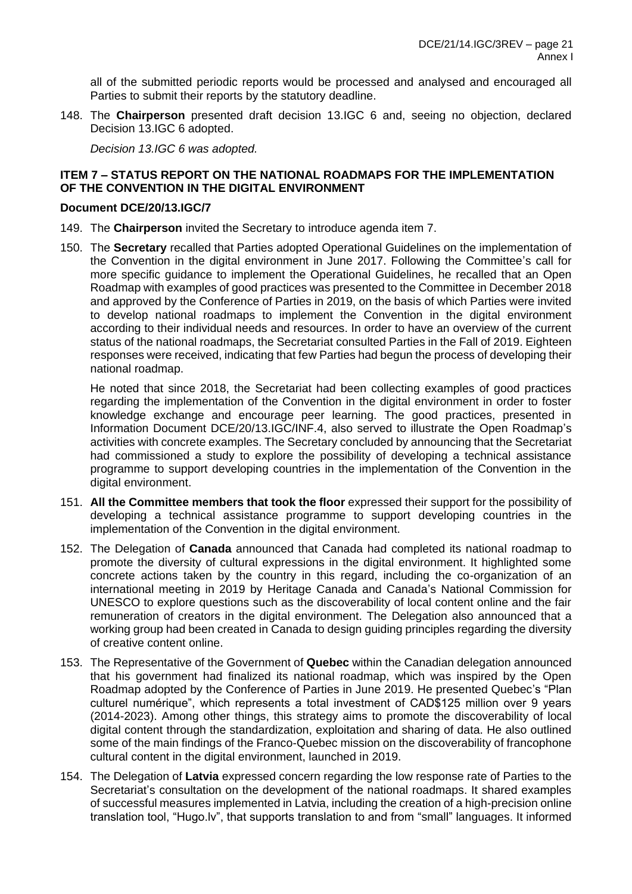all of the submitted periodic reports would be processed and analysed and encouraged all Parties to submit their reports by the statutory deadline.

148. The **Chairperson** presented draft decision 13.IGC 6 and, seeing no objection, declared Decision 13.IGC 6 adopted.

*Decision 13.IGC 6 was adopted.*

**ITEM 7 – STATUS REPORT ON THE NATIONAL ROADMAPS FOR THE IMPLEMENTATION OF THE CONVENTION IN THE DIGITAL ENVIRONMENT**

**Document DCE/20/13.IGC/7**

149. The **Chairperson** invited the Secretary to introduce agenda item 7.

150. The **Secretary** recalled that Parties adopted Operational Guidelines on the implementation of the Convention in the digital environment in June 2017. Following the Committee's call for more specific guidance to implement the Operational Guidelines, he recalled that an Open Roadmap with examples of good practices was presented to the Committee in December 2018 and approved by the Conference of Parties in 2019, on the basis of which Parties were invited to develop national roadmaps to implement the Convention in the digital environment according to their individual needs and resources. In order to have an overview of the current status of the national roadmaps, the Secretariat consulted Parties in the Fall of 2019. Eighteen responses were received, indicating that few Parties had begun the process of developing their national roadmap.

    He noted that since 2018, the Secretariat had been collecting examples of good practices regarding the implementation of the Convention in the digital environment in order to foster knowledge exchange and encourage peer learning. The good practices, presented in Information Document DCE/20/13.IGC/INF.4, also served to illustrate the Open Roadmap's activities with concrete examples. The Secretary concluded by announcing that the Secretariat had commissioned a study to explore the possibility of developing a technical assistance programme to support developing countries in the implementation of the Convention in the digital environment.

151. **All the Committee members that took the floor** expressed their support for the possibility of developing a technical assistance programme to support developing countries in the implementation of the Convention in the digital environment.

152. The Delegation of **Canada** announced that Canada had completed its national roadmap to promote the diversity of cultural expressions in the digital environment. It highlighted some concrete actions taken by the country in this regard, including the co-organization of an international meeting in 2019 by Heritage Canada and Canada's National Commission for UNESCO to explore questions such as the discoverability of local content online and the fair remuneration of creators in the digital environment. The Delegation also announced that a working group had been created in Canada to design guiding principles regarding the diversity of creative content online.

153. The Representative of the Government of **Quebec** within the Canadian delegation announced that his government had finalized its national roadmap, which was inspired by the Open Roadmap adopted by the Conference of Parties in June 2019. He presented Quebec's "Plan culturel numérique", which represents a total investment of CAD$125 million over 9 years (2014-2023). Among other things, this strategy aims to promote the discoverability of local digital content through the standardization, exploitation and sharing of data. He also outlined some of the main findings of the Franco-Quebec mission on the discoverability of francophone cultural content in the digital environment, launched in 2019.

154. The Delegation of **Latvia** expressed concern regarding the low response rate of Parties to the Secretariat's consultation on the development of the national roadmaps. It shared examples of successful measures implemented in Latvia, including the creation of a high-precision online translation tool, "Hugo.lv", that supports translation to and from "small" languages. It informed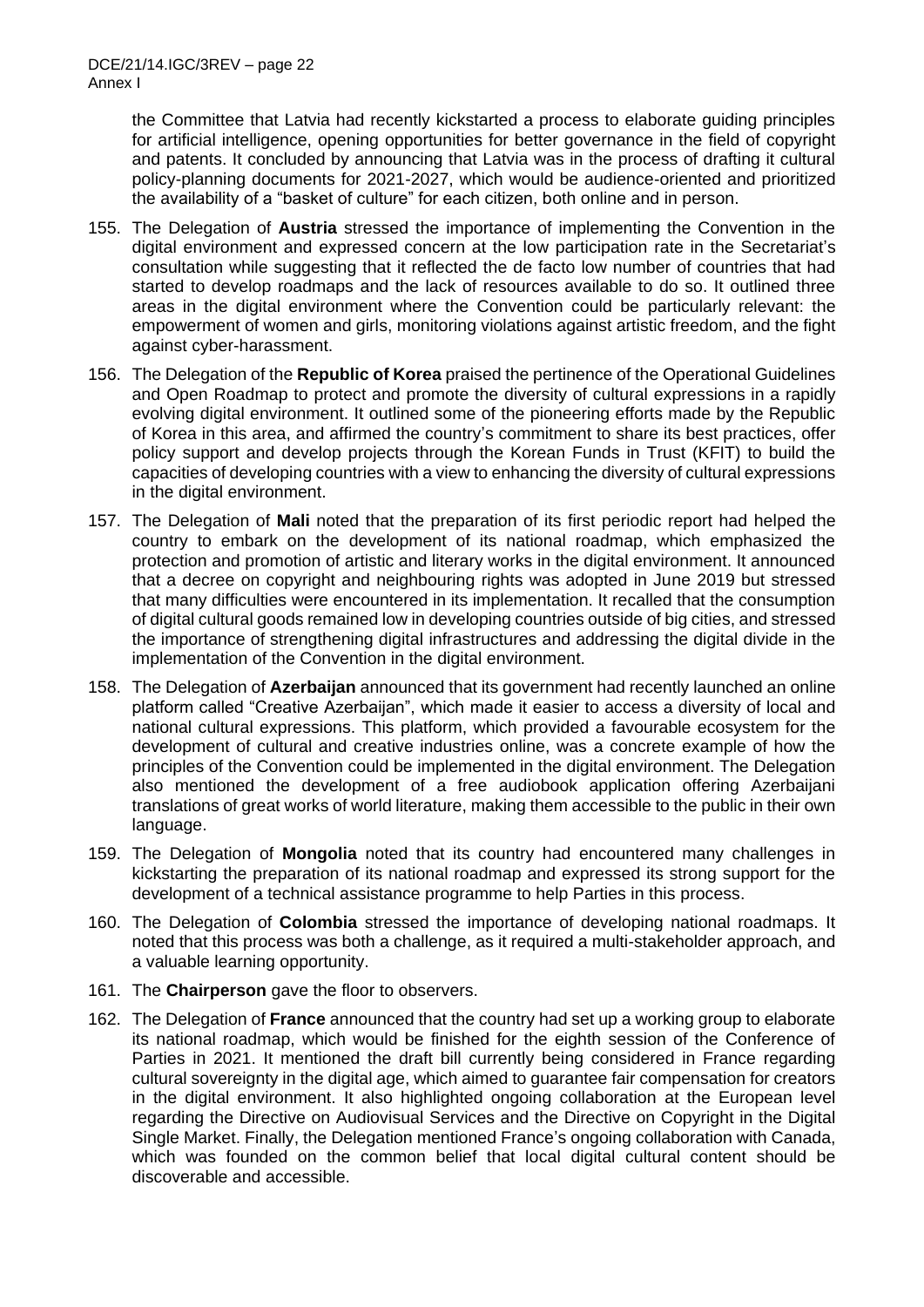the Committee that Latvia had recently kickstarted a process to elaborate guiding principles for artificial intelligence, opening opportunities for better governance in the field of copyright and patents. It concluded by announcing that Latvia was in the process of drafting it cultural policy-planning documents for 2021-2027, which would be audience-oriented and prioritized the availability of a "basket of culture" for each citizen, both online and in person.

155. The Delegation of **Austria** stressed the importance of implementing the Convention in the digital environment and expressed concern at the low participation rate in the Secretariat's consultation while suggesting that it reflected the de facto low number of countries that had started to develop roadmaps and the lack of resources available to do so. It outlined three areas in the digital environment where the Convention could be particularly relevant: the empowerment of women and girls, monitoring violations against artistic freedom, and the fight against cyber-harassment.

156. The Delegation of the **Republic of Korea** praised the pertinence of the Operational Guidelines and Open Roadmap to protect and promote the diversity of cultural expressions in a rapidly evolving digital environment. It outlined some of the pioneering efforts made by the Republic of Korea in this area, and affirmed the country's commitment to share its best practices, offer policy support and develop projects through the Korean Funds in Trust (KFIT) to build the capacities of developing countries with a view to enhancing the diversity of cultural expressions in the digital environment.

157. The Delegation of **Mali** noted that the preparation of its first periodic report had helped the country to embark on the development of its national roadmap, which emphasized the protection and promotion of artistic and literary works in the digital environment. It announced that a decree on copyright and neighbouring rights was adopted in June 2019 but stressed that many difficulties were encountered in its implementation. It recalled that the consumption of digital cultural goods remained low in developing countries outside of big cities, and stressed the importance of strengthening digital infrastructures and addressing the digital divide in the implementation of the Convention in the digital environment.

158. The Delegation of **Azerbaijan** announced that its government had recently launched an online platform called "Creative Azerbaijan", which made it easier to access a diversity of local and national cultural expressions. This platform, which provided a favourable ecosystem for the development of cultural and creative industries online, was a concrete example of how the principles of the Convention could be implemented in the digital environment. The Delegation also mentioned the development of a free audiobook application offering Azerbaijani translations of great works of world literature, making them accessible to the public in their own language.

159. The Delegation of **Mongolia** noted that its country had encountered many challenges in kickstarting the preparation of its national roadmap and expressed its strong support for the development of a technical assistance programme to help Parties in this process.

160. The Delegation of **Colombia** stressed the importance of developing national roadmaps. It noted that this process was both a challenge, as it required a multi-stakeholder approach, and a valuable learning opportunity.

161. The **Chairperson** gave the floor to observers.

162. The Delegation of **France** announced that the country had set up a working group to elaborate its national roadmap, which would be finished for the eighth session of the Conference of Parties in 2021. It mentioned the draft bill currently being considered in France regarding cultural sovereignty in the digital age, which aimed to guarantee fair compensation for creators in the digital environment. It also highlighted ongoing collaboration at the European level regarding the Directive on Audiovisual Services and the Directive on Copyright in the Digital Single Market. Finally, the Delegation mentioned France's ongoing collaboration with Canada, which was founded on the common belief that local digital cultural content should be discoverable and accessible.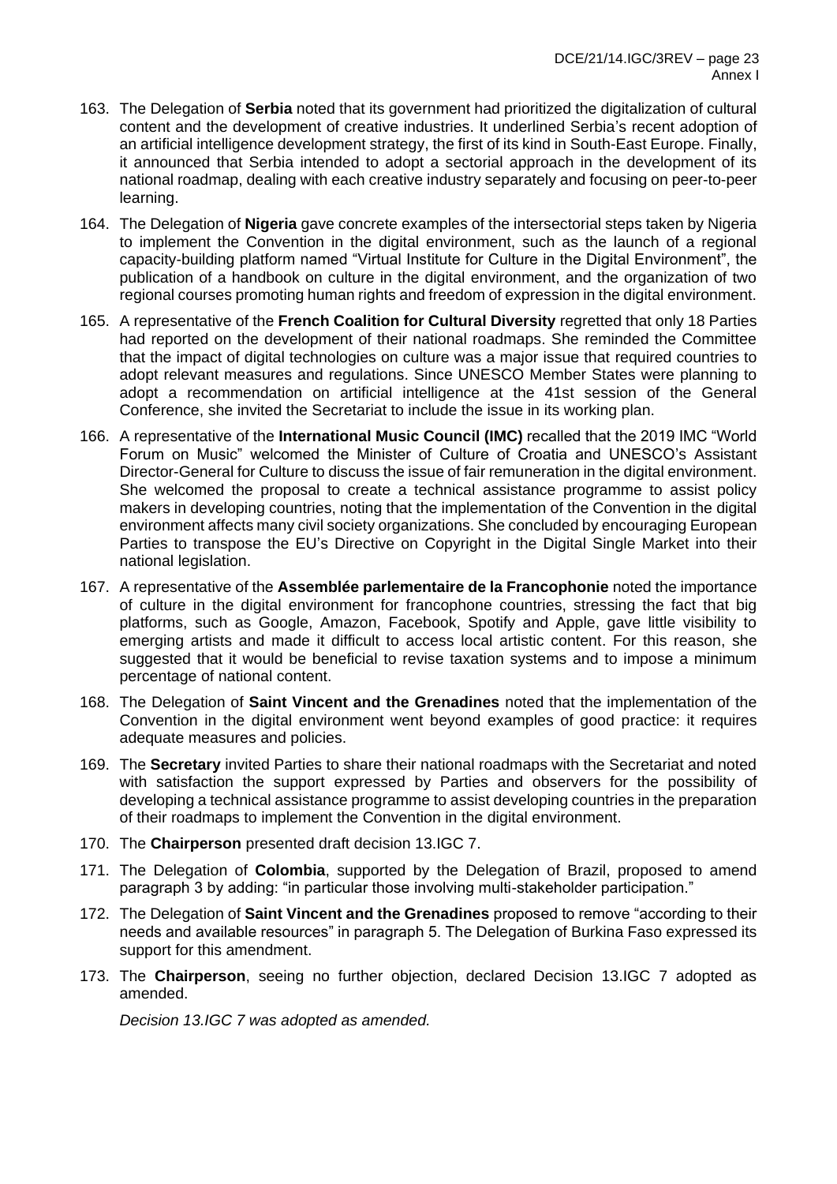163. The Delegation of **Serbia** noted that its government had prioritized the digitalization of cultural content and the development of creative industries. It underlined Serbia's recent adoption of an artificial intelligence development strategy, the first of its kind in South-East Europe. Finally, it announced that Serbia intended to adopt a sectorial approach in the development of its national roadmap, dealing with each creative industry separately and focusing on peer-to-peer learning.

164. The Delegation of **Nigeria** gave concrete examples of the intersectorial steps taken by Nigeria to implement the Convention in the digital environment, such as the launch of a regional capacity-building platform named "Virtual Institute for Culture in the Digital Environment", the publication of a handbook on culture in the digital environment, and the organization of two regional courses promoting human rights and freedom of expression in the digital environment.

165. A representative of the **French Coalition for Cultural Diversity** regretted that only 18 Parties had reported on the development of their national roadmaps. She reminded the Committee that the impact of digital technologies on culture was a major issue that required countries to adopt relevant measures and regulations. Since UNESCO Member States were planning to adopt a recommendation on artificial intelligence at the 41st session of the General Conference, she invited the Secretariat to include the issue in its working plan.

166. A representative of the **International Music Council (IMC)** recalled that the 2019 IMC "World Forum on Music" welcomed the Minister of Culture of Croatia and UNESCO's Assistant Director-General for Culture to discuss the issue of fair remuneration in the digital environment. She welcomed the proposal to create a technical assistance programme to assist policy makers in developing countries, noting that the implementation of the Convention in the digital environment affects many civil society organizations. She concluded by encouraging European Parties to transpose the EU's Directive on Copyright in the Digital Single Market into their national legislation.

167. A representative of the **Assemblée parlementaire de la Francophonie** noted the importance of culture in the digital environment for francophone countries, stressing the fact that big platforms, such as Google, Amazon, Facebook, Spotify and Apple, gave little visibility to emerging artists and made it difficult to access local artistic content. For this reason, she suggested that it would be beneficial to revise taxation systems and to impose a minimum percentage of national content.

168. The Delegation of **Saint Vincent and the Grenadines** noted that the implementation of the Convention in the digital environment went beyond examples of good practice: it requires adequate measures and policies.

169. The **Secretary** invited Parties to share their national roadmaps with the Secretariat and noted with satisfaction the support expressed by Parties and observers for the possibility of developing a technical assistance programme to assist developing countries in the preparation of their roadmaps to implement the Convention in the digital environment.

170. The **Chairperson** presented draft decision 13.IGC 7.

171. The Delegation of **Colombia**, supported by the Delegation of Brazil, proposed to amend paragraph 3 by adding: "in particular those involving multi-stakeholder participation."

172. The Delegation of **Saint Vincent and the Grenadines** proposed to remove "according to their needs and available resources" in paragraph 5. The Delegation of Burkina Faso expressed its support for this amendment.

173. The **Chairperson**, seeing no further objection, declared Decision 13.IGC 7 adopted as amended.

*Decision 13.IGC 7 was adopted as amended.*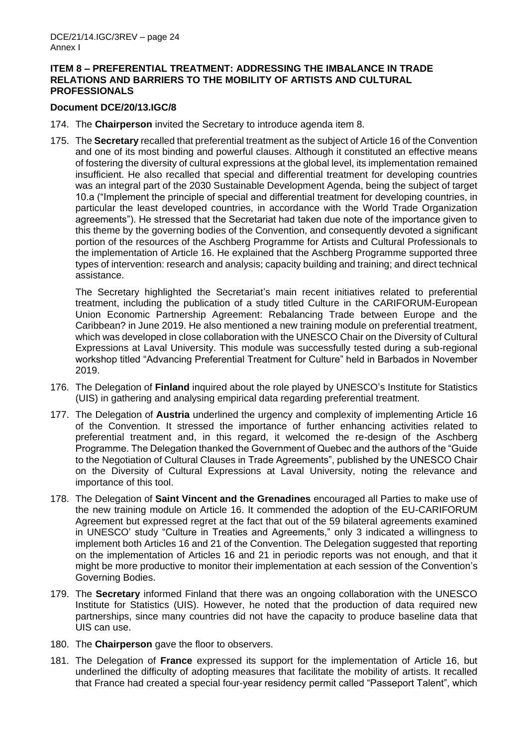**ITEM 8 – PREFERENTIAL TREATMENT: ADDRESSING THE IMBALANCE IN TRADE RELATIONS AND BARRIERS TO THE MOBILITY OF ARTISTS AND CULTURAL PROFESSIONALS**

**Document DCE/20/13.IGC/8**

174. The **Chairperson** invited the Secretary to introduce agenda item 8.

175. The **Secretary** recalled that preferential treatment as the subject of Article 16 of the Convention and one of its most binding and powerful clauses. Although it constituted an effective means of fostering the diversity of cultural expressions at the global level, its implementation remained insufficient. He also recalled that special and differential treatment for developing countries was an integral part of the 2030 Sustainable Development Agenda, being the subject of target 10.a ("Implement the principle of special and differential treatment for developing countries, in particular the least developed countries, in accordance with the World Trade Organization agreements"). He stressed that the Secretariat had taken due note of the importance given to this theme by the governing bodies of the Convention, and consequently devoted a significant portion of the resources of the Aschberg Programme for Artists and Cultural Professionals to the implementation of Article 16. He explained that the Aschberg Programme supported three types of intervention: research and analysis; capacity building and training; and direct technical assistance.

    The Secretary highlighted the Secretariat's main recent initiatives related to preferential treatment, including the publication of a study titled Culture in the CARIFORUM-European Union Economic Partnership Agreement: Rebalancing Trade between Europe and the Caribbean? in June 2019. He also mentioned a new training module on preferential treatment, which was developed in close collaboration with the UNESCO Chair on the Diversity of Cultural Expressions at Laval University. This module was successfully tested during a sub-regional workshop titled "Advancing Preferential Treatment for Culture" held in Barbados in November 2019.

176. The Delegation of **Finland** inquired about the role played by UNESCO's Institute for Statistics (UIS) in gathering and analysing empirical data regarding preferential treatment.

177. The Delegation of **Austria** underlined the urgency and complexity of implementing Article 16 of the Convention. It stressed the importance of further enhancing activities related to preferential treatment and, in this regard, it welcomed the re-design of the Aschberg Programme. The Delegation thanked the Government of Quebec and the authors of the "Guide to the Negotiation of Cultural Clauses in Trade Agreements", published by the UNESCO Chair on the Diversity of Cultural Expressions at Laval University, noting the relevance and importance of this tool.

178. The Delegation of **Saint Vincent and the Grenadines** encouraged all Parties to make use of the new training module on Article 16. It commended the adoption of the EU-CARIFORUM Agreement but expressed regret at the fact that out of the 59 bilateral agreements examined in UNESCO' study "Culture in Treaties and Agreements," only 3 indicated a willingness to implement both Articles 16 and 21 of the Convention. The Delegation suggested that reporting on the implementation of Articles 16 and 21 in periodic reports was not enough, and that it might be more productive to monitor their implementation at each session of the Convention's Governing Bodies.

179. The **Secretary** informed Finland that there was an ongoing collaboration with the UNESCO Institute for Statistics (UIS). However, he noted that the production of data required new partnerships, since many countries did not have the capacity to produce baseline data that UIS can use.

180. The **Chairperson** gave the floor to observers.

181. The Delegation of **France** expressed its support for the implementation of Article 16, but underlined the difficulty of adopting measures that facilitate the mobility of artists. It recalled that France had created a special four-year residency permit called "Passeport Talent", which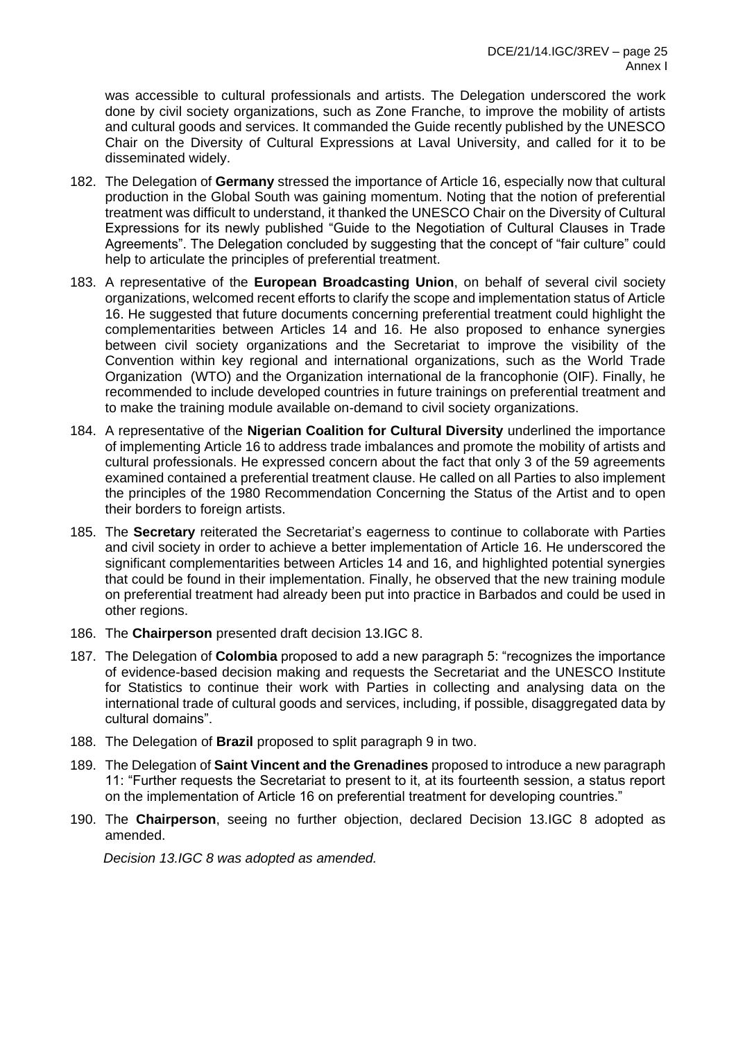was accessible to cultural professionals and artists. The Delegation underscored the work done by civil society organizations, such as Zone Franche, to improve the mobility of artists and cultural goods and services. It commanded the Guide recently published by the UNESCO Chair on the Diversity of Cultural Expressions at Laval University, and called for it to be disseminated widely.

182. The Delegation of **Germany** stressed the importance of Article 16, especially now that cultural production in the Global South was gaining momentum. Noting that the notion of preferential treatment was difficult to understand, it thanked the UNESCO Chair on the Diversity of Cultural Expressions for its newly published "Guide to the Negotiation of Cultural Clauses in Trade Agreements". The Delegation concluded by suggesting that the concept of "fair culture" could help to articulate the principles of preferential treatment.

183. A representative of the **European Broadcasting Union**, on behalf of several civil society organizations, welcomed recent efforts to clarify the scope and implementation status of Article 16. He suggested that future documents concerning preferential treatment could highlight the complementarities between Articles 14 and 16. He also proposed to enhance synergies between civil society organizations and the Secretariat to improve the visibility of the Convention within key regional and international organizations, such as the World Trade Organization (WTO) and the Organization international de la francophonie (OIF). Finally, he recommended to include developed countries in future trainings on preferential treatment and to make the training module available on-demand to civil society organizations.

184. A representative of the **Nigerian Coalition for Cultural Diversity** underlined the importance of implementing Article 16 to address trade imbalances and promote the mobility of artists and cultural professionals. He expressed concern about the fact that only 3 of the 59 agreements examined contained a preferential treatment clause. He called on all Parties to also implement the principles of the 1980 Recommendation Concerning the Status of the Artist and to open their borders to foreign artists.

185. The **Secretary** reiterated the Secretariat's eagerness to continue to collaborate with Parties and civil society in order to achieve a better implementation of Article 16. He underscored the significant complementarities between Articles 14 and 16, and highlighted potential synergies that could be found in their implementation. Finally, he observed that the new training module on preferential treatment had already been put into practice in Barbados and could be used in other regions.

186. The **Chairperson** presented draft decision 13.IGC 8.

187. The Delegation of **Colombia** proposed to add a new paragraph 5: "recognizes the importance of evidence-based decision making and requests the Secretariat and the UNESCO Institute for Statistics to continue their work with Parties in collecting and analysing data on the international trade of cultural goods and services, including, if possible, disaggregated data by cultural domains".

188. The Delegation of **Brazil** proposed to split paragraph 9 in two.

189. The Delegation of **Saint Vincent and the Grenadines** proposed to introduce a new paragraph 11: "Further requests the Secretariat to present to it, at its fourteenth session, a status report on the implementation of Article 16 on preferential treatment for developing countries."

190. The **Chairperson**, seeing no further objection, declared Decision 13.IGC 8 adopted as amended.

*Decision 13.IGC 8 was adopted as amended.*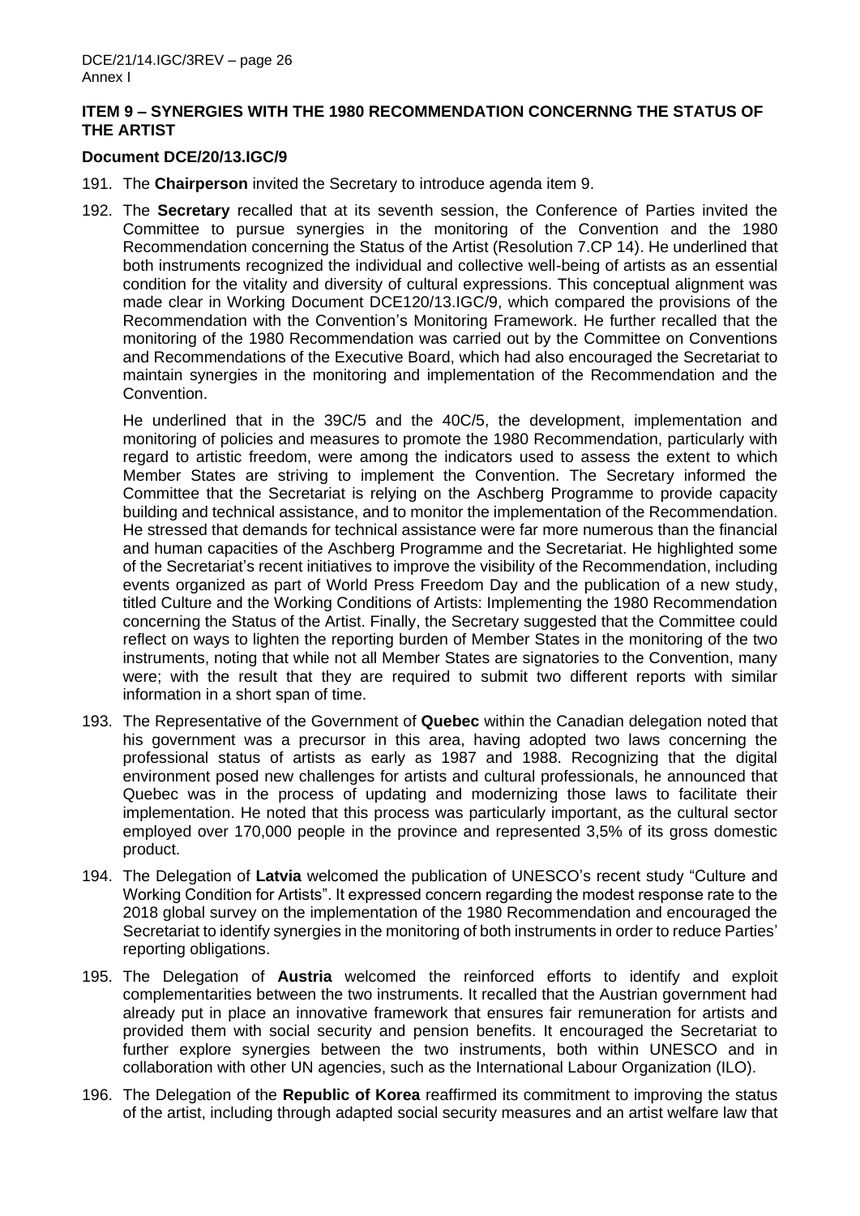## ITEM 9 – SYNERGIES WITH THE 1980 RECOMMENDATION CONCERNNG THE STATUS OF THE ARTIST

### Document DCE/20/13.IGC/9

191. The **Chairperson** invited the Secretary to introduce agenda item 9.

192. The **Secretary** recalled that at its seventh session, the Conference of Parties invited the Committee to pursue synergies in the monitoring of the Convention and the 1980 Recommendation concerning the Status of the Artist (Resolution 7.CP 14). He underlined that both instruments recognized the individual and collective well-being of artists as an essential condition for the vitality and diversity of cultural expressions. This conceptual alignment was made clear in Working Document DCE120/13.IGC/9, which compared the provisions of the Recommendation with the Convention's Monitoring Framework. He further recalled that the monitoring of the 1980 Recommendation was carried out by the Committee on Conventions and Recommendations of the Executive Board, which had also encouraged the Secretariat to maintain synergies in the monitoring and implementation of the Recommendation and the Convention.

    He underlined that in the 39C/5 and the 40C/5, the development, implementation and monitoring of policies and measures to promote the 1980 Recommendation, particularly with regard to artistic freedom, were among the indicators used to assess the extent to which Member States are striving to implement the Convention. The Secretary informed the Committee that the Secretariat is relying on the Aschberg Programme to provide capacity building and technical assistance, and to monitor the implementation of the Recommendation. He stressed that demands for technical assistance were far more numerous than the financial and human capacities of the Aschberg Programme and the Secretariat. He highlighted some of the Secretariat's recent initiatives to improve the visibility of the Recommendation, including events organized as part of World Press Freedom Day and the publication of a new study, titled Culture and the Working Conditions of Artists: Implementing the 1980 Recommendation concerning the Status of the Artist. Finally, the Secretary suggested that the Committee could reflect on ways to lighten the reporting burden of Member States in the monitoring of the two instruments, noting that while not all Member States are signatories to the Convention, many were; with the result that they are required to submit two different reports with similar information in a short span of time.

193. The Representative of the Government of **Quebec** within the Canadian delegation noted that his government was a precursor in this area, having adopted two laws concerning the professional status of artists as early as 1987 and 1988. Recognizing that the digital environment posed new challenges for artists and cultural professionals, he announced that Quebec was in the process of updating and modernizing those laws to facilitate their implementation. He noted that this process was particularly important, as the cultural sector employed over 170,000 people in the province and represented 3,5% of its gross domestic product.

194. The Delegation of **Latvia** welcomed the publication of UNESCO's recent study "Culture and Working Condition for Artists". It expressed concern regarding the modest response rate to the 2018 global survey on the implementation of the 1980 Recommendation and encouraged the Secretariat to identify synergies in the monitoring of both instruments in order to reduce Parties' reporting obligations.

195. The Delegation of **Austria** welcomed the reinforced efforts to identify and exploit complementarities between the two instruments. It recalled that the Austrian government had already put in place an innovative framework that ensures fair remuneration for artists and provided them with social security and pension benefits. It encouraged the Secretariat to further explore synergies between the two instruments, both within UNESCO and in collaboration with other UN agencies, such as the International Labour Organization (ILO).

196. The Delegation of the **Republic of Korea** reaffirmed its commitment to improving the status of the artist, including through adapted social security measures and an artist welfare law that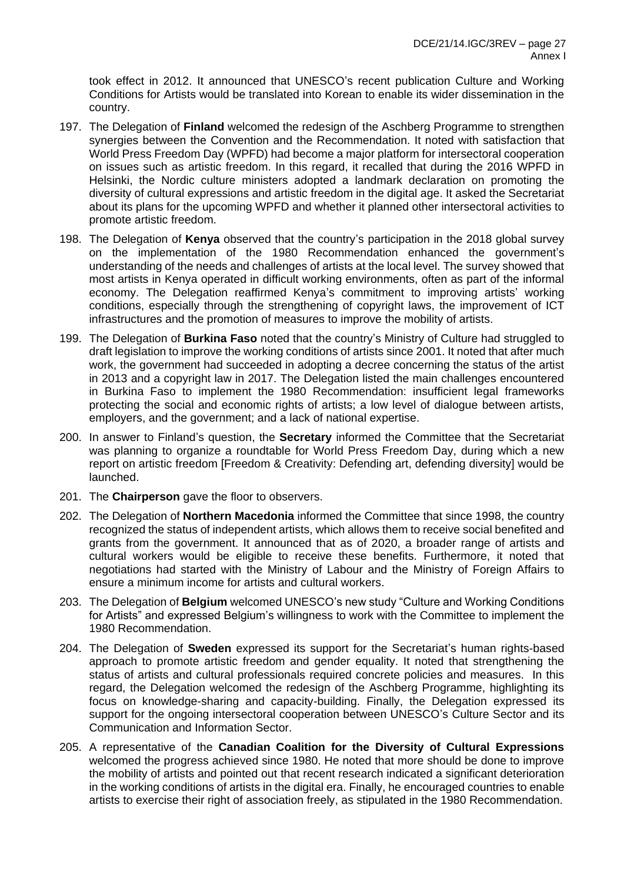took effect in 2012. It announced that UNESCO's recent publication Culture and Working Conditions for Artists would be translated into Korean to enable its wider dissemination in the country.

197. The Delegation of **Finland** welcomed the redesign of the Aschberg Programme to strengthen synergies between the Convention and the Recommendation. It noted with satisfaction that World Press Freedom Day (WPFD) had become a major platform for intersectoral cooperation on issues such as artistic freedom. In this regard, it recalled that during the 2016 WPFD in Helsinki, the Nordic culture ministers adopted a landmark declaration on promoting the diversity of cultural expressions and artistic freedom in the digital age. It asked the Secretariat about its plans for the upcoming WPFD and whether it planned other intersectoral activities to promote artistic freedom.

198. The Delegation of **Kenya** observed that the country's participation in the 2018 global survey on the implementation of the 1980 Recommendation enhanced the government's understanding of the needs and challenges of artists at the local level. The survey showed that most artists in Kenya operated in difficult working environments, often as part of the informal economy. The Delegation reaffirmed Kenya's commitment to improving artists' working conditions, especially through the strengthening of copyright laws, the improvement of ICT infrastructures and the promotion of measures to improve the mobility of artists.

199. The Delegation of **Burkina Faso** noted that the country's Ministry of Culture had struggled to draft legislation to improve the working conditions of artists since 2001. It noted that after much work, the government had succeeded in adopting a decree concerning the status of the artist in 2013 and a copyright law in 2017. The Delegation listed the main challenges encountered in Burkina Faso to implement the 1980 Recommendation: insufficient legal frameworks protecting the social and economic rights of artists; a low level of dialogue between artists, employers, and the government; and a lack of national expertise.

200. In answer to Finland's question, the **Secretary** informed the Committee that the Secretariat was planning to organize a roundtable for World Press Freedom Day, during which a new report on artistic freedom [Freedom & Creativity: Defending art, defending diversity] would be launched.

201. The **Chairperson** gave the floor to observers.

202. The Delegation of **Northern Macedonia** informed the Committee that since 1998, the country recognized the status of independent artists, which allows them to receive social benefited and grants from the government. It announced that as of 2020, a broader range of artists and cultural workers would be eligible to receive these benefits. Furthermore, it noted that negotiations had started with the Ministry of Labour and the Ministry of Foreign Affairs to ensure a minimum income for artists and cultural workers.

203. The Delegation of **Belgium** welcomed UNESCO's new study "Culture and Working Conditions for Artists" and expressed Belgium's willingness to work with the Committee to implement the 1980 Recommendation.

204. The Delegation of **Sweden** expressed its support for the Secretariat's human rights-based approach to promote artistic freedom and gender equality. It noted that strengthening the status of artists and cultural professionals required concrete policies and measures. In this regard, the Delegation welcomed the redesign of the Aschberg Programme, highlighting its focus on knowledge-sharing and capacity-building. Finally, the Delegation expressed its support for the ongoing intersectoral cooperation between UNESCO's Culture Sector and its Communication and Information Sector.

205. A representative of the **Canadian Coalition for the Diversity of Cultural Expressions** welcomed the progress achieved since 1980. He noted that more should be done to improve the mobility of artists and pointed out that recent research indicated a significant deterioration in the working conditions of artists in the digital era. Finally, he encouraged countries to enable artists to exercise their right of association freely, as stipulated in the 1980 Recommendation.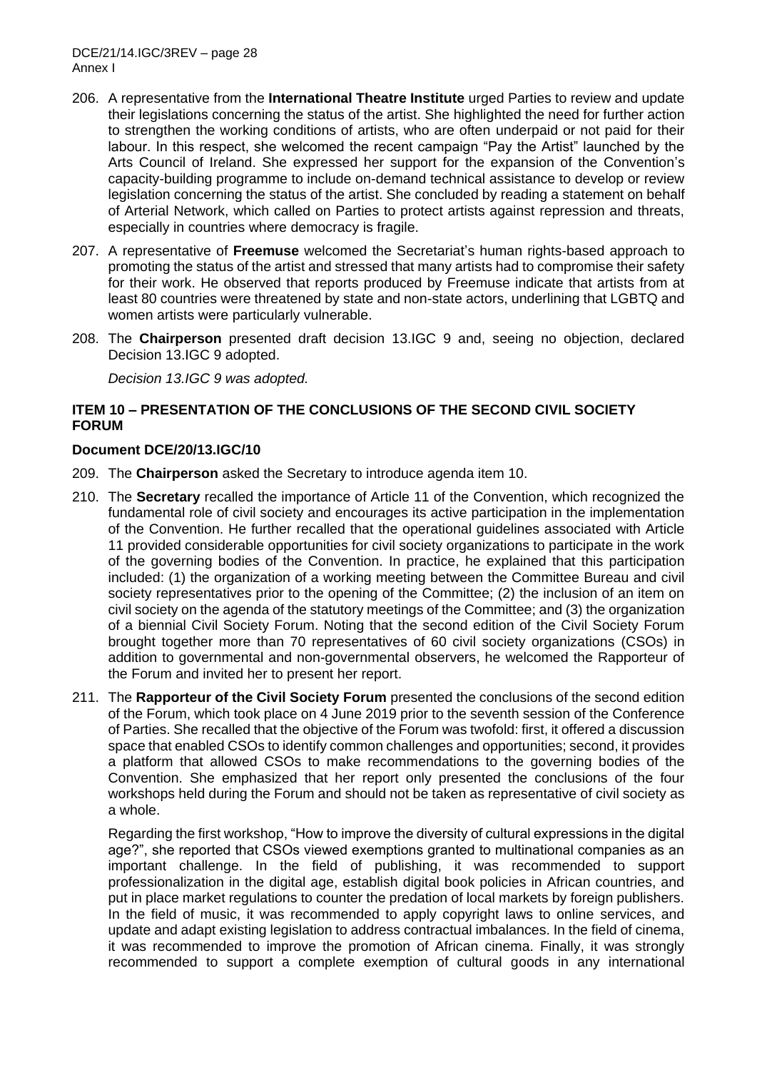206. A representative from the **International Theatre Institute** urged Parties to review and update their legislations concerning the status of the artist. She highlighted the need for further action to strengthen the working conditions of artists, who are often underpaid or not paid for their labour. In this respect, she welcomed the recent campaign "Pay the Artist" launched by the Arts Council of Ireland. She expressed her support for the expansion of the Convention's capacity-building programme to include on-demand technical assistance to develop or review legislation concerning the status of the artist. She concluded by reading a statement on behalf of Arterial Network, which called on Parties to protect artists against repression and threats, especially in countries where democracy is fragile.

207. A representative of **Freemuse** welcomed the Secretariat's human rights-based approach to promoting the status of the artist and stressed that many artists had to compromise their safety for their work. He observed that reports produced by Freemuse indicate that artists from at least 80 countries were threatened by state and non-state actors, underlining that LGBTQ and women artists were particularly vulnerable.

208. The **Chairperson** presented draft decision 13.IGC 9 and, seeing no objection, declared Decision 13.IGC 9 adopted.

*Decision 13.IGC 9 was adopted.*

## ITEM 10 – PRESENTATION OF THE CONCLUSIONS OF THE SECOND CIVIL SOCIETY FORUM

### Document DCE/20/13.IGC/10

209. The **Chairperson** asked the Secretary to introduce agenda item 10.

210. The **Secretary** recalled the importance of Article 11 of the Convention, which recognized the fundamental role of civil society and encourages its active participation in the implementation of the Convention. He further recalled that the operational guidelines associated with Article 11 provided considerable opportunities for civil society organizations to participate in the work of the governing bodies of the Convention. In practice, he explained that this participation included: (1) the organization of a working meeting between the Committee Bureau and civil society representatives prior to the opening of the Committee; (2) the inclusion of an item on civil society on the agenda of the statutory meetings of the Committee; and (3) the organization of a biennial Civil Society Forum. Noting that the second edition of the Civil Society Forum brought together more than 70 representatives of 60 civil society organizations (CSOs) in addition to governmental and non-governmental observers, he welcomed the Rapporteur of the Forum and invited her to present her report.

211. The **Rapporteur of the Civil Society Forum** presented the conclusions of the second edition of the Forum, which took place on 4 June 2019 prior to the seventh session of the Conference of Parties. She recalled that the objective of the Forum was twofold: first, it offered a discussion space that enabled CSOs to identify common challenges and opportunities; second, it provides a platform that allowed CSOs to make recommendations to the governing bodies of the Convention. She emphasized that her report only presented the conclusions of the four workshops held during the Forum and should not be taken as representative of civil society as a whole.

Regarding the first workshop, "How to improve the diversity of cultural expressions in the digital age?", she reported that CSOs viewed exemptions granted to multinational companies as an important challenge. In the field of publishing, it was recommended to support professionalization in the digital age, establish digital book policies in African countries, and put in place market regulations to counter the predation of local markets by foreign publishers. In the field of music, it was recommended to apply copyright laws to online services, and update and adapt existing legislation to address contractual imbalances. In the field of cinema, it was recommended to improve the promotion of African cinema. Finally, it was strongly recommended to support a complete exemption of cultural goods in any international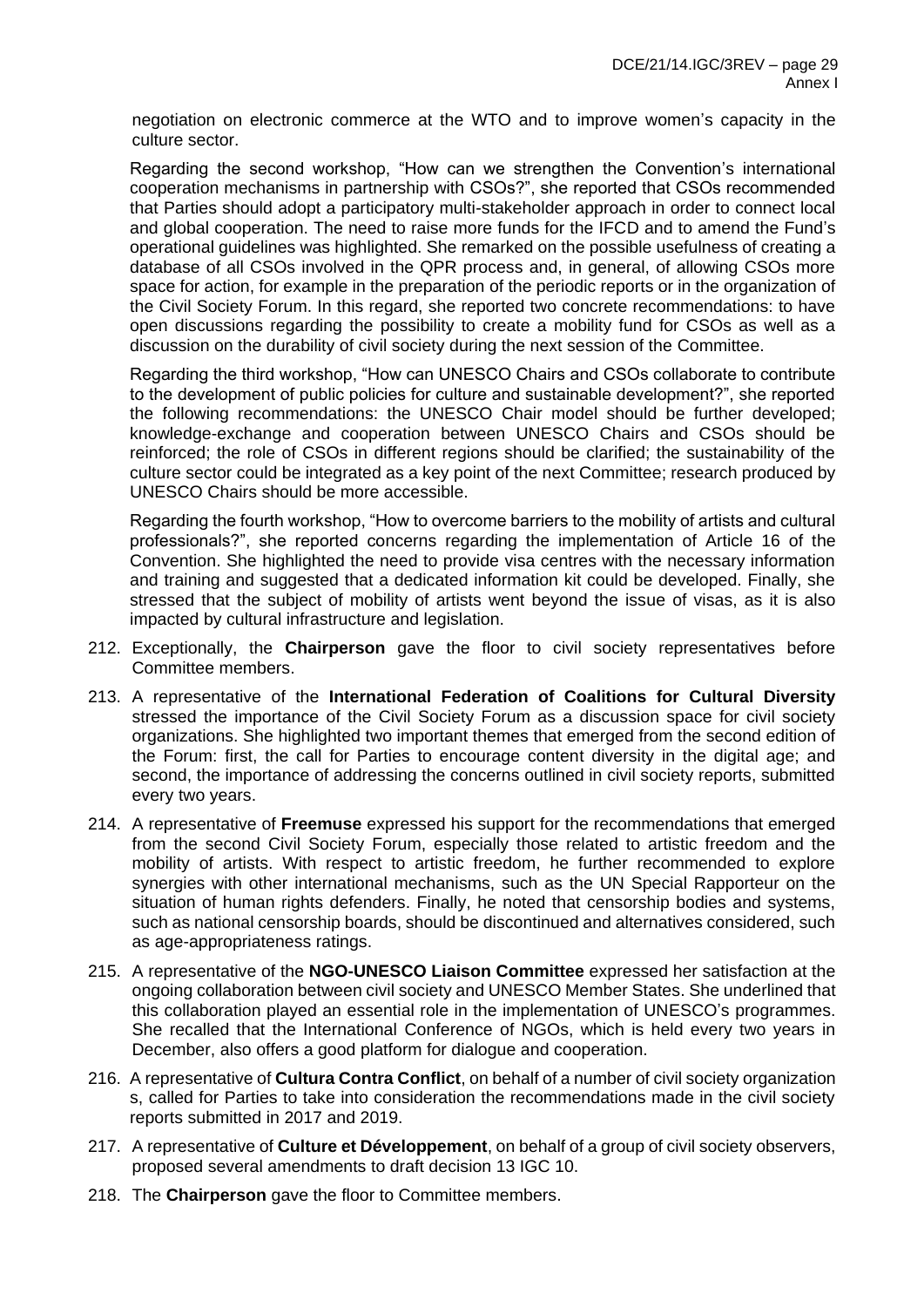negotiation on electronic commerce at the WTO and to improve women's capacity in the culture sector.

Regarding the second workshop, "How can we strengthen the Convention's international cooperation mechanisms in partnership with CSOs?", she reported that CSOs recommended that Parties should adopt a participatory multi-stakeholder approach in order to connect local and global cooperation. The need to raise more funds for the IFCD and to amend the Fund's operational guidelines was highlighted. She remarked on the possible usefulness of creating a database of all CSOs involved in the QPR process and, in general, of allowing CSOs more space for action, for example in the preparation of the periodic reports or in the organization of the Civil Society Forum. In this regard, she reported two concrete recommendations: to have open discussions regarding the possibility to create a mobility fund for CSOs as well as a discussion on the durability of civil society during the next session of the Committee.

Regarding the third workshop, "How can UNESCO Chairs and CSOs collaborate to contribute to the development of public policies for culture and sustainable development?", she reported the following recommendations: the UNESCO Chair model should be further developed; knowledge-exchange and cooperation between UNESCO Chairs and CSOs should be reinforced; the role of CSOs in different regions should be clarified; the sustainability of the culture sector could be integrated as a key point of the next Committee; research produced by UNESCO Chairs should be more accessible.

Regarding the fourth workshop, "How to overcome barriers to the mobility of artists and cultural professionals?", she reported concerns regarding the implementation of Article 16 of the Convention. She highlighted the need to provide visa centres with the necessary information and training and suggested that a dedicated information kit could be developed. Finally, she stressed that the subject of mobility of artists went beyond the issue of visas, as it is also impacted by cultural infrastructure and legislation.

212. Exceptionally, the **Chairperson** gave the floor to civil society representatives before Committee members.

213. A representative of the **International Federation of Coalitions for Cultural Diversity** stressed the importance of the Civil Society Forum as a discussion space for civil society organizations. She highlighted two important themes that emerged from the second edition of the Forum: first, the call for Parties to encourage content diversity in the digital age; and second, the importance of addressing the concerns outlined in civil society reports, submitted every two years.

214. A representative of **Freemuse** expressed his support for the recommendations that emerged from the second Civil Society Forum, especially those related to artistic freedom and the mobility of artists. With respect to artistic freedom, he further recommended to explore synergies with other international mechanisms, such as the UN Special Rapporteur on the situation of human rights defenders. Finally, he noted that censorship bodies and systems, such as national censorship boards, should be discontinued and alternatives considered, such as age-appropriateness ratings.

215. A representative of the **NGO-UNESCO Liaison Committee** expressed her satisfaction at the ongoing collaboration between civil society and UNESCO Member States. She underlined that this collaboration played an essential role in the implementation of UNESCO's programmes. She recalled that the International Conference of NGOs, which is held every two years in December, also offers a good platform for dialogue and cooperation.

216. A representative of **Cultura Contra Conflict**, on behalf of a number of civil society organization s, called for Parties to take into consideration the recommendations made in the civil society reports submitted in 2017 and 2019.

217. A representative of **Culture et Développement**, on behalf of a group of civil society observers, proposed several amendments to draft decision 13 IGC 10.

218. The **Chairperson** gave the floor to Committee members.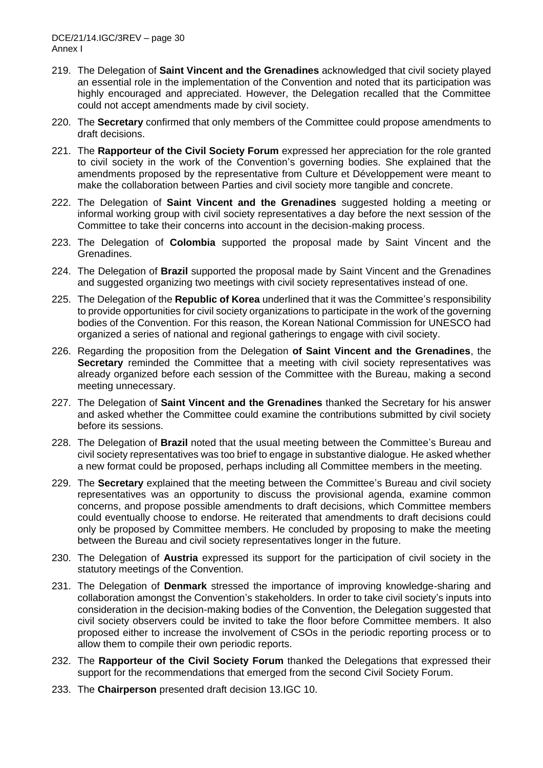219. The Delegation of **Saint Vincent and the Grenadines** acknowledged that civil society played an essential role in the implementation of the Convention and noted that its participation was highly encouraged and appreciated. However, the Delegation recalled that the Committee could not accept amendments made by civil society.

220. The **Secretary** confirmed that only members of the Committee could propose amendments to draft decisions.

221. The **Rapporteur of the Civil Society Forum** expressed her appreciation for the role granted to civil society in the work of the Convention's governing bodies. She explained that the amendments proposed by the representative from Culture et Développement were meant to make the collaboration between Parties and civil society more tangible and concrete.

222. The Delegation of **Saint Vincent and the Grenadines** suggested holding a meeting or informal working group with civil society representatives a day before the next session of the Committee to take their concerns into account in the decision-making process.

223. The Delegation of **Colombia** supported the proposal made by Saint Vincent and the Grenadines.

224. The Delegation of **Brazil** supported the proposal made by Saint Vincent and the Grenadines and suggested organizing two meetings with civil society representatives instead of one.

225. The Delegation of the **Republic of Korea** underlined that it was the Committee's responsibility to provide opportunities for civil society organizations to participate in the work of the governing bodies of the Convention. For this reason, the Korean National Commission for UNESCO had organized a series of national and regional gatherings to engage with civil society.

226. Regarding the proposition from the Delegation **of Saint Vincent and the Grenadines**, the **Secretary** reminded the Committee that a meeting with civil society representatives was already organized before each session of the Committee with the Bureau, making a second meeting unnecessary.

227. The Delegation of **Saint Vincent and the Grenadines** thanked the Secretary for his answer and asked whether the Committee could examine the contributions submitted by civil society before its sessions.

228. The Delegation of **Brazil** noted that the usual meeting between the Committee's Bureau and civil society representatives was too brief to engage in substantive dialogue. He asked whether a new format could be proposed, perhaps including all Committee members in the meeting.

229. The **Secretary** explained that the meeting between the Committee's Bureau and civil society representatives was an opportunity to discuss the provisional agenda, examine common concerns, and propose possible amendments to draft decisions, which Committee members could eventually choose to endorse. He reiterated that amendments to draft decisions could only be proposed by Committee members. He concluded by proposing to make the meeting between the Bureau and civil society representatives longer in the future.

230. The Delegation of **Austria** expressed its support for the participation of civil society in the statutory meetings of the Convention.

231. The Delegation of **Denmark** stressed the importance of improving knowledge-sharing and collaboration amongst the Convention's stakeholders. In order to take civil society's inputs into consideration in the decision-making bodies of the Convention, the Delegation suggested that civil society observers could be invited to take the floor before Committee members. It also proposed either to increase the involvement of CSOs in the periodic reporting process or to allow them to compile their own periodic reports.

232. The **Rapporteur of the Civil Society Forum** thanked the Delegations that expressed their support for the recommendations that emerged from the second Civil Society Forum.

233. The **Chairperson** presented draft decision 13.IGC 10.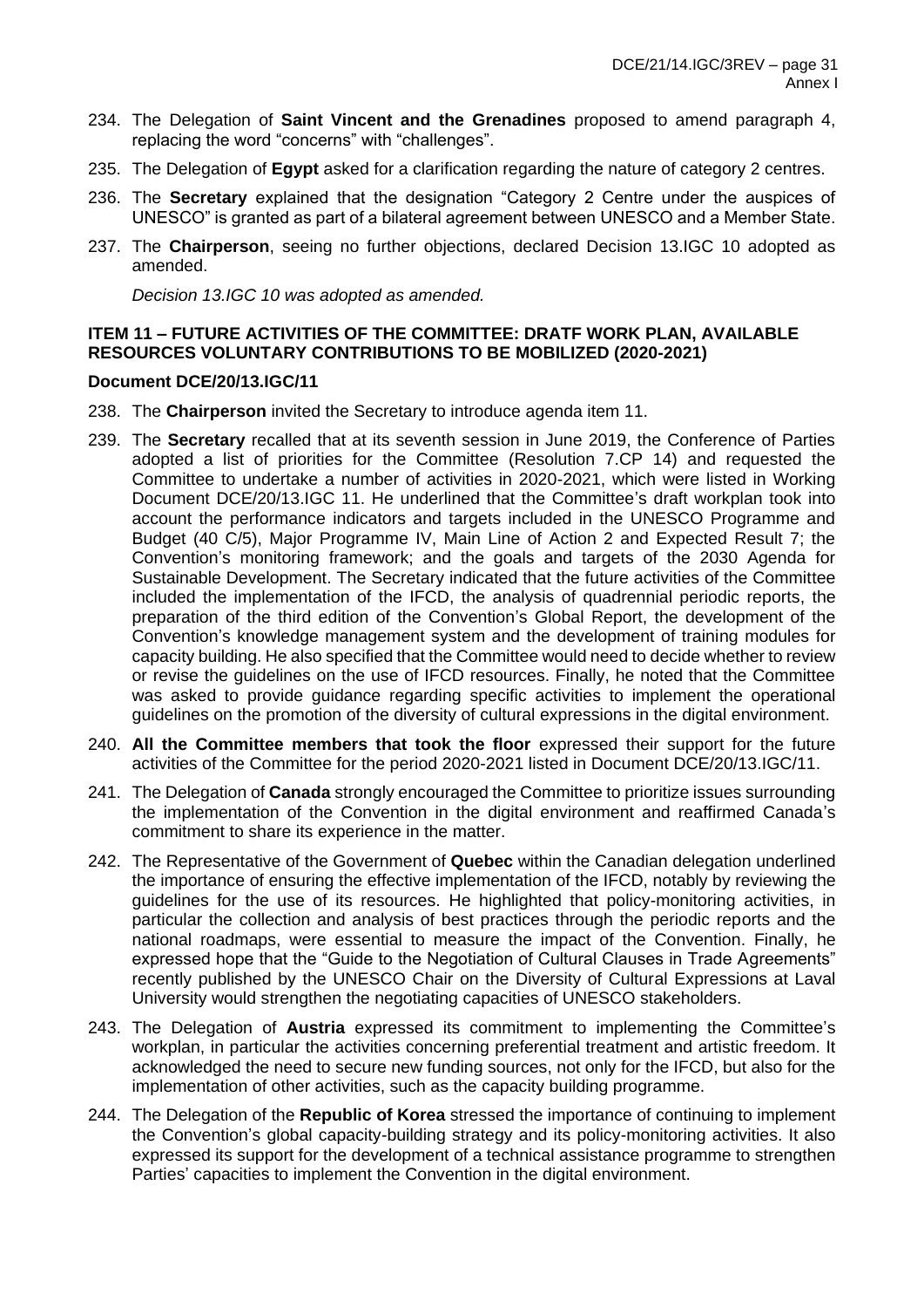234. The Delegation of **Saint Vincent and the Grenadines** proposed to amend paragraph 4, replacing the word "concerns" with "challenges".

235. The Delegation of **Egypt** asked for a clarification regarding the nature of category 2 centres.

236. The **Secretary** explained that the designation "Category 2 Centre under the auspices of UNESCO" is granted as part of a bilateral agreement between UNESCO and a Member State.

237. The **Chairperson**, seeing no further objections, declared Decision 13.IGC 10 adopted as amended.

*Decision 13.IGC 10 was adopted as amended.*

**ITEM 11 – FUTURE ACTIVITIES OF THE COMMITTEE: DRATF WORK PLAN, AVAILABLE RESOURCES VOLUNTARY CONTRIBUTIONS TO BE MOBILIZED (2020-2021)**

**Document DCE/20/13.IGC/11**

238. The **Chairperson** invited the Secretary to introduce agenda item 11.

239. The **Secretary** recalled that at its seventh session in June 2019, the Conference of Parties adopted a list of priorities for the Committee (Resolution 7.CP 14) and requested the Committee to undertake a number of activities in 2020-2021, which were listed in Working Document DCE/20/13.IGC 11. He underlined that the Committee's draft workplan took into account the performance indicators and targets included in the UNESCO Programme and Budget (40 C/5), Major Programme IV, Main Line of Action 2 and Expected Result 7; the Convention's monitoring framework; and the goals and targets of the 2030 Agenda for Sustainable Development. The Secretary indicated that the future activities of the Committee included the implementation of the IFCD, the analysis of quadrennial periodic reports, the preparation of the third edition of the Convention's Global Report, the development of the Convention's knowledge management system and the development of training modules for capacity building. He also specified that the Committee would need to decide whether to review or revise the guidelines on the use of IFCD resources. Finally, he noted that the Committee was asked to provide guidance regarding specific activities to implement the operational guidelines on the promotion of the diversity of cultural expressions in the digital environment.

240. **All the Committee members that took the floor** expressed their support for the future activities of the Committee for the period 2020-2021 listed in Document DCE/20/13.IGC/11.

241. The Delegation of **Canada** strongly encouraged the Committee to prioritize issues surrounding the implementation of the Convention in the digital environment and reaffirmed Canada's commitment to share its experience in the matter.

242. The Representative of the Government of **Quebec** within the Canadian delegation underlined the importance of ensuring the effective implementation of the IFCD, notably by reviewing the guidelines for the use of its resources. He highlighted that policy-monitoring activities, in particular the collection and analysis of best practices through the periodic reports and the national roadmaps, were essential to measure the impact of the Convention. Finally, he expressed hope that the "Guide to the Negotiation of Cultural Clauses in Trade Agreements" recently published by the UNESCO Chair on the Diversity of Cultural Expressions at Laval University would strengthen the negotiating capacities of UNESCO stakeholders.

243. The Delegation of **Austria** expressed its commitment to implementing the Committee's workplan, in particular the activities concerning preferential treatment and artistic freedom. It acknowledged the need to secure new funding sources, not only for the IFCD, but also for the implementation of other activities, such as the capacity building programme.

244. The Delegation of the **Republic of Korea** stressed the importance of continuing to implement the Convention's global capacity-building strategy and its policy-monitoring activities. It also expressed its support for the development of a technical assistance programme to strengthen Parties' capacities to implement the Convention in the digital environment.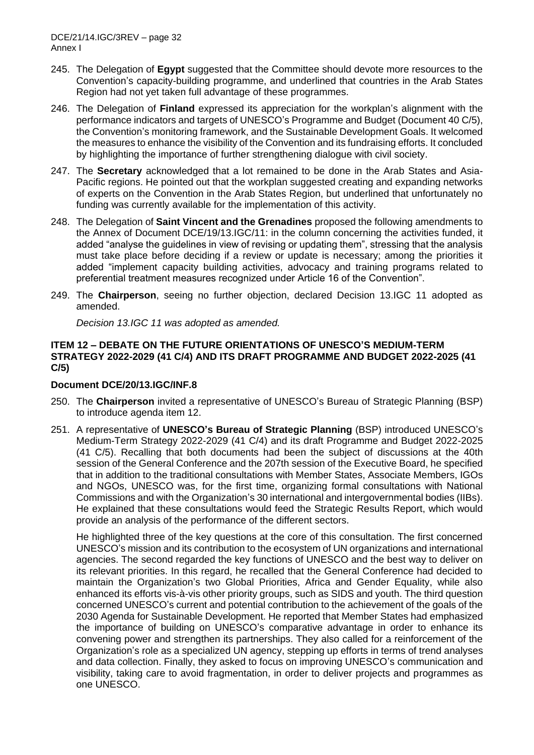245. The Delegation of **Egypt** suggested that the Committee should devote more resources to the Convention's capacity-building programme, and underlined that countries in the Arab States Region had not yet taken full advantage of these programmes.

246. The Delegation of **Finland** expressed its appreciation for the workplan's alignment with the performance indicators and targets of UNESCO's Programme and Budget (Document 40 C/5), the Convention's monitoring framework, and the Sustainable Development Goals. It welcomed the measures to enhance the visibility of the Convention and its fundraising efforts. It concluded by highlighting the importance of further strengthening dialogue with civil society.

247. The **Secretary** acknowledged that a lot remained to be done in the Arab States and Asia-Pacific regions. He pointed out that the workplan suggested creating and expanding networks of experts on the Convention in the Arab States Region, but underlined that unfortunately no funding was currently available for the implementation of this activity.

248. The Delegation of **Saint Vincent and the Grenadines** proposed the following amendments to the Annex of Document DCE/19/13.IGC/11: in the column concerning the activities funded, it added "analyse the guidelines in view of revising or updating them", stressing that the analysis must take place before deciding if a review or update is necessary; among the priorities it added "implement capacity building activities, advocacy and training programs related to preferential treatment measures recognized under Article 16 of the Convention".

249. The **Chairperson**, seeing no further objection, declared Decision 13.IGC 11 adopted as amended.

*Decision 13.IGC 11 was adopted as amended.*

### ITEM 12 – DEBATE ON THE FUTURE ORIENTATIONS OF UNESCO'S MEDIUM-TERM STRATEGY 2022-2029 (41 C/4) AND ITS DRAFT PROGRAMME AND BUDGET 2022-2025 (41 C/5)

**Document DCE/20/13.IGC/INF.8**

250. The **Chairperson** invited a representative of UNESCO's Bureau of Strategic Planning (BSP) to introduce agenda item 12.

251. A representative of **UNESCO's Bureau of Strategic Planning** (BSP) introduced UNESCO's Medium-Term Strategy 2022-2029 (41 C/4) and its draft Programme and Budget 2022-2025 (41 C/5). Recalling that both documents had been the subject of discussions at the 40th session of the General Conference and the 207th session of the Executive Board, he specified that in addition to the traditional consultations with Member States, Associate Members, IGOs and NGOs, UNESCO was, for the first time, organizing formal consultations with National Commissions and with the Organization's 30 international and intergovernmental bodies (IIBs). He explained that these consultations would feed the Strategic Results Report, which would provide an analysis of the performance of the different sectors.

    He highlighted three of the key questions at the core of this consultation. The first concerned UNESCO's mission and its contribution to the ecosystem of UN organizations and international agencies. The second regarded the key functions of UNESCO and the best way to deliver on its relevant priorities. In this regard, he recalled that the General Conference had decided to maintain the Organization's two Global Priorities, Africa and Gender Equality, while also enhanced its efforts vis-à-vis other priority groups, such as SIDS and youth. The third question concerned UNESCO's current and potential contribution to the achievement of the goals of the 2030 Agenda for Sustainable Development. He reported that Member States had emphasized the importance of building on UNESCO's comparative advantage in order to enhance its convening power and strengthen its partnerships. They also called for a reinforcement of the Organization's role as a specialized UN agency, stepping up efforts in terms of trend analyses and data collection. Finally, they asked to focus on improving UNESCO's communication and visibility, taking care to avoid fragmentation, in order to deliver projects and programmes as one UNESCO.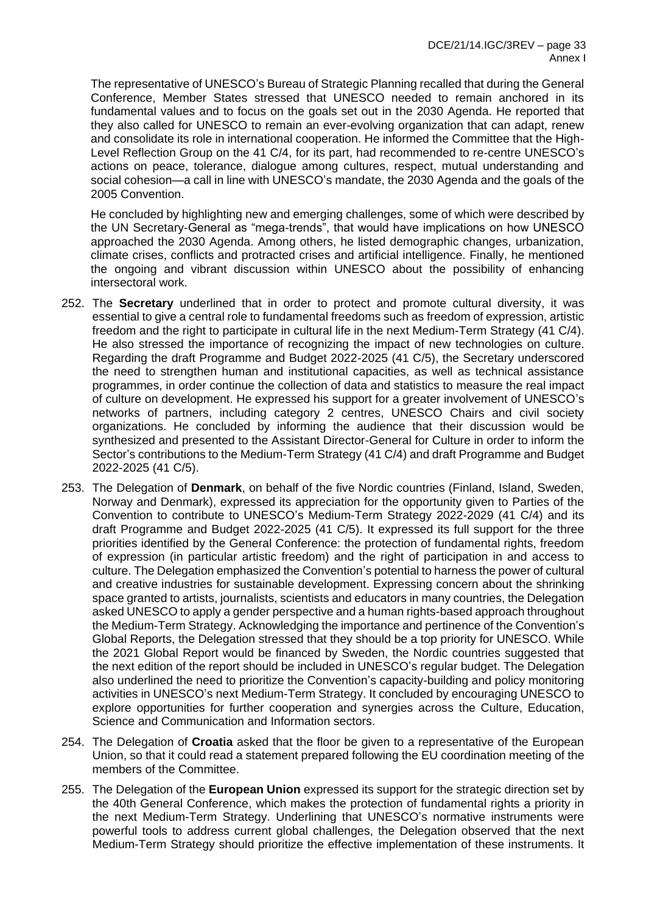The representative of UNESCO's Bureau of Strategic Planning recalled that during the General Conference, Member States stressed that UNESCO needed to remain anchored in its fundamental values and to focus on the goals set out in the 2030 Agenda. He reported that they also called for UNESCO to remain an ever-evolving organization that can adapt, renew and consolidate its role in international cooperation. He informed the Committee that the High-Level Reflection Group on the 41 C/4, for its part, had recommended to re-centre UNESCO's actions on peace, tolerance, dialogue among cultures, respect, mutual understanding and social cohesion—a call in line with UNESCO's mandate, the 2030 Agenda and the goals of the 2005 Convention.

He concluded by highlighting new and emerging challenges, some of which were described by the UN Secretary-General as "mega-trends", that would have implications on how UNESCO approached the 2030 Agenda. Among others, he listed demographic changes, urbanization, climate crises, conflicts and protracted crises and artificial intelligence. Finally, he mentioned the ongoing and vibrant discussion within UNESCO about the possibility of enhancing intersectoral work.

252. The **Secretary** underlined that in order to protect and promote cultural diversity, it was essential to give a central role to fundamental freedoms such as freedom of expression, artistic freedom and the right to participate in cultural life in the next Medium-Term Strategy (41 C/4). He also stressed the importance of recognizing the impact of new technologies on culture. Regarding the draft Programme and Budget 2022-2025 (41 C/5), the Secretary underscored the need to strengthen human and institutional capacities, as well as technical assistance programmes, in order continue the collection of data and statistics to measure the real impact of culture on development. He expressed his support for a greater involvement of UNESCO's networks of partners, including category 2 centres, UNESCO Chairs and civil society organizations. He concluded by informing the audience that their discussion would be synthesized and presented to the Assistant Director-General for Culture in order to inform the Sector's contributions to the Medium-Term Strategy (41 C/4) and draft Programme and Budget 2022-2025 (41 C/5).

253. The Delegation of **Denmark**, on behalf of the five Nordic countries (Finland, Island, Sweden, Norway and Denmark), expressed its appreciation for the opportunity given to Parties of the Convention to contribute to UNESCO's Medium-Term Strategy 2022-2029 (41 C/4) and its draft Programme and Budget 2022-2025 (41 C/5). It expressed its full support for the three priorities identified by the General Conference: the protection of fundamental rights, freedom of expression (in particular artistic freedom) and the right of participation in and access to culture. The Delegation emphasized the Convention's potential to harness the power of cultural and creative industries for sustainable development. Expressing concern about the shrinking space granted to artists, journalists, scientists and educators in many countries, the Delegation asked UNESCO to apply a gender perspective and a human rights-based approach throughout the Medium-Term Strategy. Acknowledging the importance and pertinence of the Convention's Global Reports, the Delegation stressed that they should be a top priority for UNESCO. While the 2021 Global Report would be financed by Sweden, the Nordic countries suggested that the next edition of the report should be included in UNESCO's regular budget. The Delegation also underlined the need to prioritize the Convention's capacity-building and policy monitoring activities in UNESCO's next Medium-Term Strategy. It concluded by encouraging UNESCO to explore opportunities for further cooperation and synergies across the Culture, Education, Science and Communication and Information sectors.

254. The Delegation of **Croatia** asked that the floor be given to a representative of the European Union, so that it could read a statement prepared following the EU coordination meeting of the members of the Committee.

255. The Delegation of the **European Union** expressed its support for the strategic direction set by the 40th General Conference, which makes the protection of fundamental rights a priority in the next Medium-Term Strategy. Underlining that UNESCO's normative instruments were powerful tools to address current global challenges, the Delegation observed that the next Medium-Term Strategy should prioritize the effective implementation of these instruments. It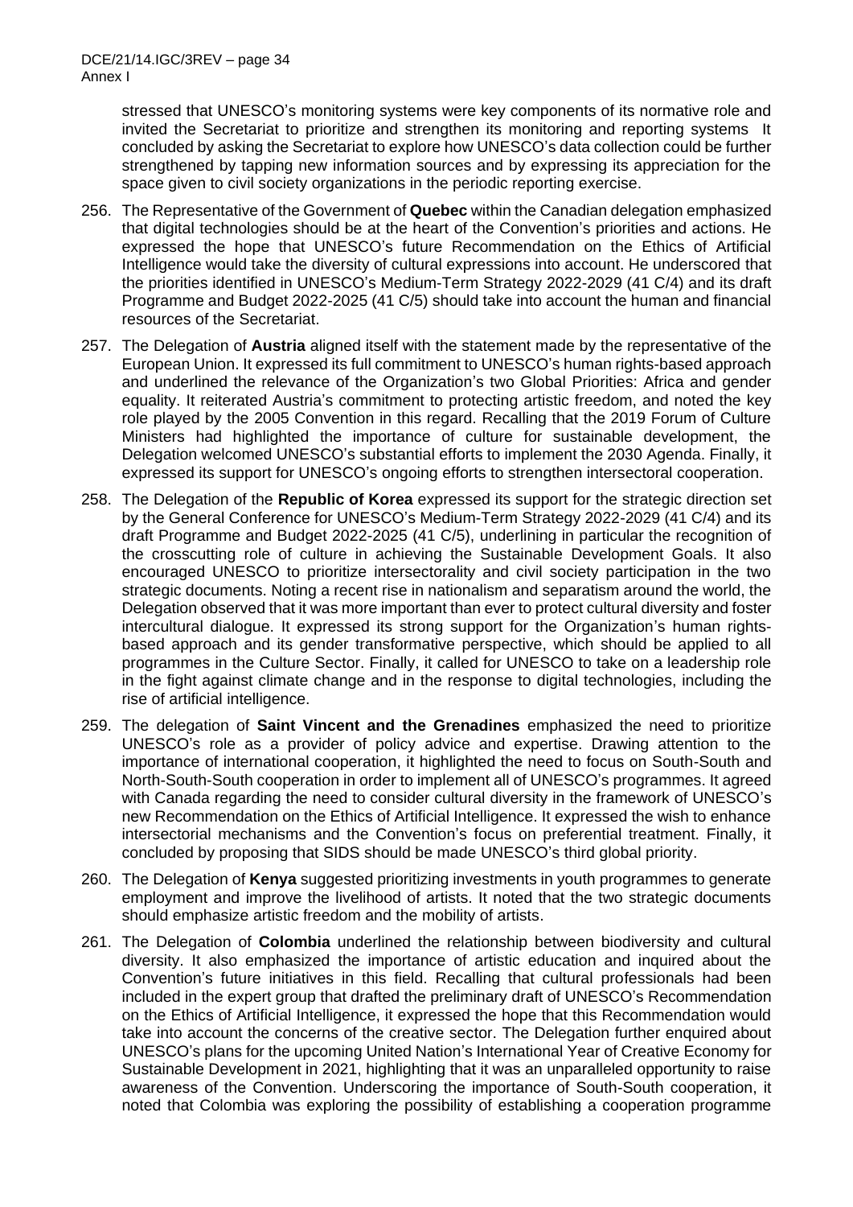stressed that UNESCO's monitoring systems were key components of its normative role and invited the Secretariat to prioritize and strengthen its monitoring and reporting systems It concluded by asking the Secretariat to explore how UNESCO's data collection could be further strengthened by tapping new information sources and by expressing its appreciation for the space given to civil society organizations in the periodic reporting exercise.

256. The Representative of the Government of **Quebec** within the Canadian delegation emphasized that digital technologies should be at the heart of the Convention's priorities and actions. He expressed the hope that UNESCO's future Recommendation on the Ethics of Artificial Intelligence would take the diversity of cultural expressions into account. He underscored that the priorities identified in UNESCO's Medium-Term Strategy 2022-2029 (41 C/4) and its draft Programme and Budget 2022-2025 (41 C/5) should take into account the human and financial resources of the Secretariat.

257. The Delegation of **Austria** aligned itself with the statement made by the representative of the European Union. It expressed its full commitment to UNESCO's human rights-based approach and underlined the relevance of the Organization's two Global Priorities: Africa and gender equality. It reiterated Austria's commitment to protecting artistic freedom, and noted the key role played by the 2005 Convention in this regard. Recalling that the 2019 Forum of Culture Ministers had highlighted the importance of culture for sustainable development, the Delegation welcomed UNESCO's substantial efforts to implement the 2030 Agenda. Finally, it expressed its support for UNESCO's ongoing efforts to strengthen intersectoral cooperation.

258. The Delegation of the **Republic of Korea** expressed its support for the strategic direction set by the General Conference for UNESCO's Medium-Term Strategy 2022-2029 (41 C/4) and its draft Programme and Budget 2022-2025 (41 C/5), underlining in particular the recognition of the crosscutting role of culture in achieving the Sustainable Development Goals. It also encouraged UNESCO to prioritize intersectorality and civil society participation in the two strategic documents. Noting a recent rise in nationalism and separatism around the world, the Delegation observed that it was more important than ever to protect cultural diversity and foster intercultural dialogue. It expressed its strong support for the Organization's human rights-based approach and its gender transformative perspective, which should be applied to all programmes in the Culture Sector. Finally, it called for UNESCO to take on a leadership role in the fight against climate change and in the response to digital technologies, including the rise of artificial intelligence.

259. The delegation of **Saint Vincent and the Grenadines** emphasized the need to prioritize UNESCO's role as a provider of policy advice and expertise. Drawing attention to the importance of international cooperation, it highlighted the need to focus on South-South and North-South-South cooperation in order to implement all of UNESCO's programmes. It agreed with Canada regarding the need to consider cultural diversity in the framework of UNESCO's new Recommendation on the Ethics of Artificial Intelligence. It expressed the wish to enhance intersectorial mechanisms and the Convention's focus on preferential treatment. Finally, it concluded by proposing that SIDS should be made UNESCO's third global priority.

260. The Delegation of **Kenya** suggested prioritizing investments in youth programmes to generate employment and improve the livelihood of artists. It noted that the two strategic documents should emphasize artistic freedom and the mobility of artists.

261. The Delegation of **Colombia** underlined the relationship between biodiversity and cultural diversity. It also emphasized the importance of artistic education and inquired about the Convention's future initiatives in this field. Recalling that cultural professionals had been included in the expert group that drafted the preliminary draft of UNESCO's Recommendation on the Ethics of Artificial Intelligence, it expressed the hope that this Recommendation would take into account the concerns of the creative sector. The Delegation further enquired about UNESCO's plans for the upcoming United Nation's International Year of Creative Economy for Sustainable Development in 2021, highlighting that it was an unparalleled opportunity to raise awareness of the Convention. Underscoring the importance of South-South cooperation, it noted that Colombia was exploring the possibility of establishing a cooperation programme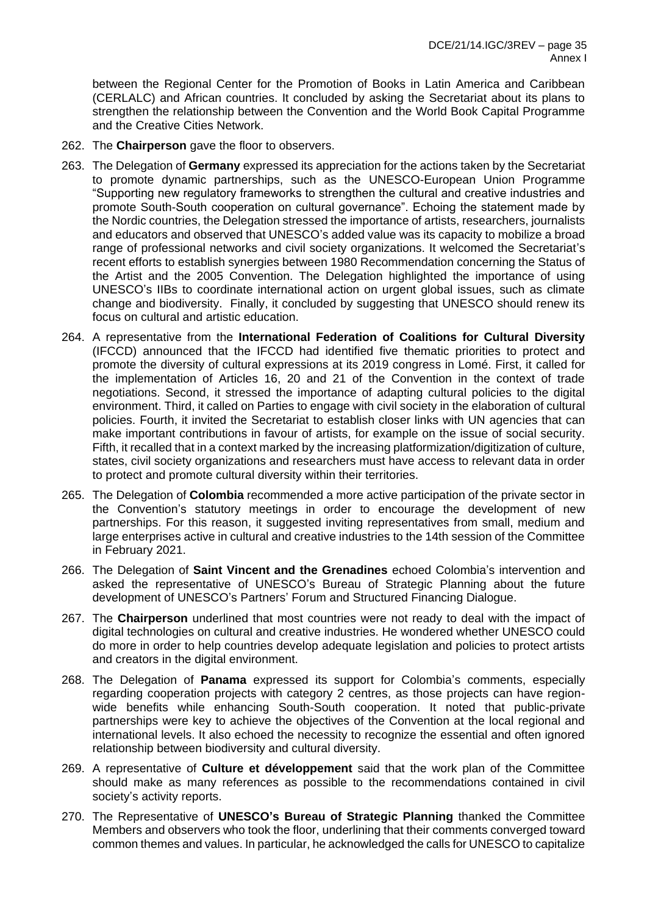between the Regional Center for the Promotion of Books in Latin America and Caribbean (CERLALC) and African countries. It concluded by asking the Secretariat about its plans to strengthen the relationship between the Convention and the World Book Capital Programme and the Creative Cities Network.

262. The **Chairperson** gave the floor to observers.

263. The Delegation of **Germany** expressed its appreciation for the actions taken by the Secretariat to promote dynamic partnerships, such as the UNESCO-European Union Programme "Supporting new regulatory frameworks to strengthen the cultural and creative industries and promote South-South cooperation on cultural governance". Echoing the statement made by the Nordic countries, the Delegation stressed the importance of artists, researchers, journalists and educators and observed that UNESCO's added value was its capacity to mobilize a broad range of professional networks and civil society organizations. It welcomed the Secretariat's recent efforts to establish synergies between 1980 Recommendation concerning the Status of the Artist and the 2005 Convention. The Delegation highlighted the importance of using UNESCO's IIBs to coordinate international action on urgent global issues, such as climate change and biodiversity. Finally, it concluded by suggesting that UNESCO should renew its focus on cultural and artistic education.

264. A representative from the **International Federation of Coalitions for Cultural Diversity** (IFCCD) announced that the IFCCD had identified five thematic priorities to protect and promote the diversity of cultural expressions at its 2019 congress in Lomé. First, it called for the implementation of Articles 16, 20 and 21 of the Convention in the context of trade negotiations. Second, it stressed the importance of adapting cultural policies to the digital environment. Third, it called on Parties to engage with civil society in the elaboration of cultural policies. Fourth, it invited the Secretariat to establish closer links with UN agencies that can make important contributions in favour of artists, for example on the issue of social security. Fifth, it recalled that in a context marked by the increasing platformization/digitization of culture, states, civil society organizations and researchers must have access to relevant data in order to protect and promote cultural diversity within their territories.

265. The Delegation of **Colombia** recommended a more active participation of the private sector in the Convention's statutory meetings in order to encourage the development of new partnerships. For this reason, it suggested inviting representatives from small, medium and large enterprises active in cultural and creative industries to the 14th session of the Committee in February 2021.

266. The Delegation of **Saint Vincent and the Grenadines** echoed Colombia's intervention and asked the representative of UNESCO's Bureau of Strategic Planning about the future development of UNESCO's Partners' Forum and Structured Financing Dialogue.

267. The **Chairperson** underlined that most countries were not ready to deal with the impact of digital technologies on cultural and creative industries. He wondered whether UNESCO could do more in order to help countries develop adequate legislation and policies to protect artists and creators in the digital environment.

268. The Delegation of **Panama** expressed its support for Colombia's comments, especially regarding cooperation projects with category 2 centres, as those projects can have region-wide benefits while enhancing South-South cooperation. It noted that public-private partnerships were key to achieve the objectives of the Convention at the local regional and international levels. It also echoed the necessity to recognize the essential and often ignored relationship between biodiversity and cultural diversity.

269. A representative of **Culture et développement** said that the work plan of the Committee should make as many references as possible to the recommendations contained in civil society's activity reports.

270. The Representative of **UNESCO's Bureau of Strategic Planning** thanked the Committee Members and observers who took the floor, underlining that their comments converged toward common themes and values. In particular, he acknowledged the calls for UNESCO to capitalize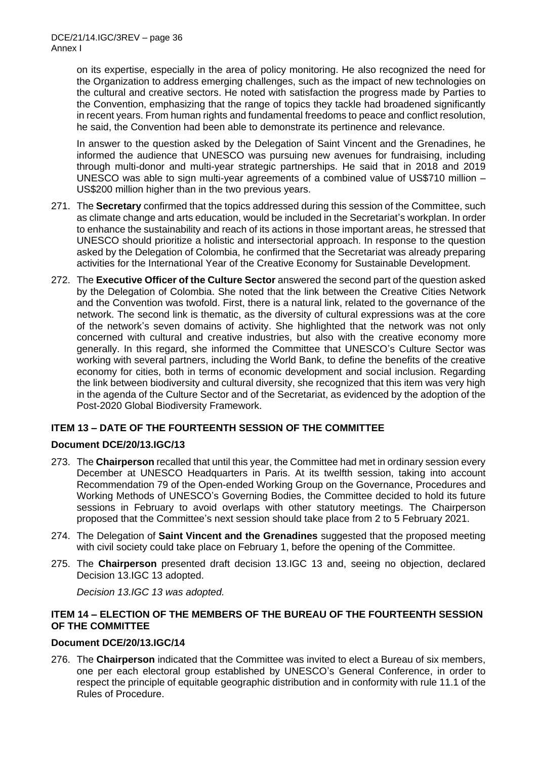on its expertise, especially in the area of policy monitoring. He also recognized the need for the Organization to address emerging challenges, such as the impact of new technologies on the cultural and creative sectors. He noted with satisfaction the progress made by Parties to the Convention, emphasizing that the range of topics they tackle had broadened significantly in recent years. From human rights and fundamental freedoms to peace and conflict resolution, he said, the Convention had been able to demonstrate its pertinence and relevance.

In answer to the question asked by the Delegation of Saint Vincent and the Grenadines, he informed the audience that UNESCO was pursuing new avenues for fundraising, including through multi-donor and multi-year strategic partnerships. He said that in 2018 and 2019 UNESCO was able to sign multi-year agreements of a combined value of US$710 million – US$200 million higher than in the two previous years.

271. The **Secretary** confirmed that the topics addressed during this session of the Committee, such as climate change and arts education, would be included in the Secretariat's workplan. In order to enhance the sustainability and reach of its actions in those important areas, he stressed that UNESCO should prioritize a holistic and intersectorial approach. In response to the question asked by the Delegation of Colombia, he confirmed that the Secretariat was already preparing activities for the International Year of the Creative Economy for Sustainable Development.

272. The **Executive Officer of the Culture Sector** answered the second part of the question asked by the Delegation of Colombia. She noted that the link between the Creative Cities Network and the Convention was twofold. First, there is a natural link, related to the governance of the network. The second link is thematic, as the diversity of cultural expressions was at the core of the network's seven domains of activity. She highlighted that the network was not only concerned with cultural and creative industries, but also with the creative economy more generally. In this regard, she informed the Committee that UNESCO's Culture Sector was working with several partners, including the World Bank, to define the benefits of the creative economy for cities, both in terms of economic development and social inclusion. Regarding the link between biodiversity and cultural diversity, she recognized that this item was very high in the agenda of the Culture Sector and of the Secretariat, as evidenced by the adoption of the Post-2020 Global Biodiversity Framework.

### ITEM 13 – DATE OF THE FOURTEENTH SESSION OF THE COMMITTEE

#### Document DCE/20/13.IGC/13

273. The **Chairperson** recalled that until this year, the Committee had met in ordinary session every December at UNESCO Headquarters in Paris. At its twelfth session, taking into account Recommendation 79 of the Open-ended Working Group on the Governance, Procedures and Working Methods of UNESCO's Governing Bodies, the Committee decided to hold its future sessions in February to avoid overlaps with other statutory meetings. The Chairperson proposed that the Committee's next session should take place from 2 to 5 February 2021.

274. The Delegation of **Saint Vincent and the Grenadines** suggested that the proposed meeting with civil society could take place on February 1, before the opening of the Committee.

275. The **Chairperson** presented draft decision 13.IGC 13 and, seeing no objection, declared Decision 13.IGC 13 adopted.

*Decision 13.IGC 13 was adopted.*

### ITEM 14 – ELECTION OF THE MEMBERS OF THE BUREAU OF THE FOURTEENTH SESSION OF THE COMMITTEE

#### Document DCE/20/13.IGC/14

276. The **Chairperson** indicated that the Committee was invited to elect a Bureau of six members, one per each electoral group established by UNESCO's General Conference, in order to respect the principle of equitable geographic distribution and in conformity with rule 11.1 of the Rules of Procedure.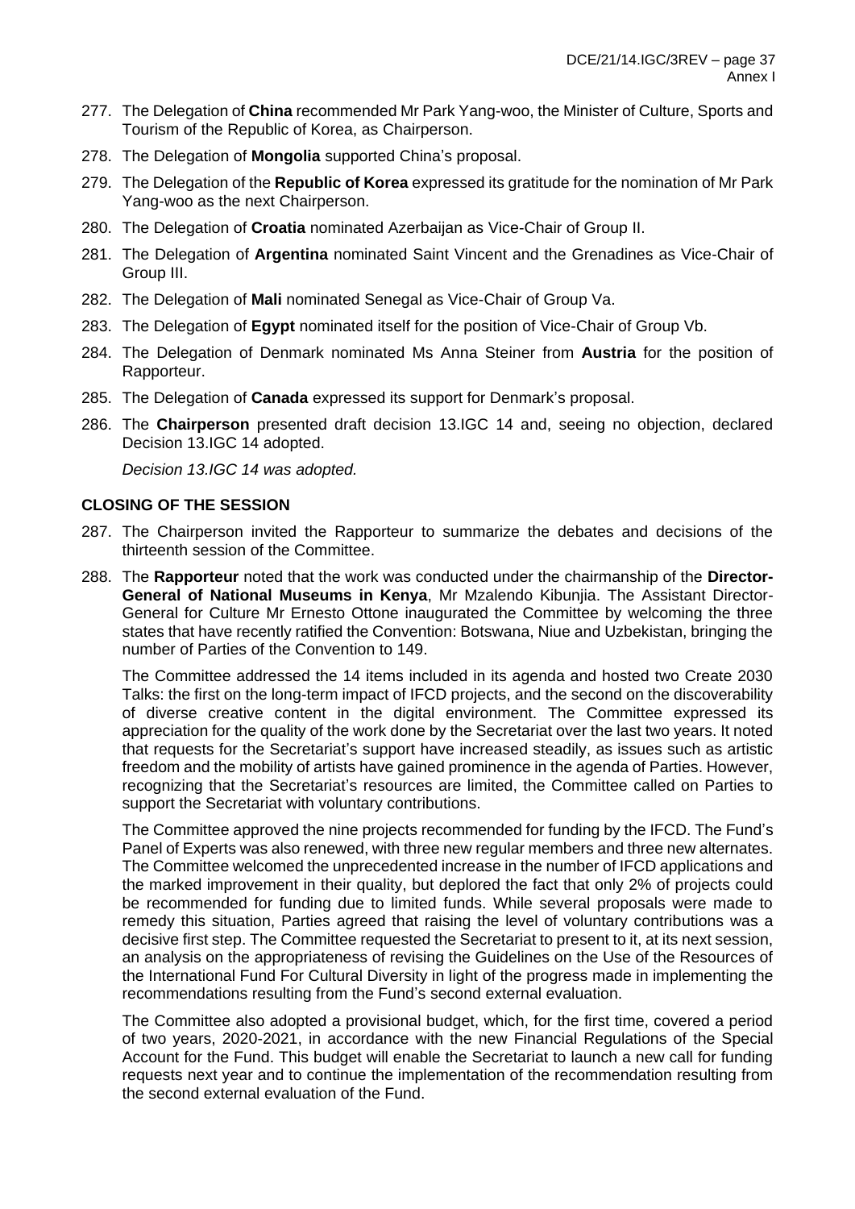277. The Delegation of **China** recommended Mr Park Yang-woo, the Minister of Culture, Sports and Tourism of the Republic of Korea, as Chairperson.

278. The Delegation of **Mongolia** supported China's proposal.

279. The Delegation of the **Republic of Korea** expressed its gratitude for the nomination of Mr Park Yang-woo as the next Chairperson.

280. The Delegation of **Croatia** nominated Azerbaijan as Vice-Chair of Group II.

281. The Delegation of **Argentina** nominated Saint Vincent and the Grenadines as Vice-Chair of Group III.

282. The Delegation of **Mali** nominated Senegal as Vice-Chair of Group Va.

283. The Delegation of **Egypt** nominated itself for the position of Vice-Chair of Group Vb.

284. The Delegation of Denmark nominated Ms Anna Steiner from **Austria** for the position of Rapporteur.

285. The Delegation of **Canada** expressed its support for Denmark's proposal.

286. The **Chairperson** presented draft decision 13.IGC 14 and, seeing no objection, declared Decision 13.IGC 14 adopted.

 *Decision 13.IGC 14 was adopted.*

## CLOSING OF THE SESSION

287. The Chairperson invited the Rapporteur to summarize the debates and decisions of the thirteenth session of the Committee.

288. The **Rapporteur** noted that the work was conducted under the chairmanship of the **Director-General of National Museums in Kenya**, Mr Mzalendo Kibunjia. The Assistant Director-General for Culture Mr Ernesto Ottone inaugurated the Committee by welcoming the three states that have recently ratified the Convention: Botswana, Niue and Uzbekistan, bringing the number of Parties of the Convention to 149.

 The Committee addressed the 14 items included in its agenda and hosted two Create 2030 Talks: the first on the long-term impact of IFCD projects, and the second on the discoverability of diverse creative content in the digital environment. The Committee expressed its appreciation for the quality of the work done by the Secretariat over the last two years. It noted that requests for the Secretariat's support have increased steadily, as issues such as artistic freedom and the mobility of artists have gained prominence in the agenda of Parties. However, recognizing that the Secretariat's resources are limited, the Committee called on Parties to support the Secretariat with voluntary contributions.

 The Committee approved the nine projects recommended for funding by the IFCD. The Fund's Panel of Experts was also renewed, with three new regular members and three new alternates. The Committee welcomed the unprecedented increase in the number of IFCD applications and the marked improvement in their quality, but deplored the fact that only 2% of projects could be recommended for funding due to limited funds. While several proposals were made to remedy this situation, Parties agreed that raising the level of voluntary contributions was a decisive first step. The Committee requested the Secretariat to present to it, at its next session, an analysis on the appropriateness of revising the Guidelines on the Use of the Resources of the International Fund For Cultural Diversity in light of the progress made in implementing the recommendations resulting from the Fund's second external evaluation.

 The Committee also adopted a provisional budget, which, for the first time, covered a period of two years, 2020-2021, in accordance with the new Financial Regulations of the Special Account for the Fund. This budget will enable the Secretariat to launch a new call for funding requests next year and to continue the implementation of the recommendation resulting from the second external evaluation of the Fund.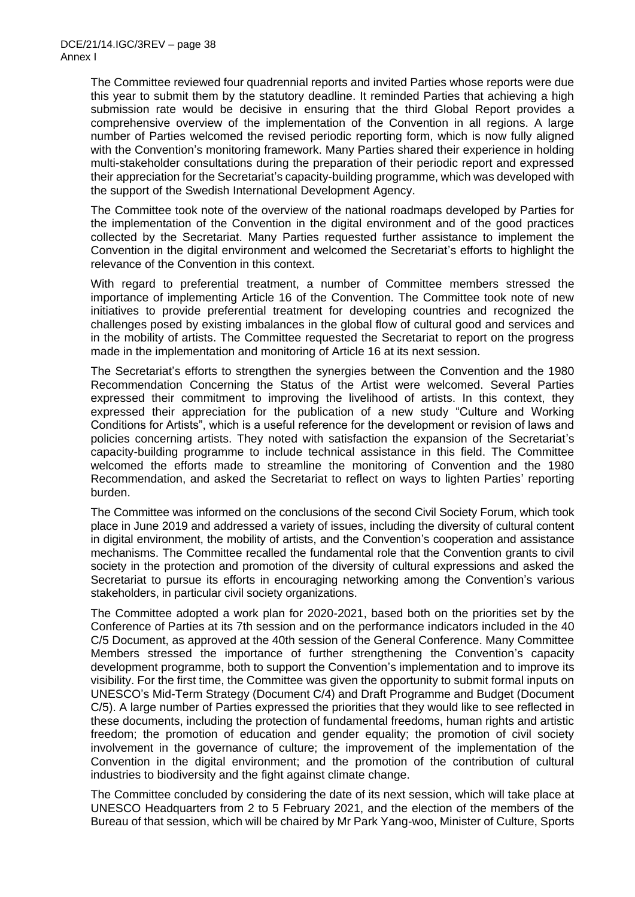The Committee reviewed four quadrennial reports and invited Parties whose reports were due this year to submit them by the statutory deadline. It reminded Parties that achieving a high submission rate would be decisive in ensuring that the third Global Report provides a comprehensive overview of the implementation of the Convention in all regions. A large number of Parties welcomed the revised periodic reporting form, which is now fully aligned with the Convention's monitoring framework. Many Parties shared their experience in holding multi-stakeholder consultations during the preparation of their periodic report and expressed their appreciation for the Secretariat's capacity-building programme, which was developed with the support of the Swedish International Development Agency.

The Committee took note of the overview of the national roadmaps developed by Parties for the implementation of the Convention in the digital environment and of the good practices collected by the Secretariat. Many Parties requested further assistance to implement the Convention in the digital environment and welcomed the Secretariat's efforts to highlight the relevance of the Convention in this context.

With regard to preferential treatment, a number of Committee members stressed the importance of implementing Article 16 of the Convention. The Committee took note of new initiatives to provide preferential treatment for developing countries and recognized the challenges posed by existing imbalances in the global flow of cultural good and services and in the mobility of artists. The Committee requested the Secretariat to report on the progress made in the implementation and monitoring of Article 16 at its next session.

The Secretariat's efforts to strengthen the synergies between the Convention and the 1980 Recommendation Concerning the Status of the Artist were welcomed. Several Parties expressed their commitment to improving the livelihood of artists. In this context, they expressed their appreciation for the publication of a new study "Culture and Working Conditions for Artists", which is a useful reference for the development or revision of laws and policies concerning artists. They noted with satisfaction the expansion of the Secretariat's capacity-building programme to include technical assistance in this field. The Committee welcomed the efforts made to streamline the monitoring of Convention and the 1980 Recommendation, and asked the Secretariat to reflect on ways to lighten Parties' reporting burden.

The Committee was informed on the conclusions of the second Civil Society Forum, which took place in June 2019 and addressed a variety of issues, including the diversity of cultural content in digital environment, the mobility of artists, and the Convention's cooperation and assistance mechanisms. The Committee recalled the fundamental role that the Convention grants to civil society in the protection and promotion of the diversity of cultural expressions and asked the Secretariat to pursue its efforts in encouraging networking among the Convention's various stakeholders, in particular civil society organizations.

The Committee adopted a work plan for 2020-2021, based both on the priorities set by the Conference of Parties at its 7th session and on the performance indicators included in the 40 C/5 Document, as approved at the 40th session of the General Conference. Many Committee Members stressed the importance of further strengthening the Convention's capacity development programme, both to support the Convention's implementation and to improve its visibility. For the first time, the Committee was given the opportunity to submit formal inputs on UNESCO's Mid-Term Strategy (Document C/4) and Draft Programme and Budget (Document C/5). A large number of Parties expressed the priorities that they would like to see reflected in these documents, including the protection of fundamental freedoms, human rights and artistic freedom; the promotion of education and gender equality; the promotion of civil society involvement in the governance of culture; the improvement of the implementation of the Convention in the digital environment; and the promotion of the contribution of cultural industries to biodiversity and the fight against climate change.

The Committee concluded by considering the date of its next session, which will take place at UNESCO Headquarters from 2 to 5 February 2021, and the election of the members of the Bureau of that session, which will be chaired by Mr Park Yang-woo, Minister of Culture, Sports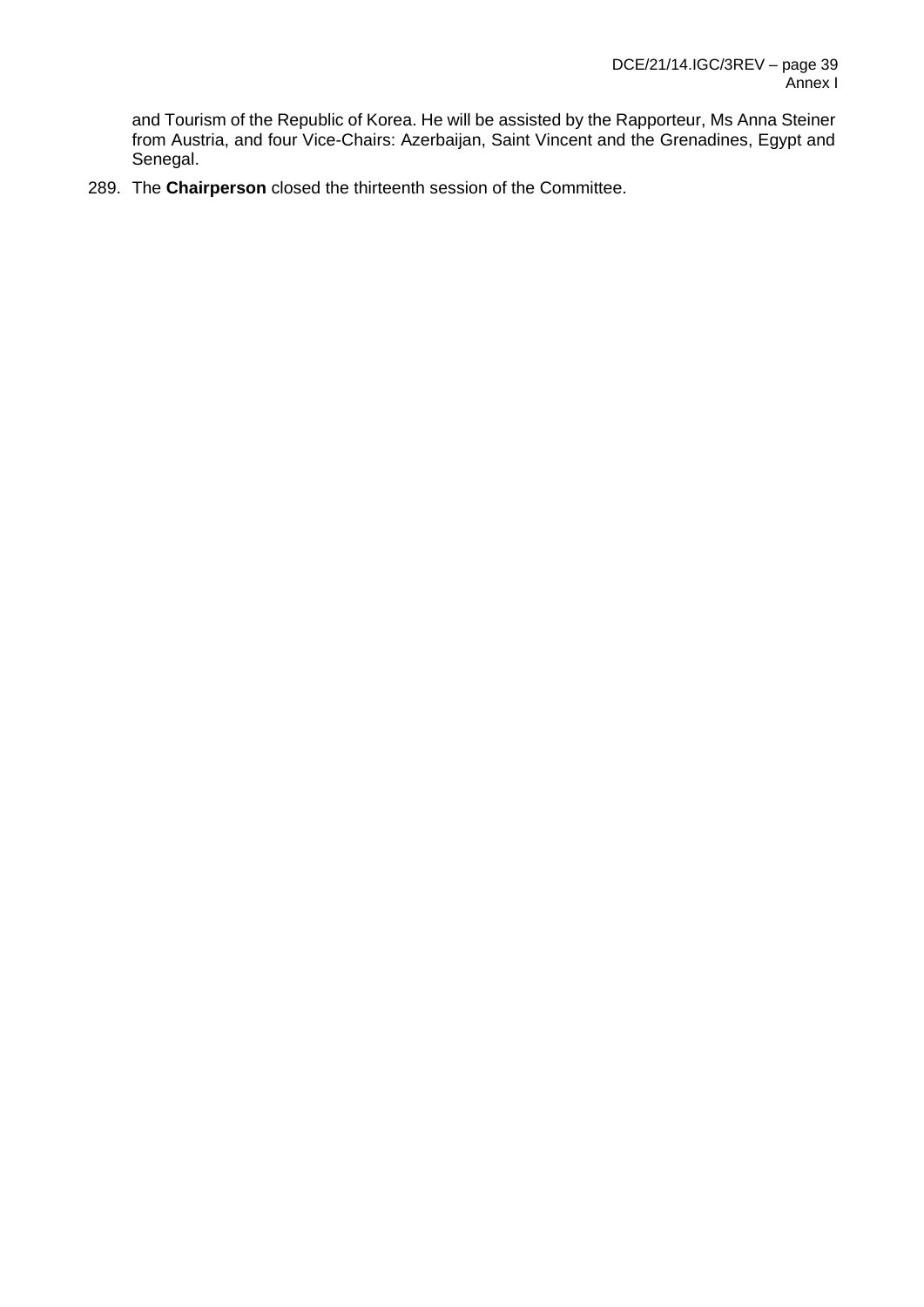and Tourism of the Republic of Korea. He will be assisted by the Rapporteur, Ms Anna Steiner from Austria, and four Vice-Chairs: Azerbaijan, Saint Vincent and the Grenadines, Egypt and Senegal.

289. The **Chairperson** closed the thirteenth session of the Committee.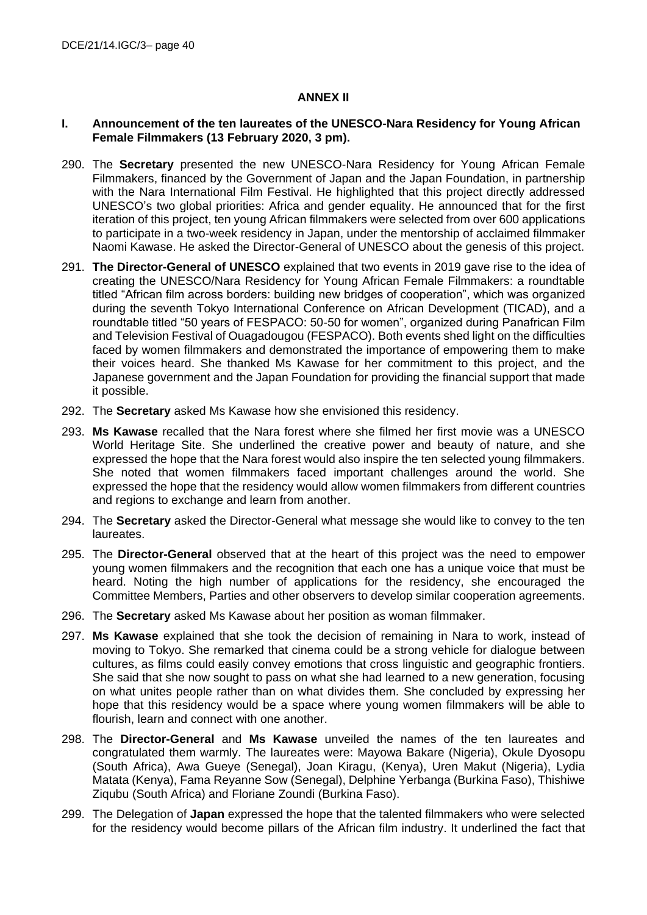## ANNEX II

### I. Announcement of the ten laureates of the UNESCO-Nara Residency for Young African Female Filmmakers (13 February 2020, 3 pm).

290. The **Secretary** presented the new UNESCO-Nara Residency for Young African Female Filmmakers, financed by the Government of Japan and the Japan Foundation, in partnership with the Nara International Film Festival. He highlighted that this project directly addressed UNESCO's two global priorities: Africa and gender equality. He announced that for the first iteration of this project, ten young African filmmakers were selected from over 600 applications to participate in a two-week residency in Japan, under the mentorship of acclaimed filmmaker Naomi Kawase. He asked the Director-General of UNESCO about the genesis of this project.

291. **The Director-General of UNESCO** explained that two events in 2019 gave rise to the idea of creating the UNESCO/Nara Residency for Young African Female Filmmakers: a roundtable titled "African film across borders: building new bridges of cooperation", which was organized during the seventh Tokyo International Conference on African Development (TICAD), and a roundtable titled "50 years of FESPACO: 50-50 for women", organized during Panafrican Film and Television Festival of Ouagadougou (FESPACO). Both events shed light on the difficulties faced by women filmmakers and demonstrated the importance of empowering them to make their voices heard. She thanked Ms Kawase for her commitment to this project, and the Japanese government and the Japan Foundation for providing the financial support that made it possible.

292. The **Secretary** asked Ms Kawase how she envisioned this residency.

293. **Ms Kawase** recalled that the Nara forest where she filmed her first movie was a UNESCO World Heritage Site. She underlined the creative power and beauty of nature, and she expressed the hope that the Nara forest would also inspire the ten selected young filmmakers. She noted that women filmmakers faced important challenges around the world. She expressed the hope that the residency would allow women filmmakers from different countries and regions to exchange and learn from another.

294. The **Secretary** asked the Director-General what message she would like to convey to the ten laureates.

295. The **Director-General** observed that at the heart of this project was the need to empower young women filmmakers and the recognition that each one has a unique voice that must be heard. Noting the high number of applications for the residency, she encouraged the Committee Members, Parties and other observers to develop similar cooperation agreements.

296. The **Secretary** asked Ms Kawase about her position as woman filmmaker.

297. **Ms Kawase** explained that she took the decision of remaining in Nara to work, instead of moving to Tokyo. She remarked that cinema could be a strong vehicle for dialogue between cultures, as films could easily convey emotions that cross linguistic and geographic frontiers. She said that she now sought to pass on what she had learned to a new generation, focusing on what unites people rather than on what divides them. She concluded by expressing her hope that this residency would be a space where young women filmmakers will be able to flourish, learn and connect with one another.

298. The **Director-General** and **Ms Kawase** unveiled the names of the ten laureates and congratulated them warmly. The laureates were: Mayowa Bakare (Nigeria), Okule Dyosopu (South Africa), Awa Gueye (Senegal), Joan Kiragu, (Kenya), Uren Makut (Nigeria), Lydia Matata (Kenya), Fama Reyanne Sow (Senegal), Delphine Yerbanga (Burkina Faso), Thishiwe Ziqubu (South Africa) and Floriane Zoundi (Burkina Faso).

299. The Delegation of **Japan** expressed the hope that the talented filmmakers who were selected for the residency would become pillars of the African film industry. It underlined the fact that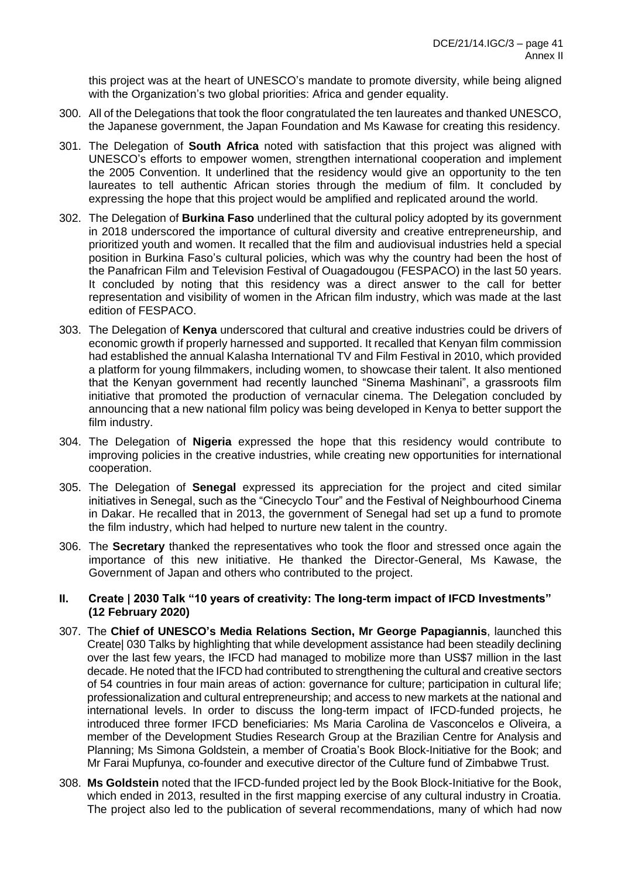this project was at the heart of UNESCO's mandate to promote diversity, while being aligned with the Organization's two global priorities: Africa and gender equality.

300. All of the Delegations that took the floor congratulated the ten laureates and thanked UNESCO, the Japanese government, the Japan Foundation and Ms Kawase for creating this residency.

301. The Delegation of **South Africa** noted with satisfaction that this project was aligned with UNESCO's efforts to empower women, strengthen international cooperation and implement the 2005 Convention. It underlined that the residency would give an opportunity to the ten laureates to tell authentic African stories through the medium of film. It concluded by expressing the hope that this project would be amplified and replicated around the world.

302. The Delegation of **Burkina Faso** underlined that the cultural policy adopted by its government in 2018 underscored the importance of cultural diversity and creative entrepreneurship, and prioritized youth and women. It recalled that the film and audiovisual industries held a special position in Burkina Faso's cultural policies, which was why the country had been the host of the Panafrican Film and Television Festival of Ouagadougou (FESPACO) in the last 50 years. It concluded by noting that this residency was a direct answer to the call for better representation and visibility of women in the African film industry, which was made at the last edition of FESPACO.

303. The Delegation of **Kenya** underscored that cultural and creative industries could be drivers of economic growth if properly harnessed and supported. It recalled that Kenyan film commission had established the annual Kalasha International TV and Film Festival in 2010, which provided a platform for young filmmakers, including women, to showcase their talent. It also mentioned that the Kenyan government had recently launched "Sinema Mashinani", a grassroots film initiative that promoted the production of vernacular cinema. The Delegation concluded by announcing that a new national film policy was being developed in Kenya to better support the film industry.

304. The Delegation of **Nigeria** expressed the hope that this residency would contribute to improving policies in the creative industries, while creating new opportunities for international cooperation.

305. The Delegation of **Senegal** expressed its appreciation for the project and cited similar initiatives in Senegal, such as the "Cinecyclo Tour" and the Festival of Neighbourhood Cinema in Dakar. He recalled that in 2013, the government of Senegal had set up a fund to promote the film industry, which had helped to nurture new talent in the country.

306. The **Secretary** thanked the representatives who took the floor and stressed once again the importance of this new initiative. He thanked the Director-General, Ms Kawase, the Government of Japan and others who contributed to the project.

## II. Create | 2030 Talk "10 years of creativity: The long-term impact of IFCD Investments" (12 February 2020)

307. The **Chief of UNESCO's Media Relations Section, Mr George Papagiannis**, launched this Create| 030 Talks by highlighting that while development assistance had been steadily declining over the last few years, the IFCD had managed to mobilize more than US$7 million in the last decade. He noted that the IFCD had contributed to strengthening the cultural and creative sectors of 54 countries in four main areas of action: governance for culture; participation in cultural life; professionalization and cultural entrepreneurship; and access to new markets at the national and international levels. In order to discuss the long-term impact of IFCD-funded projects, he introduced three former IFCD beneficiaries: Ms Maria Carolina de Vasconcelos e Oliveira, a member of the Development Studies Research Group at the Brazilian Centre for Analysis and Planning; Ms Simona Goldstein, a member of Croatia's Book Block-Initiative for the Book; and Mr Farai Mupfunya, co-founder and executive director of the Culture fund of Zimbabwe Trust.

308. **Ms Goldstein** noted that the IFCD-funded project led by the Book Block-Initiative for the Book, which ended in 2013, resulted in the first mapping exercise of any cultural industry in Croatia. The project also led to the publication of several recommendations, many of which had now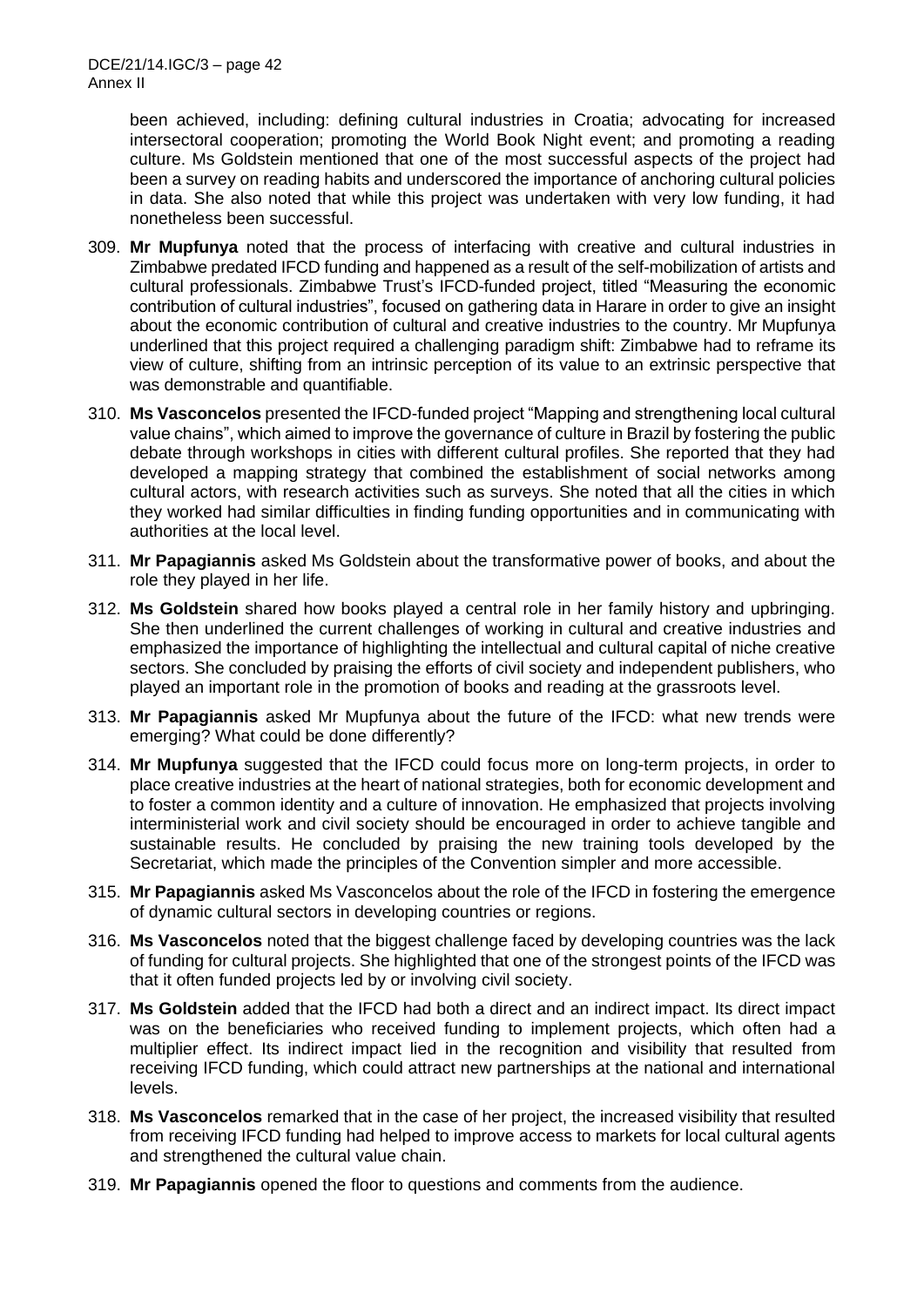been achieved, including: defining cultural industries in Croatia; advocating for increased intersectoral cooperation; promoting the World Book Night event; and promoting a reading culture. Ms Goldstein mentioned that one of the most successful aspects of the project had been a survey on reading habits and underscored the importance of anchoring cultural policies in data. She also noted that while this project was undertaken with very low funding, it had nonetheless been successful.

309. **Mr Mupfunya** noted that the process of interfacing with creative and cultural industries in Zimbabwe predated IFCD funding and happened as a result of the self-mobilization of artists and cultural professionals. Zimbabwe Trust's IFCD-funded project, titled "Measuring the economic contribution of cultural industries", focused on gathering data in Harare in order to give an insight about the economic contribution of cultural and creative industries to the country. Mr Mupfunya underlined that this project required a challenging paradigm shift: Zimbabwe had to reframe its view of culture, shifting from an intrinsic perception of its value to an extrinsic perspective that was demonstrable and quantifiable.

310. **Ms Vasconcelos** presented the IFCD-funded project "Mapping and strengthening local cultural value chains", which aimed to improve the governance of culture in Brazil by fostering the public debate through workshops in cities with different cultural profiles. She reported that they had developed a mapping strategy that combined the establishment of social networks among cultural actors, with research activities such as surveys. She noted that all the cities in which they worked had similar difficulties in finding funding opportunities and in communicating with authorities at the local level.

311. **Mr Papagiannis** asked Ms Goldstein about the transformative power of books, and about the role they played in her life.

312. **Ms Goldstein** shared how books played a central role in her family history and upbringing. She then underlined the current challenges of working in cultural and creative industries and emphasized the importance of highlighting the intellectual and cultural capital of niche creative sectors. She concluded by praising the efforts of civil society and independent publishers, who played an important role in the promotion of books and reading at the grassroots level.

313. **Mr Papagiannis** asked Mr Mupfunya about the future of the IFCD: what new trends were emerging? What could be done differently?

314. **Mr Mupfunya** suggested that the IFCD could focus more on long-term projects, in order to place creative industries at the heart of national strategies, both for economic development and to foster a common identity and a culture of innovation. He emphasized that projects involving interministerial work and civil society should be encouraged in order to achieve tangible and sustainable results. He concluded by praising the new training tools developed by the Secretariat, which made the principles of the Convention simpler and more accessible.

315. **Mr Papagiannis** asked Ms Vasconcelos about the role of the IFCD in fostering the emergence of dynamic cultural sectors in developing countries or regions.

316. **Ms Vasconcelos** noted that the biggest challenge faced by developing countries was the lack of funding for cultural projects. She highlighted that one of the strongest points of the IFCD was that it often funded projects led by or involving civil society.

317. **Ms Goldstein** added that the IFCD had both a direct and an indirect impact. Its direct impact was on the beneficiaries who received funding to implement projects, which often had a multiplier effect. Its indirect impact lied in the recognition and visibility that resulted from receiving IFCD funding, which could attract new partnerships at the national and international levels.

318. **Ms Vasconcelos** remarked that in the case of her project, the increased visibility that resulted from receiving IFCD funding had helped to improve access to markets for local cultural agents and strengthened the cultural value chain.

319. **Mr Papagiannis** opened the floor to questions and comments from the audience.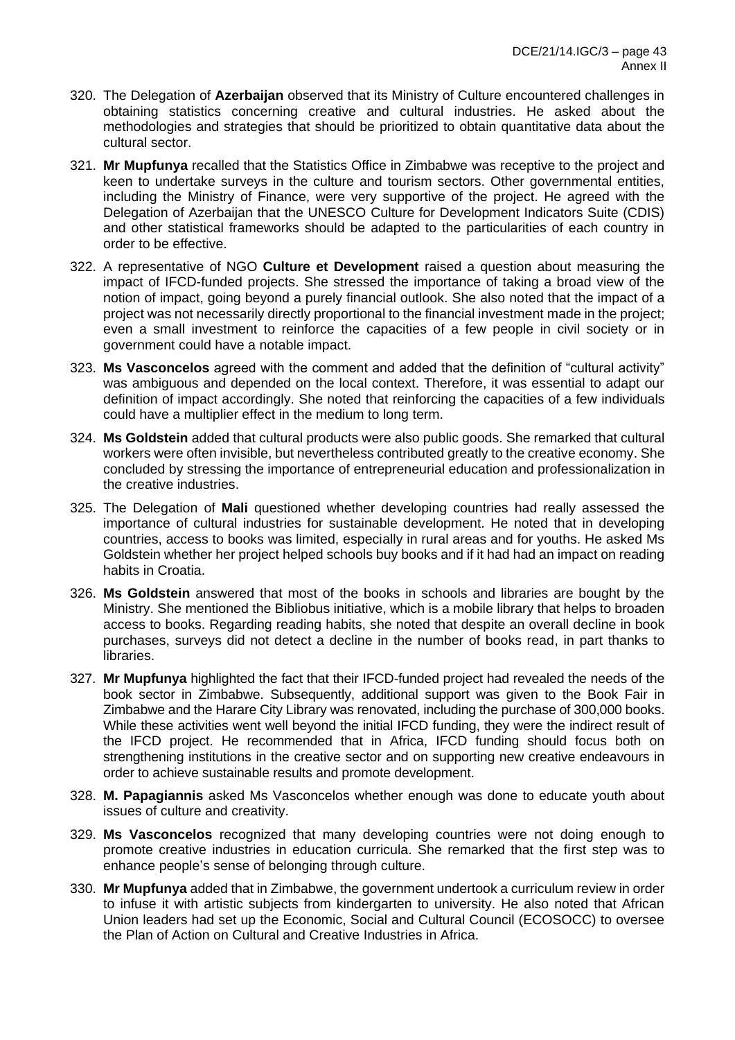320. The Delegation of **Azerbaijan** observed that its Ministry of Culture encountered challenges in obtaining statistics concerning creative and cultural industries. He asked about the methodologies and strategies that should be prioritized to obtain quantitative data about the cultural sector.

321. **Mr Mupfunya** recalled that the Statistics Office in Zimbabwe was receptive to the project and keen to undertake surveys in the culture and tourism sectors. Other governmental entities, including the Ministry of Finance, were very supportive of the project. He agreed with the Delegation of Azerbaijan that the UNESCO Culture for Development Indicators Suite (CDIS) and other statistical frameworks should be adapted to the particularities of each country in order to be effective.

322. A representative of NGO **Culture et Development** raised a question about measuring the impact of IFCD-funded projects. She stressed the importance of taking a broad view of the notion of impact, going beyond a purely financial outlook. She also noted that the impact of a project was not necessarily directly proportional to the financial investment made in the project; even a small investment to reinforce the capacities of a few people in civil society or in government could have a notable impact.

323. **Ms Vasconcelos** agreed with the comment and added that the definition of "cultural activity" was ambiguous and depended on the local context. Therefore, it was essential to adapt our definition of impact accordingly. She noted that reinforcing the capacities of a few individuals could have a multiplier effect in the medium to long term.

324. **Ms Goldstein** added that cultural products were also public goods. She remarked that cultural workers were often invisible, but nevertheless contributed greatly to the creative economy. She concluded by stressing the importance of entrepreneurial education and professionalization in the creative industries.

325. The Delegation of **Mali** questioned whether developing countries had really assessed the importance of cultural industries for sustainable development. He noted that in developing countries, access to books was limited, especially in rural areas and for youths. He asked Ms Goldstein whether her project helped schools buy books and if it had had an impact on reading habits in Croatia.

326. **Ms Goldstein** answered that most of the books in schools and libraries are bought by the Ministry. She mentioned the Bibliobus initiative, which is a mobile library that helps to broaden access to books. Regarding reading habits, she noted that despite an overall decline in book purchases, surveys did not detect a decline in the number of books read, in part thanks to libraries.

327. **Mr Mupfunya** highlighted the fact that their IFCD-funded project had revealed the needs of the book sector in Zimbabwe. Subsequently, additional support was given to the Book Fair in Zimbabwe and the Harare City Library was renovated, including the purchase of 300,000 books. While these activities went well beyond the initial IFCD funding, they were the indirect result of the IFCD project. He recommended that in Africa, IFCD funding should focus both on strengthening institutions in the creative sector and on supporting new creative endeavours in order to achieve sustainable results and promote development.

328. **M. Papagiannis** asked Ms Vasconcelos whether enough was done to educate youth about issues of culture and creativity.

329. **Ms Vasconcelos** recognized that many developing countries were not doing enough to promote creative industries in education curricula. She remarked that the first step was to enhance people's sense of belonging through culture.

330. **Mr Mupfunya** added that in Zimbabwe, the government undertook a curriculum review in order to infuse it with artistic subjects from kindergarten to university. He also noted that African Union leaders had set up the Economic, Social and Cultural Council (ECOSOCC) to oversee the Plan of Action on Cultural and Creative Industries in Africa.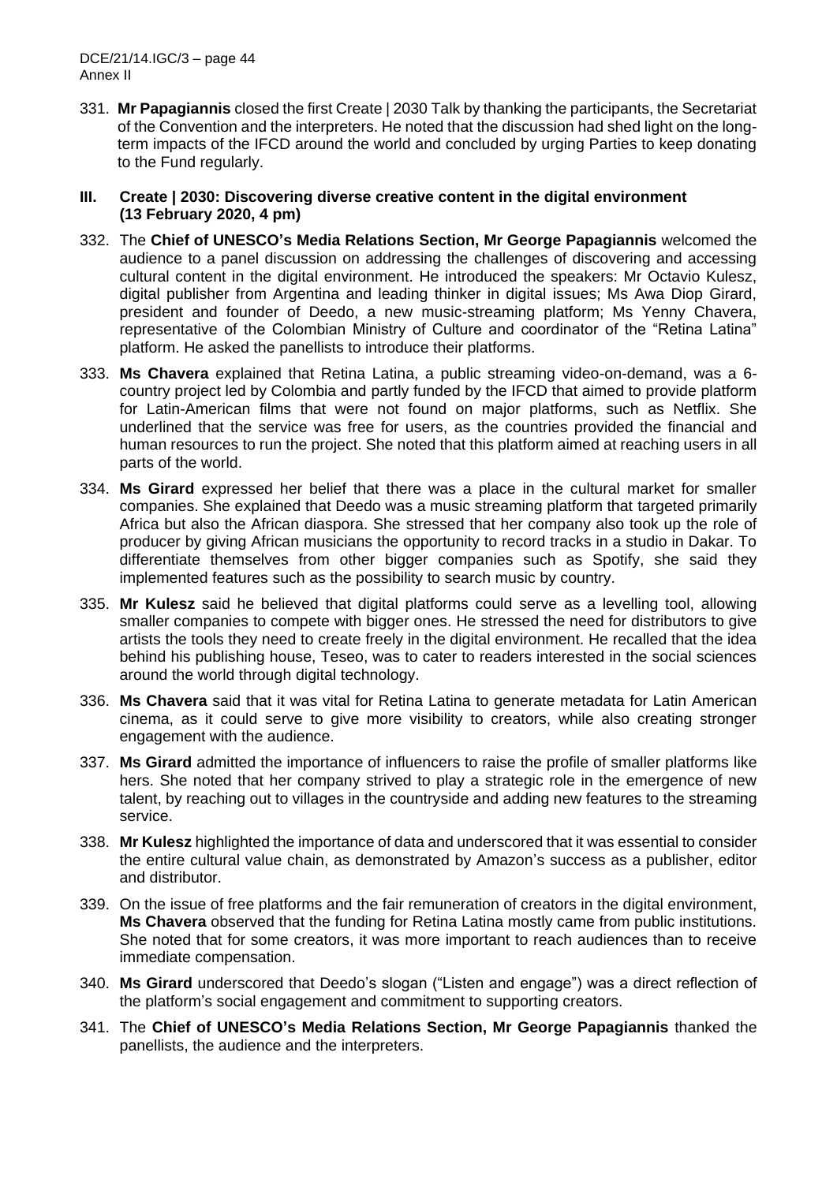331. **Mr Papagiannis** closed the first Create | 2030 Talk by thanking the participants, the Secretariat of the Convention and the interpreters. He noted that the discussion had shed light on the long-term impacts of the IFCD around the world and concluded by urging Parties to keep donating to the Fund regularly.

## III. Create | 2030: Discovering diverse creative content in the digital environment (13 February 2020, 4 pm)

332. The **Chief of UNESCO's Media Relations Section, Mr George Papagiannis** welcomed the audience to a panel discussion on addressing the challenges of discovering and accessing cultural content in the digital environment. He introduced the speakers: Mr Octavio Kulesz, digital publisher from Argentina and leading thinker in digital issues; Ms Awa Diop Girard, president and founder of Deedo, a new music-streaming platform; Ms Yenny Chavera, representative of the Colombian Ministry of Culture and coordinator of the "Retina Latina" platform. He asked the panellists to introduce their platforms.

333. **Ms Chavera** explained that Retina Latina, a public streaming video-on-demand, was a 6-country project led by Colombia and partly funded by the IFCD that aimed to provide platform for Latin-American films that were not found on major platforms, such as Netflix. She underlined that the service was free for users, as the countries provided the financial and human resources to run the project. She noted that this platform aimed at reaching users in all parts of the world.

334. **Ms Girard** expressed her belief that there was a place in the cultural market for smaller companies. She explained that Deedo was a music streaming platform that targeted primarily Africa but also the African diaspora. She stressed that her company also took up the role of producer by giving African musicians the opportunity to record tracks in a studio in Dakar. To differentiate themselves from other bigger companies such as Spotify, she said they implemented features such as the possibility to search music by country.

335. **Mr Kulesz** said he believed that digital platforms could serve as a levelling tool, allowing smaller companies to compete with bigger ones. He stressed the need for distributors to give artists the tools they need to create freely in the digital environment. He recalled that the idea behind his publishing house, Teseo, was to cater to readers interested in the social sciences around the world through digital technology.

336. **Ms Chavera** said that it was vital for Retina Latina to generate metadata for Latin American cinema, as it could serve to give more visibility to creators, while also creating stronger engagement with the audience.

337. **Ms Girard** admitted the importance of influencers to raise the profile of smaller platforms like hers. She noted that her company strived to play a strategic role in the emergence of new talent, by reaching out to villages in the countryside and adding new features to the streaming service.

338. **Mr Kulesz** highlighted the importance of data and underscored that it was essential to consider the entire cultural value chain, as demonstrated by Amazon's success as a publisher, editor and distributor.

339. On the issue of free platforms and the fair remuneration of creators in the digital environment, **Ms Chavera** observed that the funding for Retina Latina mostly came from public institutions. She noted that for some creators, it was more important to reach audiences than to receive immediate compensation.

340. **Ms Girard** underscored that Deedo's slogan ("Listen and engage") was a direct reflection of the platform's social engagement and commitment to supporting creators.

341. The **Chief of UNESCO's Media Relations Section, Mr George Papagiannis** thanked the panellists, the audience and the interpreters.